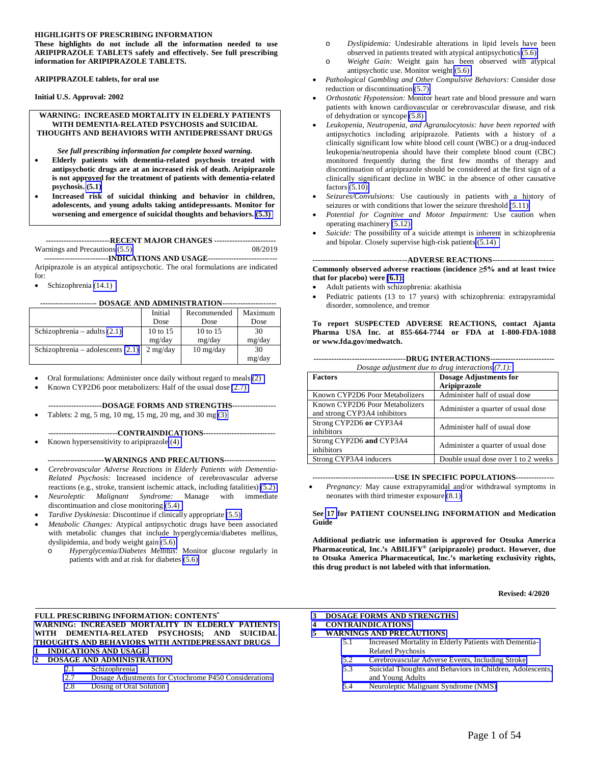**HIGHLIGHTS OF PRESCRIBING INFORMATION**

**These highlights do not include all the information needed to use ARIPIPRAZOLE TABLETS safely and effectively. See full prescribing information for ARIPIPRAZOLE TABLETS.**

**ARIPIPRAZOLE tablets, for oral use**

**Initial U.S. Approval: 2002**

**WARNING: INCREASED MORTALITY IN ELDERLY PATIENTS WITH DEMENTIA-RELATED PSYCHOSIS and SUICIDAL THOUGHTS AND BEHAVIORS WITH ANTIDEPRESSANT DRUGS**

***See full prescribing information for complete boxed warning.***

- **Elderly patients with dementia-related psychosis treated with antipsychotic drugs are at an increased risk of death. Aripiprazole is not approved for the treatment of patients with dementia-related psychosis. (5.1)**
- **Increased risk of suicidal thinking and behavior in children, adolescents, and young adults taking antidepressants. Monitor for worsening and emergence of suicidal thoughts and behaviors. (5.3)**

**RECENT MAJOR CHANGES**

Warnings and Precautions (5.5) 08/2019

**INDICATIONS AND USAGE**

Aripiprazole is an atypical antipsychotic. The oral formulations are indicated for:

- Schizophrenia (14.1)

**DOSAGE AND ADMINISTRATION**

| | Initial Dose | Recommended Dose | Maximum Dose |
|---|---|---|---|
| Schizophrenia – adults (2.1) | 10 to 15 mg/day | 10 to 15 mg/day | 30 mg/day |
| Schizophrenia – adolescents (2.1) | 2 mg/day | 10 mg/day | 30 mg/day |

- Oral formulations: Administer once daily without regard to meals (2)
- Known CYP2D6 poor metabolizers: Half of the usual dose (2.7)

**DOSAGE FORMS AND STRENGTHS**

- Tablets: 2 mg, 5 mg, 10 mg, 15 mg, 20 mg, and 30 mg (3)

**CONTRAINDICATIONS**

- Known hypersensitivity to aripiprazole (4)

**WARNINGS AND PRECAUTIONS**

- *Cerebrovascular Adverse Reactions in Elderly Patients with Dementia-Related Psychosis:* Increased incidence of cerebrovascular adverse reactions (e.g., stroke, transient ischemic attack, including fatalities) (5.2)
- *Neuroleptic Malignant Syndrome:* Manage with immediate discontinuation and close monitoring (5.4)
- *Tardive Dyskinesia:* Discontinue if clinically appropriate (5.5)
- *Metabolic Changes:* Atypical antipsychotic drugs have been associated with metabolic changes that include hyperglycemia/diabetes mellitus, dyslipidemia, and body weight gain (5.6)
  - *Hyperglycemia/Diabetes Mellitus:* Monitor glucose regularly in patients with and at risk for diabetes (5.6)
  - *Dyslipidemia:* Undesirable alterations in lipid levels have been observed in patients treated with atypical antipsychotics (5.6)
  - *Weight Gain:* Weight gain has been observed with atypical antipsychotic use. Monitor weight (5.6)
- *Pathological Gambling and Other Compulsive Behaviors:* Consider dose reduction or discontinuation (5.7)
- *Orthostatic Hypotension:* Monitor heart rate and blood pressure and warn patients with known cardiovascular or cerebrovascular disease, and risk of dehydration or syncope (5.8)
- *Leukopenia, Neutropenia, and Agranulocytosis: have been reported with* antipsychotics including aripiprazole. Patients with a history of a clinically significant low white blood cell count (WBC) or a drug-induced leukopenia/neutropenia should have their complete blood count (CBC) monitored frequently during the first few months of therapy and discontinuation of aripiprazole should be considered at the first sign of a clinically significant decline in WBC in the absence of other causative factors (5.10)
- *Seizures/Convulsions:* Use cautiously in patients with a history of seizures or with conditions that lower the seizure threshold (5.11)
- *Potential for Cognitive and Motor Impairment:* Use caution when operating machinery (5.12)
- *Suicide:* The possibility of a suicide attempt is inherent in schizophrenia and bipolar. Closely supervise high-risk patients (5.14)

**ADVERSE REACTIONS**

**Commonly observed adverse reactions (incidence ≥5% and at least twice that for placebo) were (6.1):**

- Adult patients with schizophrenia: akathisia
- Pediatric patients (13 to 17 years) with schizophrenia: extrapyramidal disorder, somnolence, and tremor

**To report SUSPECTED ADVERSE REACTIONS, contact Ajanta Pharma USA Inc. at 855-664-7744 or FDA at 1-800-FDA-1088 or www.fda.gov/medwatch.**

**DRUG INTERACTIONS**

*Dosage adjustment due to drug interactions (7.1):*

| **Factors** | **Dosage Adjustments for Aripiprazole** |
|---|---|
| Known CYP2D6 Poor Metabolizers | Administer half of usual dose |
| Known CYP2D6 Poor Metabolizers and strong CYP3A4 inhibitors | Administer a quarter of usual dose |
| Strong CYP2D6 **or** CYP3A4 inhibitors | Administer half of usual dose |
| Strong CYP2D6 **and** CYP3A4 inhibitors | Administer a quarter of usual dose |
| Strong CYP3A4 inducers | Double usual dose over 1 to 2 weeks |

**USE IN SPECIFIC POPULATIONS**

- *Pregnancy:* May cause extrapyramidal and/or withdrawal symptoms in neonates with third trimester exposure (8.1)

**See 17 for PATIENT COUNSELING INFORMATION and Medication Guide**

**Additional pediatric use information is approved for Otsuka America Pharmaceutical, Inc.'s ABILIFY® (aripiprazole) product. However, due to Otsuka America Pharmaceutical, Inc.'s marketing exclusivity rights, this drug product is not labeled with that information.**

**Revised: 4/2020**

**FULL PRESCRIBING INFORMATION: CONTENTS***

**WARNING: INCREASED MORTALITY IN ELDERLY PATIENTS WITH DEMENTIA-RELATED PSYCHOSIS; AND SUICIDAL THOUGHTS AND BEHAVIORS WITH ANTIDEPRESSANT DRUGS**

**1 INDICATIONS AND USAGE**

**2 DOSAGE AND ADMINISTRATION**

- 2.1 Schizophrenia
- 2.7 Dosage Adjustments for Cytochrome P450 Considerations
- 2.8 Dosing of Oral Solution

**3 DOSAGE FORMS AND STRENGTHS**

**4 CONTRAINDICATIONS**

**5 WARNINGS AND PRECAUTIONS**

- 5.1 Increased Mortality in Elderly Patients with Dementia-Related Psychosis
- 5.2 Cerebrovascular Adverse Events, Including Stroke
- 5.3 Suicidal Thoughts and Behaviors in Children, Adolescents, and Young Adults
- 5.4 Neuroleptic Malignant Syndrome (NMS)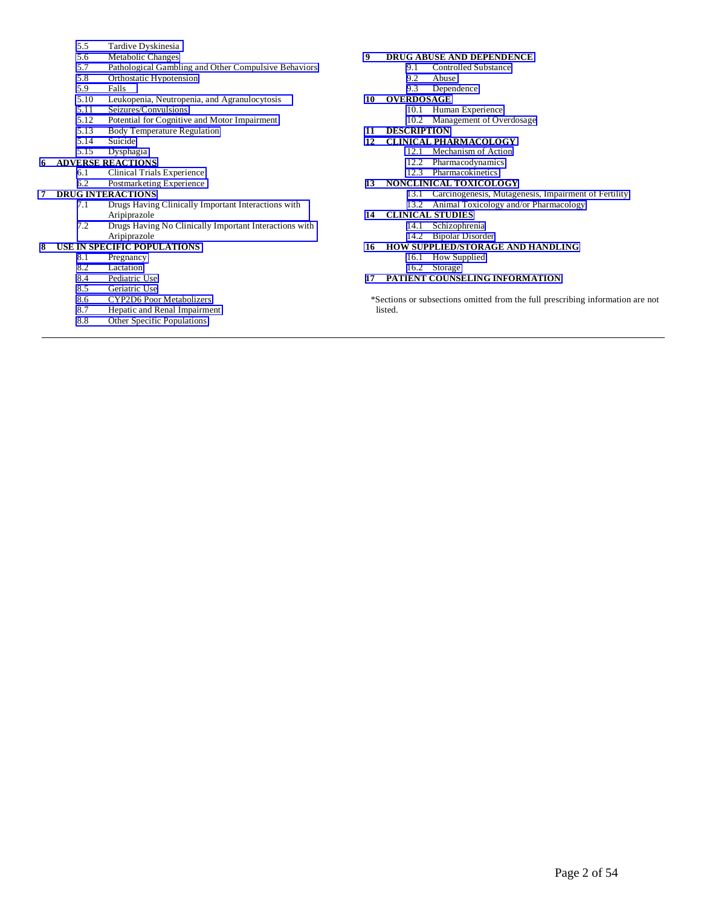- 5.5 Tardive Dyskinesia
- 5.6 Metabolic Changes
- 5.7 Pathological Gambling and Other Compulsive Behaviors
- 5.8 Orthostatic Hypotension
- 5.9 Falls
- 5.10 Leukopenia, Neutropenia, and Agranulocytosis
- 5.11 Seizures/Convulsions
- 5.12 Potential for Cognitive and Motor Impairment
- 5.13 Body Temperature Regulation
- 5.14 Suicide
- 5.15 Dysphagia

**6 ADVERSE REACTIONS**

- 6.1 Clinical Trials Experience
- 6.2 Postmarketing Experience

**7 DRUG INTERACTIONS**

- 7.1 Drugs Having Clinically Important Interactions with Aripiprazole
- 7.2 Drugs Having No Clinically Important Interactions with Aripiprazole

**8 USE IN SPECIFIC POPULATIONS**

- 8.1 Pregnancy
- 8.2 Lactation
- 8.4 Pediatric Use
- 8.5 Geriatric Use
- 8.6 CYP2D6 Poor Metabolizers
- 8.7 Hepatic and Renal Impairment
- 8.8 Other Specific Populations

**9 DRUG ABUSE AND DEPENDENCE**

- 9.1 Controlled Substance
- 9.2 Abuse
- 9.3 Dependence

**10 OVERDOSAGE**

- 10.1 Human Experience
- 10.2 Management of Overdosage

**11 DESCRIPTION**

**12 CLINICAL PHARMACOLOGY**

- 12.1 Mechanism of Action
- 12.2 Pharmacodynamics
- 12.3 Pharmacokinetics

**13 NONCLINICAL TOXICOLOGY**

- 13.1 Carcinogenesis, Mutagenesis, Impairment of Fertility
- 13.2 Animal Toxicology and/or Pharmacology

**14 CLINICAL STUDIES**

- 14.1 Schizophrenia
- 14.2 Bipolar Disorder

**16 HOW SUPPLIED/STORAGE AND HANDLING**

- 16.1 How Supplied
- 16.2 Storage

**17 PATIENT COUNSELING INFORMATION**

*Sections or subsections omitted from the full prescribing information are not listed.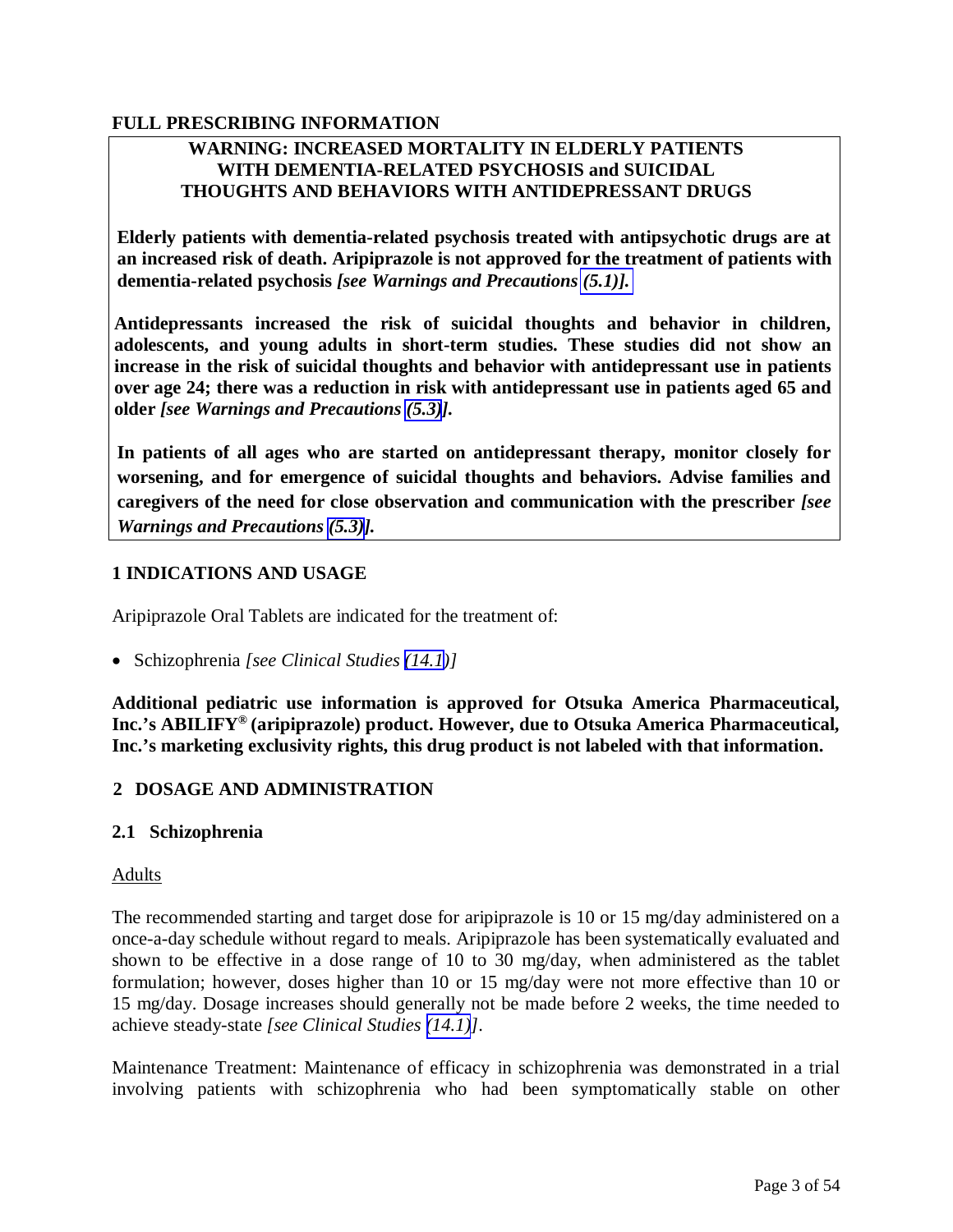# FULL PRESCRIBING INFORMATION

**WARNING: INCREASED MORTALITY IN ELDERLY PATIENTS WITH DEMENTIA-RELATED PSYCHOSIS and SUICIDAL THOUGHTS AND BEHAVIORS WITH ANTIDEPRESSANT DRUGS**

**Elderly patients with dementia-related psychosis treated with antipsychotic drugs are at an increased risk of death. Aripiprazole is not approved for the treatment of patients with dementia-related psychosis *[see Warnings and Precautions (5.1)].***

**Antidepressants increased the risk of suicidal thoughts and behavior in children, adolescents, and young adults in short-term studies. These studies did not show an increase in the risk of suicidal thoughts and behavior with antidepressant use in patients over age 24; there was a reduction in risk with antidepressant use in patients aged 65 and older *[see Warnings and Precautions (5.3)]*.**

**In patients of all ages who are started on antidepressant therapy, monitor closely for worsening, and for emergence of suicidal thoughts and behaviors. Advise families and caregivers of the need for close observation and communication with the prescriber *[see Warnings and Precautions (5.3)]*.**

## 1 INDICATIONS AND USAGE

Aripiprazole Oral Tablets are indicated for the treatment of:

- Schizophrenia *[see Clinical Studies (14.1)]*

**Additional pediatric use information is approved for Otsuka America Pharmaceutical, Inc.'s ABILIFY® (aripiprazole) product. However, due to Otsuka America Pharmaceutical, Inc.'s marketing exclusivity rights, this drug product is not labeled with that information.**

## 2 DOSAGE AND ADMINISTRATION

### 2.1 Schizophrenia

Adults

The recommended starting and target dose for aripiprazole is 10 or 15 mg/day administered on a once-a-day schedule without regard to meals. Aripiprazole has been systematically evaluated and shown to be effective in a dose range of 10 to 30 mg/day, when administered as the tablet formulation; however, doses higher than 10 or 15 mg/day were not more effective than 10 or 15 mg/day. Dosage increases should generally not be made before 2 weeks, the time needed to achieve steady-state *[see Clinical Studies (14.1)]*.

Maintenance Treatment: Maintenance of efficacy in schizophrenia was demonstrated in a trial involving patients with schizophrenia who had been symptomatically stable on other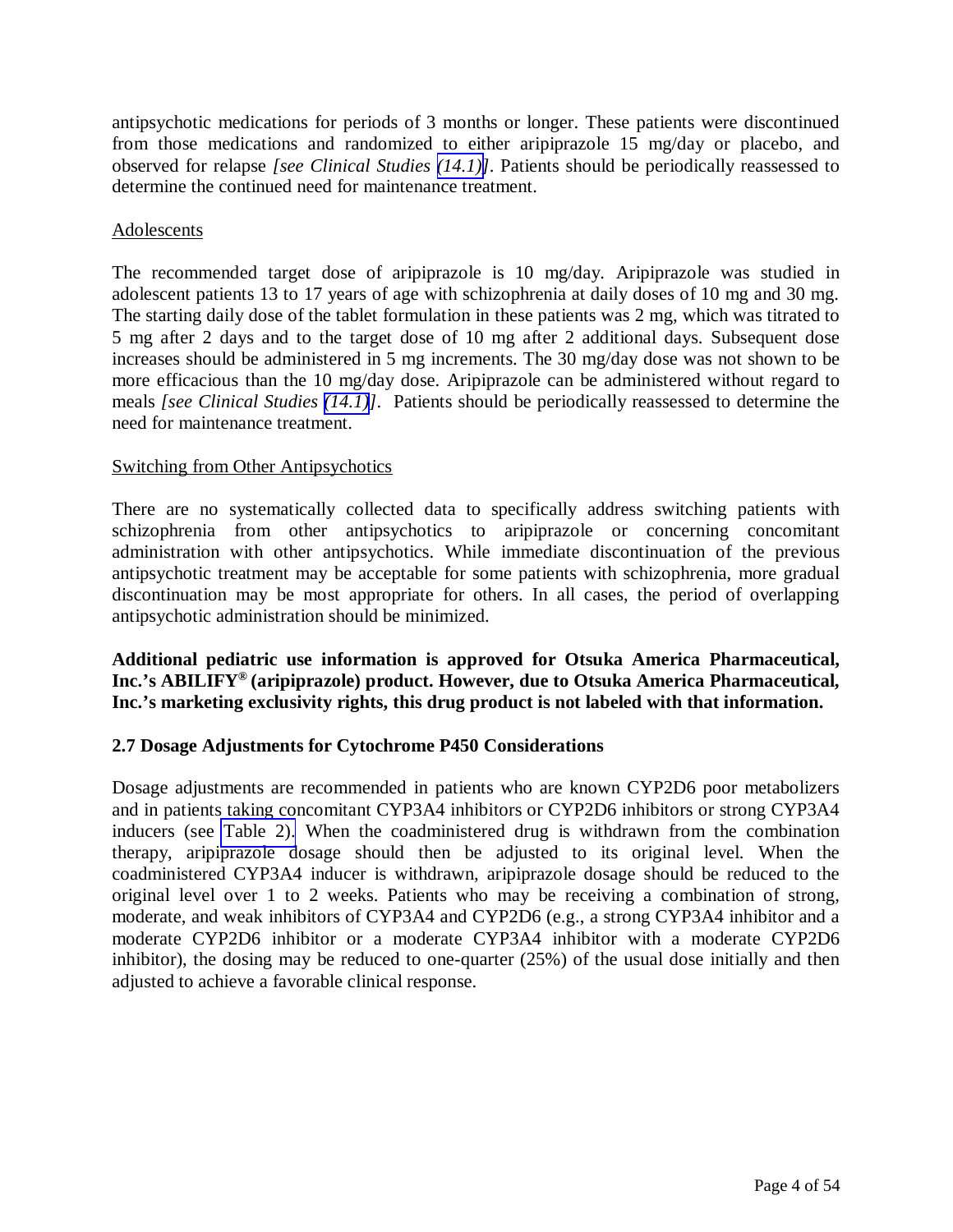antipsychotic medications for periods of 3 months or longer. These patients were discontinued from those medications and randomized to either aripiprazole 15 mg/day or placebo, and observed for relapse *[see Clinical Studies (14.1)]*. Patients should be periodically reassessed to determine the continued need for maintenance treatment.

Adolescents

The recommended target dose of aripiprazole is 10 mg/day. Aripiprazole was studied in adolescent patients 13 to 17 years of age with schizophrenia at daily doses of 10 mg and 30 mg. The starting daily dose of the tablet formulation in these patients was 2 mg, which was titrated to 5 mg after 2 days and to the target dose of 10 mg after 2 additional days. Subsequent dose increases should be administered in 5 mg increments. The 30 mg/day dose was not shown to be more efficacious than the 10 mg/day dose. Aripiprazole can be administered without regard to meals *[see Clinical Studies (14.1)]*. Patients should be periodically reassessed to determine the need for maintenance treatment.

Switching from Other Antipsychotics

There are no systematically collected data to specifically address switching patients with schizophrenia from other antipsychotics to aripiprazole or concerning concomitant administration with other antipsychotics. While immediate discontinuation of the previous antipsychotic treatment may be acceptable for some patients with schizophrenia, more gradual discontinuation may be most appropriate for others. In all cases, the period of overlapping antipsychotic administration should be minimized.

**Additional pediatric use information is approved for Otsuka America Pharmaceutical, Inc.'s ABILIFY® (aripiprazole) product. However, due to Otsuka America Pharmaceutical, Inc.'s marketing exclusivity rights, this drug product is not labeled with that information.**

### 2.7 Dosage Adjustments for Cytochrome P450 Considerations

Dosage adjustments are recommended in patients who are known CYP2D6 poor metabolizers and in patients taking concomitant CYP3A4 inhibitors or CYP2D6 inhibitors or strong CYP3A4 inducers (see Table 2). When the coadministered drug is withdrawn from the combination therapy, aripiprazole dosage should then be adjusted to its original level. When the coadministered CYP3A4 inducer is withdrawn, aripiprazole dosage should be reduced to the original level over 1 to 2 weeks. Patients who may be receiving a combination of strong, moderate, and weak inhibitors of CYP3A4 and CYP2D6 (e.g., a strong CYP3A4 inhibitor and a moderate CYP2D6 inhibitor or a moderate CYP3A4 inhibitor with a moderate CYP2D6 inhibitor), the dosing may be reduced to one-quarter (25%) of the usual dose initially and then adjusted to achieve a favorable clinical response.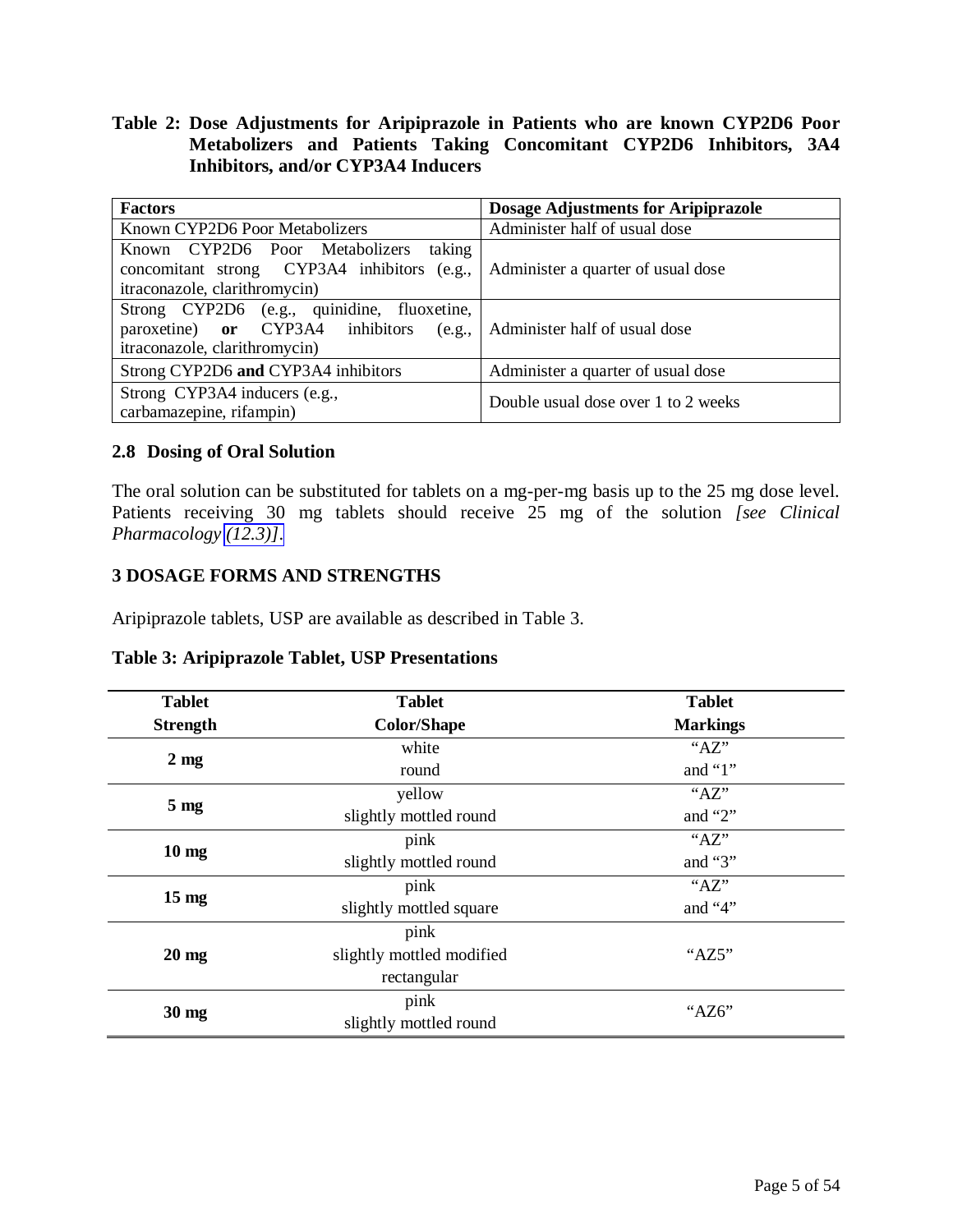**Table 2: Dose Adjustments for Aripiprazole in Patients who are known CYP2D6 Poor Metabolizers and Patients Taking Concomitant CYP2D6 Inhibitors, 3A4 Inhibitors, and/or CYP3A4 Inducers**

| **Factors** | **Dosage Adjustments for Aripiprazole** |
|---|---|
| Known CYP2D6 Poor Metabolizers | Administer half of usual dose |
| Known CYP2D6 Poor Metabolizers taking concomitant strong CYP3A4 inhibitors (e.g., itraconazole, clarithromycin) | Administer a quarter of usual dose |
| Strong CYP2D6 (e.g., quinidine, fluoxetine, paroxetine) **or** CYP3A4 inhibitors (e.g., itraconazole, clarithromycin) | Administer half of usual dose |
| Strong CYP2D6 **and** CYP3A4 inhibitors | Administer a quarter of usual dose |
| Strong CYP3A4 inducers (e.g., carbamazepine, rifampin) | Double usual dose over 1 to 2 weeks |

## 2.8 Dosing of Oral Solution

The oral solution can be substituted for tablets on a mg-per-mg basis up to the 25 mg dose level. Patients receiving 30 mg tablets should receive 25 mg of the solution *[see Clinical Pharmacology (12.3)]*.

# 3 DOSAGE FORMS AND STRENGTHS

Aripiprazole tablets, USP are available as described in Table 3.

**Table 3: Aripiprazole Tablet, USP Presentations**

| **Tablet Strength** | **Tablet Color/Shape** | **Tablet Markings** |
|---|---|---|
| **2 mg** | white round | "AZ" and "1" |
| **5 mg** | yellow slightly mottled round | "AZ" and "2" |
| **10 mg** | pink slightly mottled round | "AZ" and "3" |
| **15 mg** | pink slightly mottled square | "AZ" and "4" |
| **20 mg** | pink slightly mottled modified rectangular | "AZ5" |
| **30 mg** | pink slightly mottled round | "AZ6" |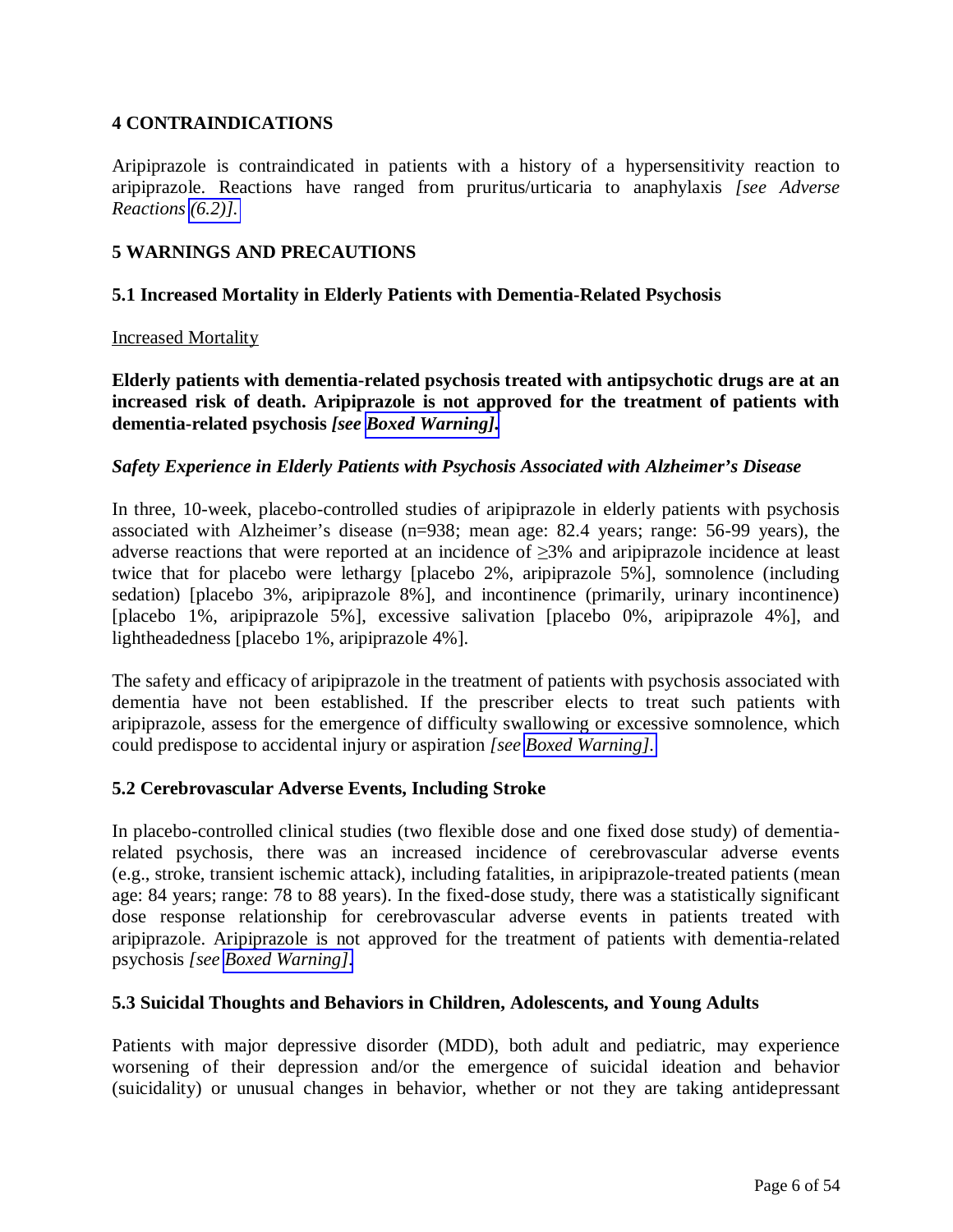## 4 CONTRAINDICATIONS

Aripiprazole is contraindicated in patients with a history of a hypersensitivity reaction to aripiprazole. Reactions have ranged from pruritus/urticaria to anaphylaxis *[see Adverse Reactions (6.2)].*

## 5 WARNINGS AND PRECAUTIONS

### 5.1 Increased Mortality in Elderly Patients with Dementia-Related Psychosis

Increased Mortality

**Elderly patients with dementia-related psychosis treated with antipsychotic drugs are at an increased risk of death. Aripiprazole is not approved for the treatment of patients with dementia-related psychosis *[see Boxed Warning].***

***Safety Experience in Elderly Patients with Psychosis Associated with Alzheimer's Disease***

In three, 10-week, placebo-controlled studies of aripiprazole in elderly patients with psychosis associated with Alzheimer's disease (n=938; mean age: 82.4 years; range: 56-99 years), the adverse reactions that were reported at an incidence of ≥3% and aripiprazole incidence at least twice that for placebo were lethargy [placebo 2%, aripiprazole 5%], somnolence (including sedation) [placebo 3%, aripiprazole 8%], and incontinence (primarily, urinary incontinence) [placebo 1%, aripiprazole 5%], excessive salivation [placebo 0%, aripiprazole 4%], and lightheadedness [placebo 1%, aripiprazole 4%].

The safety and efficacy of aripiprazole in the treatment of patients with psychosis associated with dementia have not been established. If the prescriber elects to treat such patients with aripiprazole, assess for the emergence of difficulty swallowing or excessive somnolence, which could predispose to accidental injury or aspiration *[see Boxed Warning].*

### 5.2 Cerebrovascular Adverse Events, Including Stroke

In placebo-controlled clinical studies (two flexible dose and one fixed dose study) of dementia-related psychosis, there was an increased incidence of cerebrovascular adverse events (e.g., stroke, transient ischemic attack), including fatalities, in aripiprazole-treated patients (mean age: 84 years; range: 78 to 88 years). In the fixed-dose study, there was a statistically significant dose response relationship for cerebrovascular adverse events in patients treated with aripiprazole. Aripiprazole is not approved for the treatment of patients with dementia-related psychosis *[see Boxed Warning].*

### 5.3 Suicidal Thoughts and Behaviors in Children, Adolescents, and Young Adults

Patients with major depressive disorder (MDD), both adult and pediatric, may experience worsening of their depression and/or the emergence of suicidal ideation and behavior (suicidality) or unusual changes in behavior, whether or not they are taking antidepressant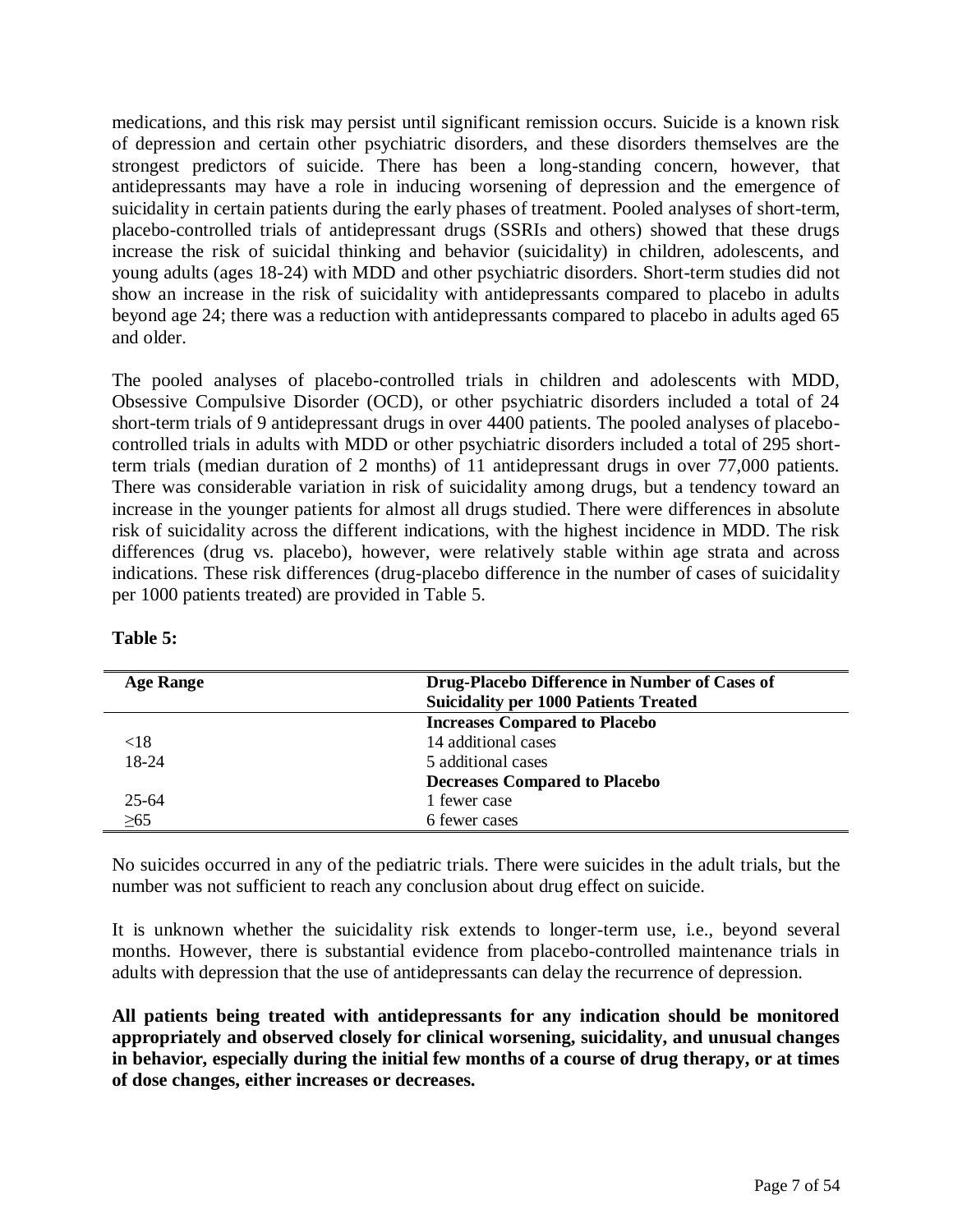medications, and this risk may persist until significant remission occurs. Suicide is a known risk of depression and certain other psychiatric disorders, and these disorders themselves are the strongest predictors of suicide. There has been a long-standing concern, however, that antidepressants may have a role in inducing worsening of depression and the emergence of suicidality in certain patients during the early phases of treatment. Pooled analyses of short-term, placebo-controlled trials of antidepressant drugs (SSRIs and others) showed that these drugs increase the risk of suicidal thinking and behavior (suicidality) in children, adolescents, and young adults (ages 18-24) with MDD and other psychiatric disorders. Short-term studies did not show an increase in the risk of suicidality with antidepressants compared to placebo in adults beyond age 24; there was a reduction with antidepressants compared to placebo in adults aged 65 and older.

The pooled analyses of placebo-controlled trials in children and adolescents with MDD, Obsessive Compulsive Disorder (OCD), or other psychiatric disorders included a total of 24 short-term trials of 9 antidepressant drugs in over 4400 patients. The pooled analyses of placebo-controlled trials in adults with MDD or other psychiatric disorders included a total of 295 short-term trials (median duration of 2 months) of 11 antidepressant drugs in over 77,000 patients. There was considerable variation in risk of suicidality among drugs, but a tendency toward an increase in the younger patients for almost all drugs studied. There were differences in absolute risk of suicidality across the different indications, with the highest incidence in MDD. The risk differences (drug vs. placebo), however, were relatively stable within age strata and across indications. These risk differences (drug-placebo difference in the number of cases of suicidality per 1000 patients treated) are provided in Table 5.

**Table 5:**

| Age Range | Drug-Placebo Difference in Number of Cases of Suicidality per 1000 Patients Treated |
|---|---|
| | **Increases Compared to Placebo** |
| <18 | 14 additional cases |
| 18-24 | 5 additional cases |
| | **Decreases Compared to Placebo** |
| 25-64 | 1 fewer case |
| ≥65 | 6 fewer cases |

No suicides occurred in any of the pediatric trials. There were suicides in the adult trials, but the number was not sufficient to reach any conclusion about drug effect on suicide.

It is unknown whether the suicidality risk extends to longer-term use, i.e., beyond several months. However, there is substantial evidence from placebo-controlled maintenance trials in adults with depression that the use of antidepressants can delay the recurrence of depression.

**All patients being treated with antidepressants for any indication should be monitored appropriately and observed closely for clinical worsening, suicidality, and unusual changes in behavior, especially during the initial few months of a course of drug therapy, or at times of dose changes, either increases or decreases.**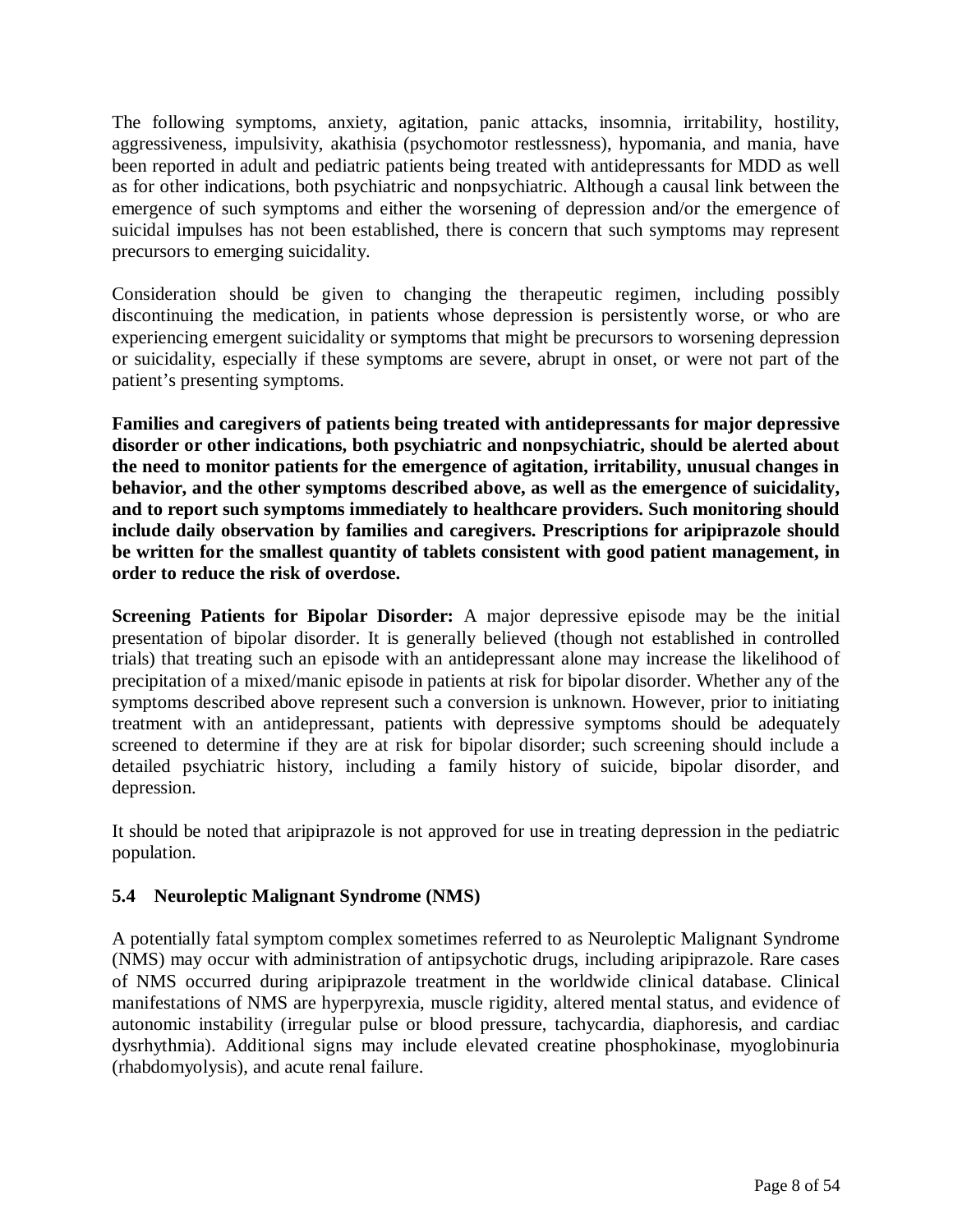The following symptoms, anxiety, agitation, panic attacks, insomnia, irritability, hostility, aggressiveness, impulsivity, akathisia (psychomotor restlessness), hypomania, and mania, have been reported in adult and pediatric patients being treated with antidepressants for MDD as well as for other indications, both psychiatric and nonpsychiatric. Although a causal link between the emergence of such symptoms and either the worsening of depression and/or the emergence of suicidal impulses has not been established, there is concern that such symptoms may represent precursors to emerging suicidality.

Consideration should be given to changing the therapeutic regimen, including possibly discontinuing the medication, in patients whose depression is persistently worse, or who are experiencing emergent suicidality or symptoms that might be precursors to worsening depression or suicidality, especially if these symptoms are severe, abrupt in onset, or were not part of the patient's presenting symptoms.

**Families and caregivers of patients being treated with antidepressants for major depressive disorder or other indications, both psychiatric and nonpsychiatric, should be alerted about the need to monitor patients for the emergence of agitation, irritability, unusual changes in behavior, and the other symptoms described above, as well as the emergence of suicidality, and to report such symptoms immediately to healthcare providers. Such monitoring should include daily observation by families and caregivers. Prescriptions for aripiprazole should be written for the smallest quantity of tablets consistent with good patient management, in order to reduce the risk of overdose.**

**Screening Patients for Bipolar Disorder:** A major depressive episode may be the initial presentation of bipolar disorder. It is generally believed (though not established in controlled trials) that treating such an episode with an antidepressant alone may increase the likelihood of precipitation of a mixed/manic episode in patients at risk for bipolar disorder. Whether any of the symptoms described above represent such a conversion is unknown. However, prior to initiating treatment with an antidepressant, patients with depressive symptoms should be adequately screened to determine if they are at risk for bipolar disorder; such screening should include a detailed psychiatric history, including a family history of suicide, bipolar disorder, and depression.

It should be noted that aripiprazole is not approved for use in treating depression in the pediatric population.

### 5.4 Neuroleptic Malignant Syndrome (NMS)

A potentially fatal symptom complex sometimes referred to as Neuroleptic Malignant Syndrome (NMS) may occur with administration of antipsychotic drugs, including aripiprazole. Rare cases of NMS occurred during aripiprazole treatment in the worldwide clinical database. Clinical manifestations of NMS are hyperpyrexia, muscle rigidity, altered mental status, and evidence of autonomic instability (irregular pulse or blood pressure, tachycardia, diaphoresis, and cardiac dysrhythmia). Additional signs may include elevated creatine phosphokinase, myoglobinuria (rhabdomyolysis), and acute renal failure.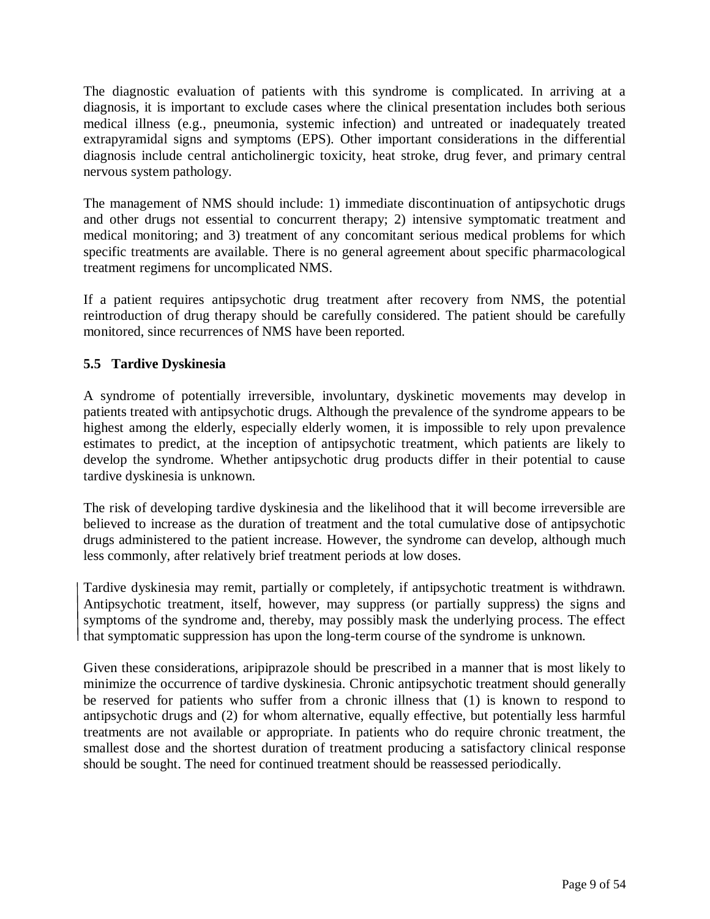The diagnostic evaluation of patients with this syndrome is complicated. In arriving at a diagnosis, it is important to exclude cases where the clinical presentation includes both serious medical illness (e.g., pneumonia, systemic infection) and untreated or inadequately treated extrapyramidal signs and symptoms (EPS). Other important considerations in the differential diagnosis include central anticholinergic toxicity, heat stroke, drug fever, and primary central nervous system pathology.

The management of NMS should include: 1) immediate discontinuation of antipsychotic drugs and other drugs not essential to concurrent therapy; 2) intensive symptomatic treatment and medical monitoring; and 3) treatment of any concomitant serious medical problems for which specific treatments are available. There is no general agreement about specific pharmacological treatment regimens for uncomplicated NMS.

If a patient requires antipsychotic drug treatment after recovery from NMS, the potential reintroduction of drug therapy should be carefully considered. The patient should be carefully monitored, since recurrences of NMS have been reported.

### 5.5 Tardive Dyskinesia

A syndrome of potentially irreversible, involuntary, dyskinetic movements may develop in patients treated with antipsychotic drugs. Although the prevalence of the syndrome appears to be highest among the elderly, especially elderly women, it is impossible to rely upon prevalence estimates to predict, at the inception of antipsychotic treatment, which patients are likely to develop the syndrome. Whether antipsychotic drug products differ in their potential to cause tardive dyskinesia is unknown.

The risk of developing tardive dyskinesia and the likelihood that it will become irreversible are believed to increase as the duration of treatment and the total cumulative dose of antipsychotic drugs administered to the patient increase. However, the syndrome can develop, although much less commonly, after relatively brief treatment periods at low doses.

Tardive dyskinesia may remit, partially or completely, if antipsychotic treatment is withdrawn. Antipsychotic treatment, itself, however, may suppress (or partially suppress) the signs and symptoms of the syndrome and, thereby, may possibly mask the underlying process. The effect that symptomatic suppression has upon the long-term course of the syndrome is unknown.

Given these considerations, aripiprazole should be prescribed in a manner that is most likely to minimize the occurrence of tardive dyskinesia. Chronic antipsychotic treatment should generally be reserved for patients who suffer from a chronic illness that (1) is known to respond to antipsychotic drugs and (2) for whom alternative, equally effective, but potentially less harmful treatments are not available or appropriate. In patients who do require chronic treatment, the smallest dose and the shortest duration of treatment producing a satisfactory clinical response should be sought. The need for continued treatment should be reassessed periodically.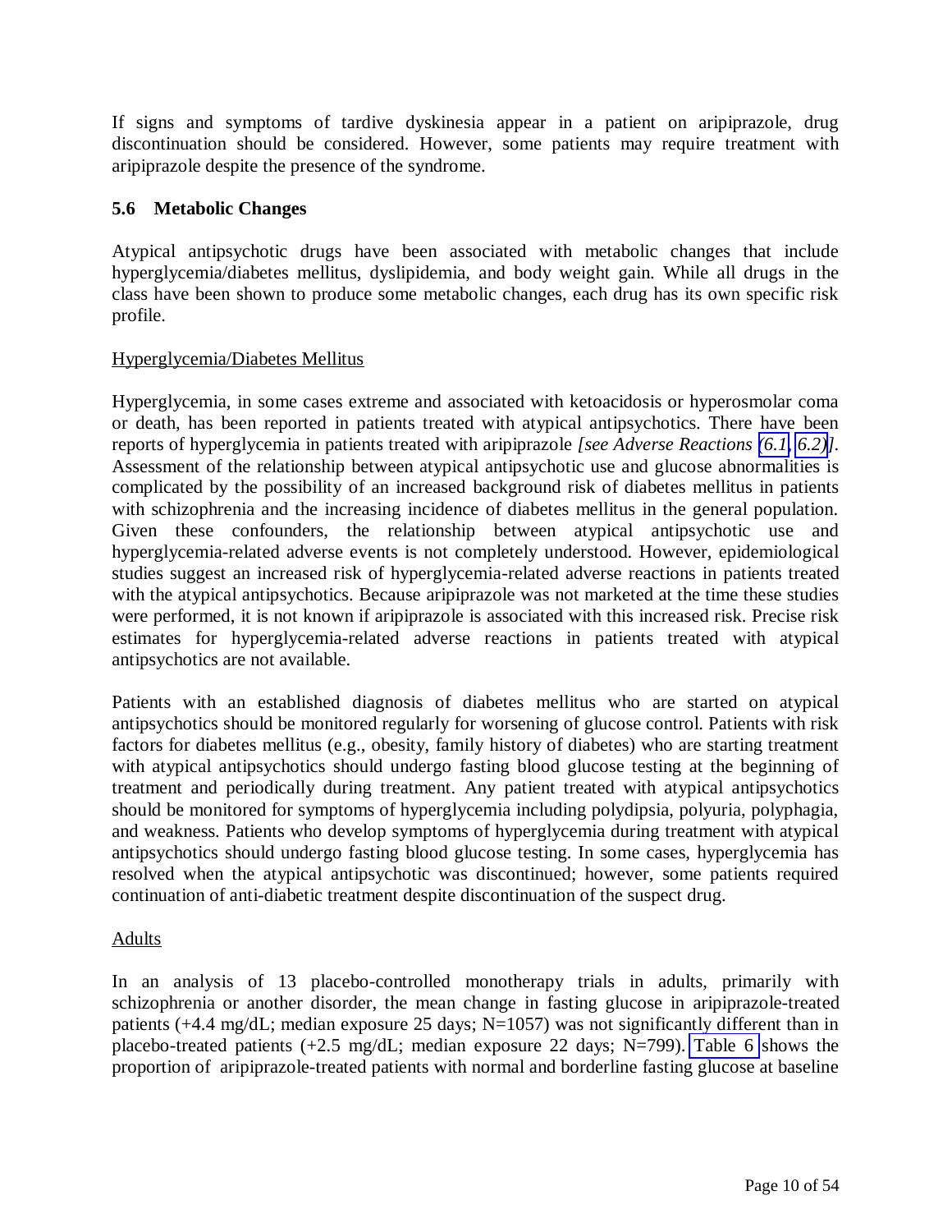If signs and symptoms of tardive dyskinesia appear in a patient on aripiprazole, drug discontinuation should be considered. However, some patients may require treatment with aripiprazole despite the presence of the syndrome.

## 5.6 Metabolic Changes

Atypical antipsychotic drugs have been associated with metabolic changes that include hyperglycemia/diabetes mellitus, dyslipidemia, and body weight gain. While all drugs in the class have been shown to produce some metabolic changes, each drug has its own specific risk profile.

Hyperglycemia/Diabetes Mellitus

Hyperglycemia, in some cases extreme and associated with ketoacidosis or hyperosmolar coma or death, has been reported in patients treated with atypical antipsychotics. There have been reports of hyperglycemia in patients treated with aripiprazole *[see Adverse Reactions (6.1, 6.2)]*. Assessment of the relationship between atypical antipsychotic use and glucose abnormalities is complicated by the possibility of an increased background risk of diabetes mellitus in patients with schizophrenia and the increasing incidence of diabetes mellitus in the general population. Given these confounders, the relationship between atypical antipsychotic use and hyperglycemia-related adverse events is not completely understood. However, epidemiological studies suggest an increased risk of hyperglycemia-related adverse reactions in patients treated with the atypical antipsychotics. Because aripiprazole was not marketed at the time these studies were performed, it is not known if aripiprazole is associated with this increased risk. Precise risk estimates for hyperglycemia-related adverse reactions in patients treated with atypical antipsychotics are not available.

Patients with an established diagnosis of diabetes mellitus who are started on atypical antipsychotics should be monitored regularly for worsening of glucose control. Patients with risk factors for diabetes mellitus (e.g., obesity, family history of diabetes) who are starting treatment with atypical antipsychotics should undergo fasting blood glucose testing at the beginning of treatment and periodically during treatment. Any patient treated with atypical antipsychotics should be monitored for symptoms of hyperglycemia including polydipsia, polyuria, polyphagia, and weakness. Patients who develop symptoms of hyperglycemia during treatment with atypical antipsychotics should undergo fasting blood glucose testing. In some cases, hyperglycemia has resolved when the atypical antipsychotic was discontinued; however, some patients required continuation of anti-diabetic treatment despite discontinuation of the suspect drug.

Adults

In an analysis of 13 placebo-controlled monotherapy trials in adults, primarily with schizophrenia or another disorder, the mean change in fasting glucose in aripiprazole-treated patients (+4.4 mg/dL; median exposure 25 days; N=1057) was not significantly different than in placebo-treated patients (+2.5 mg/dL; median exposure 22 days; N=799). Table 6 shows the proportion of aripiprazole-treated patients with normal and borderline fasting glucose at baseline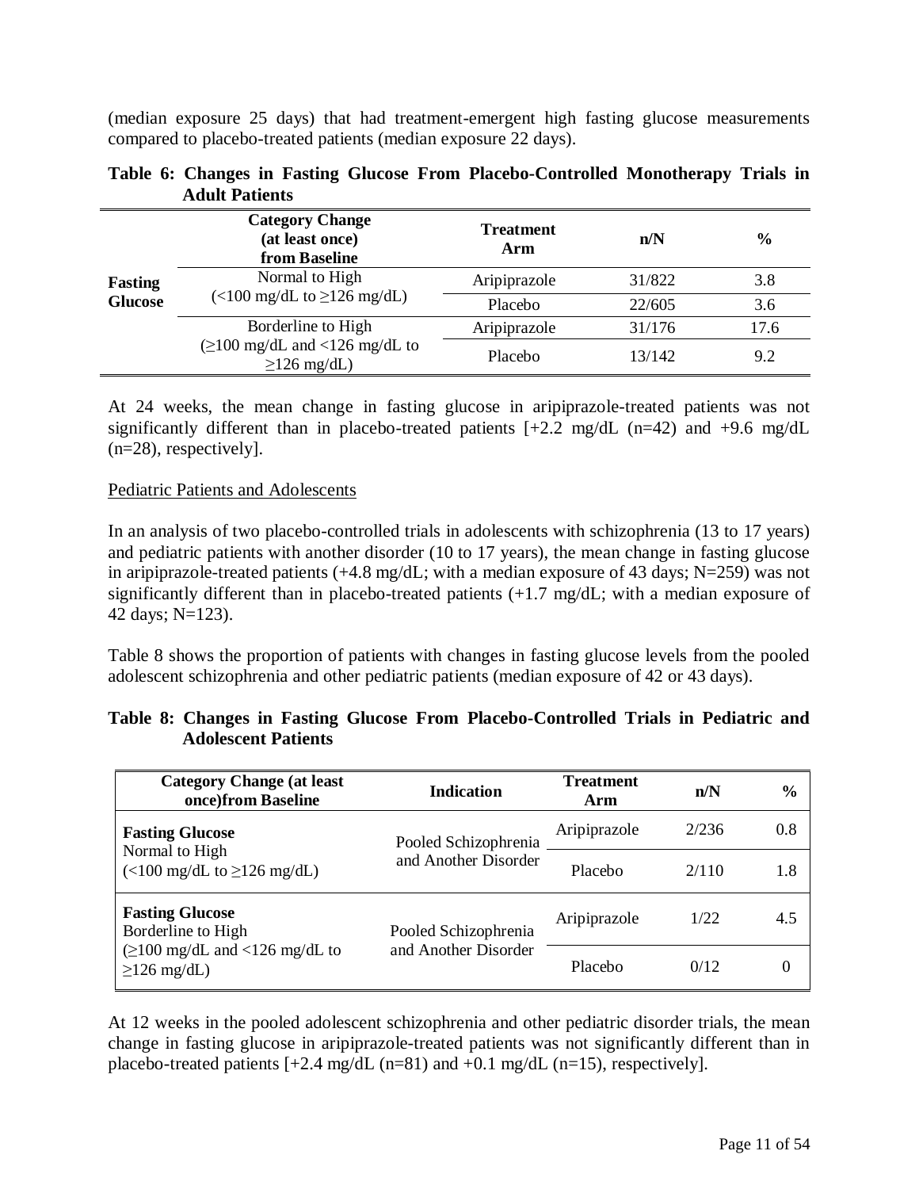(median exposure 25 days) that had treatment-emergent high fasting glucose measurements compared to placebo-treated patients (median exposure 22 days).

**Table 6: Changes in Fasting Glucose From Placebo-Controlled Monotherapy Trials in Adult Patients**

| | Category Change (at least once) from Baseline | Treatment Arm | n/N | % |
|---|---|---|---|---|
| **Fasting Glucose** | Normal to High (<100 mg/dL to ≥126 mg/dL) | Aripiprazole | 31/822 | 3.8 |
| | | Placebo | 22/605 | 3.6 |
| | Borderline to High (≥100 mg/dL and <126 mg/dL to ≥126 mg/dL) | Aripiprazole | 31/176 | 17.6 |
| | | Placebo | 13/142 | 9.2 |

At 24 weeks, the mean change in fasting glucose in aripiprazole-treated patients was not significantly different than in placebo-treated patients [+2.2 mg/dL (n=42) and +9.6 mg/dL (n=28), respectively].

Pediatric Patients and Adolescents

In an analysis of two placebo-controlled trials in adolescents with schizophrenia (13 to 17 years) and pediatric patients with another disorder (10 to 17 years), the mean change in fasting glucose in aripiprazole-treated patients (+4.8 mg/dL; with a median exposure of 43 days; N=259) was not significantly different than in placebo-treated patients (+1.7 mg/dL; with a median exposure of 42 days; N=123).

Table 8 shows the proportion of patients with changes in fasting glucose levels from the pooled adolescent schizophrenia and other pediatric patients (median exposure of 42 or 43 days).

**Table 8: Changes in Fasting Glucose From Placebo-Controlled Trials in Pediatric and Adolescent Patients**

| Category Change (at least once)from Baseline | Indication | Treatment Arm | n/N | % |
|---|---|---|---|---|
| **Fasting Glucose** Normal to High (<100 mg/dL to ≥126 mg/dL) | Pooled Schizophrenia and Another Disorder | Aripiprazole | 2/236 | 0.8 |
| | | Placebo | 2/110 | 1.8 |
| **Fasting Glucose** Borderline to High (≥100 mg/dL and <126 mg/dL to ≥126 mg/dL) | Pooled Schizophrenia and Another Disorder | Aripiprazole | 1/22 | 4.5 |
| | | Placebo | 0/12 | 0 |

At 12 weeks in the pooled adolescent schizophrenia and other pediatric disorder trials, the mean change in fasting glucose in aripiprazole-treated patients was not significantly different than in placebo-treated patients [+2.4 mg/dL (n=81) and +0.1 mg/dL (n=15), respectively].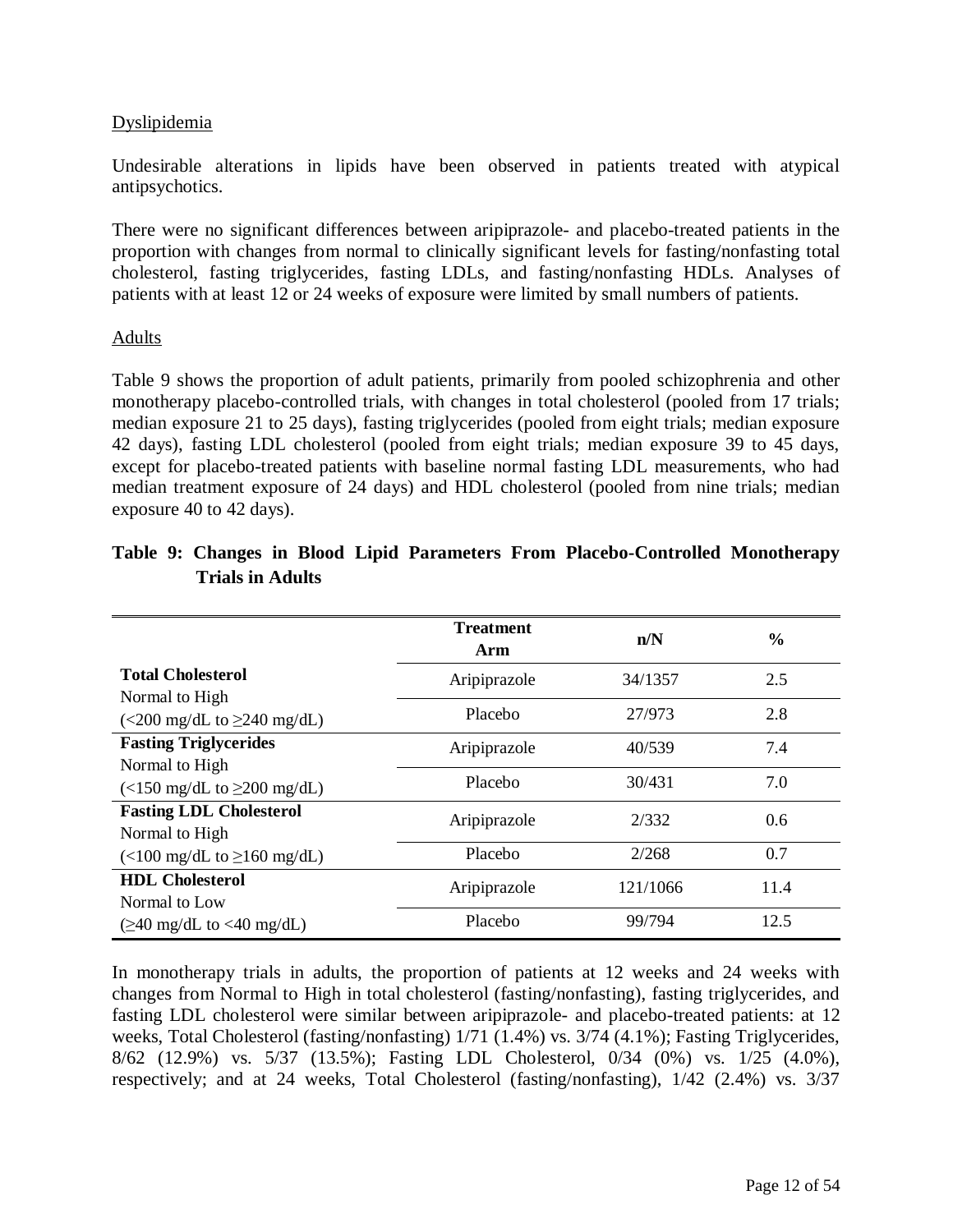Dyslipidemia

Undesirable alterations in lipids have been observed in patients treated with atypical antipsychotics.

There were no significant differences between aripiprazole- and placebo-treated patients in the proportion with changes from normal to clinically significant levels for fasting/nonfasting total cholesterol, fasting triglycerides, fasting LDLs, and fasting/nonfasting HDLs. Analyses of patients with at least 12 or 24 weeks of exposure were limited by small numbers of patients.

Adults

Table 9 shows the proportion of adult patients, primarily from pooled schizophrenia and other monotherapy placebo-controlled trials, with changes in total cholesterol (pooled from 17 trials; median exposure 21 to 25 days), fasting triglycerides (pooled from eight trials; median exposure 42 days), fasting LDL cholesterol (pooled from eight trials; median exposure 39 to 45 days, except for placebo-treated patients with baseline normal fasting LDL measurements, who had median treatment exposure of 24 days) and HDL cholesterol (pooled from nine trials; median exposure 40 to 42 days).

**Table 9: Changes in Blood Lipid Parameters From Placebo-Controlled Monotherapy Trials in Adults**

| | Treatment Arm | n/N | % |
|---|---|---|---|
| **Total Cholesterol** Normal to High (<200 mg/dL to ≥240 mg/dL) | Aripiprazole | 34/1357 | 2.5 |
| | Placebo | 27/973 | 2.8 |
| **Fasting Triglycerides** Normal to High (<150 mg/dL to ≥200 mg/dL) | Aripiprazole | 40/539 | 7.4 |
| | Placebo | 30/431 | 7.0 |
| **Fasting LDL Cholesterol** Normal to High (<100 mg/dL to ≥160 mg/dL) | Aripiprazole | 2/332 | 0.6 |
| | Placebo | 2/268 | 0.7 |
| **HDL Cholesterol** Normal to Low (≥40 mg/dL to <40 mg/dL) | Aripiprazole | 121/1066 | 11.4 |
| | Placebo | 99/794 | 12.5 |

In monotherapy trials in adults, the proportion of patients at 12 weeks and 24 weeks with changes from Normal to High in total cholesterol (fasting/nonfasting), fasting triglycerides, and fasting LDL cholesterol were similar between aripiprazole- and placebo-treated patients: at 12 weeks, Total Cholesterol (fasting/nonfasting) 1/71 (1.4%) vs. 3/74 (4.1%); Fasting Triglycerides, 8/62 (12.9%) vs. 5/37 (13.5%); Fasting LDL Cholesterol, 0/34 (0%) vs. 1/25 (4.0%), respectively; and at 24 weeks, Total Cholesterol (fasting/nonfasting), 1/42 (2.4%) vs. 3/37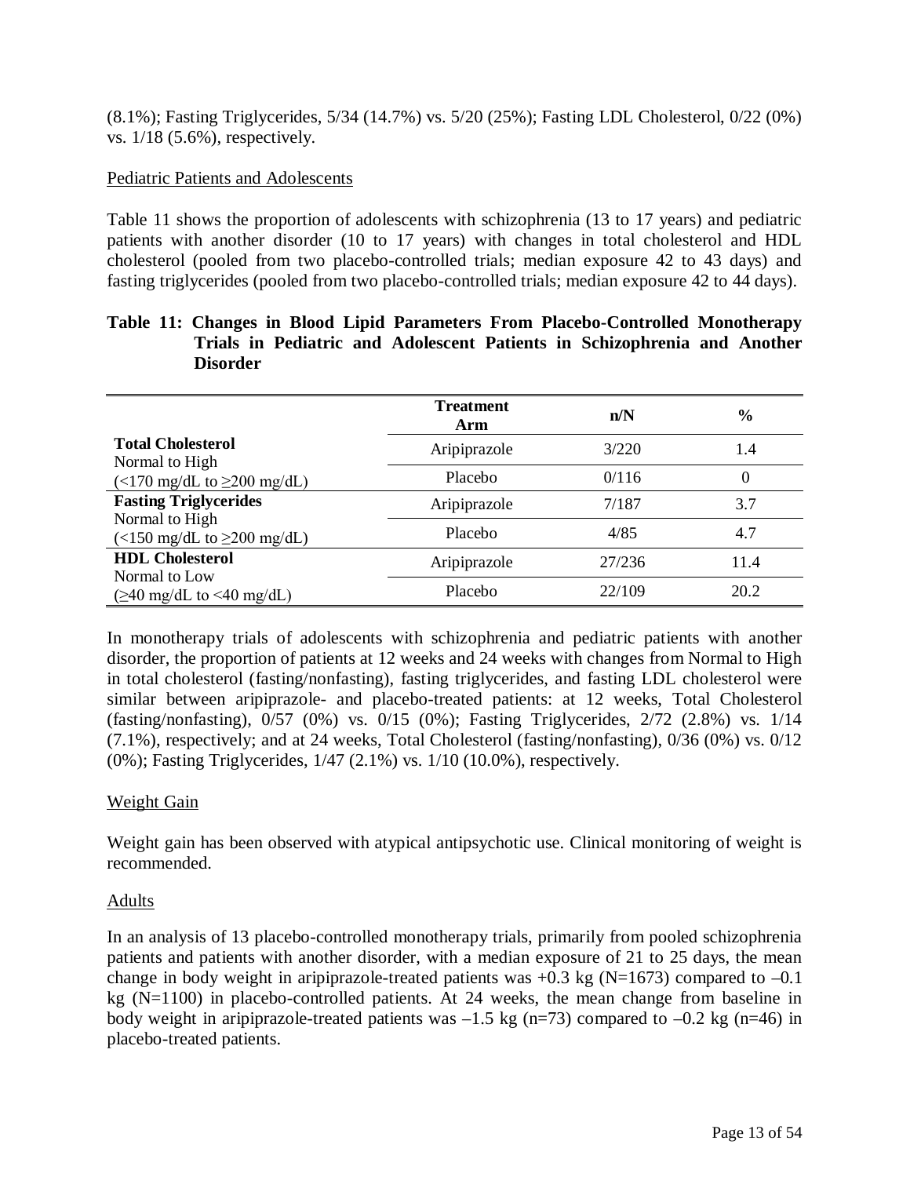(8.1%); Fasting Triglycerides, 5/34 (14.7%) vs. 5/20 (25%); Fasting LDL Cholesterol, 0/22 (0%) vs. 1/18 (5.6%), respectively.

Pediatric Patients and Adolescents

Table 11 shows the proportion of adolescents with schizophrenia (13 to 17 years) and pediatric patients with another disorder (10 to 17 years) with changes in total cholesterol and HDL cholesterol (pooled from two placebo-controlled trials; median exposure 42 to 43 days) and fasting triglycerides (pooled from two placebo-controlled trials; median exposure 42 to 44 days).

**Table 11: Changes in Blood Lipid Parameters From Placebo-Controlled Monotherapy Trials in Pediatric and Adolescent Patients in Schizophrenia and Another Disorder**

| | Treatment Arm | n/N | % |
|---|---|---|---|
| **Total Cholesterol** Normal to High (<170 mg/dL to ≥200 mg/dL) | Aripiprazole | 3/220 | 1.4 |
| | Placebo | 0/116 | 0 |
| **Fasting Triglycerides** Normal to High (<150 mg/dL to ≥200 mg/dL) | Aripiprazole | 7/187 | 3.7 |
| | Placebo | 4/85 | 4.7 |
| **HDL Cholesterol** Normal to Low (≥40 mg/dL to <40 mg/dL) | Aripiprazole | 27/236 | 11.4 |
| | Placebo | 22/109 | 20.2 |

In monotherapy trials of adolescents with schizophrenia and pediatric patients with another disorder, the proportion of patients at 12 weeks and 24 weeks with changes from Normal to High in total cholesterol (fasting/nonfasting), fasting triglycerides, and fasting LDL cholesterol were similar between aripiprazole- and placebo-treated patients: at 12 weeks, Total Cholesterol (fasting/nonfasting), 0/57 (0%) vs. 0/15 (0%); Fasting Triglycerides, 2/72 (2.8%) vs. 1/14 (7.1%), respectively; and at 24 weeks, Total Cholesterol (fasting/nonfasting), 0/36 (0%) vs. 0/12 (0%); Fasting Triglycerides, 1/47 (2.1%) vs. 1/10 (10.0%), respectively.

Weight Gain

Weight gain has been observed with atypical antipsychotic use. Clinical monitoring of weight is recommended.

Adults

In an analysis of 13 placebo-controlled monotherapy trials, primarily from pooled schizophrenia patients and patients with another disorder, with a median exposure of 21 to 25 days, the mean change in body weight in aripiprazole-treated patients was +0.3 kg (N=1673) compared to –0.1 kg (N=1100) in placebo-controlled patients. At 24 weeks, the mean change from baseline in body weight in aripiprazole-treated patients was –1.5 kg (n=73) compared to –0.2 kg (n=46) in placebo-treated patients.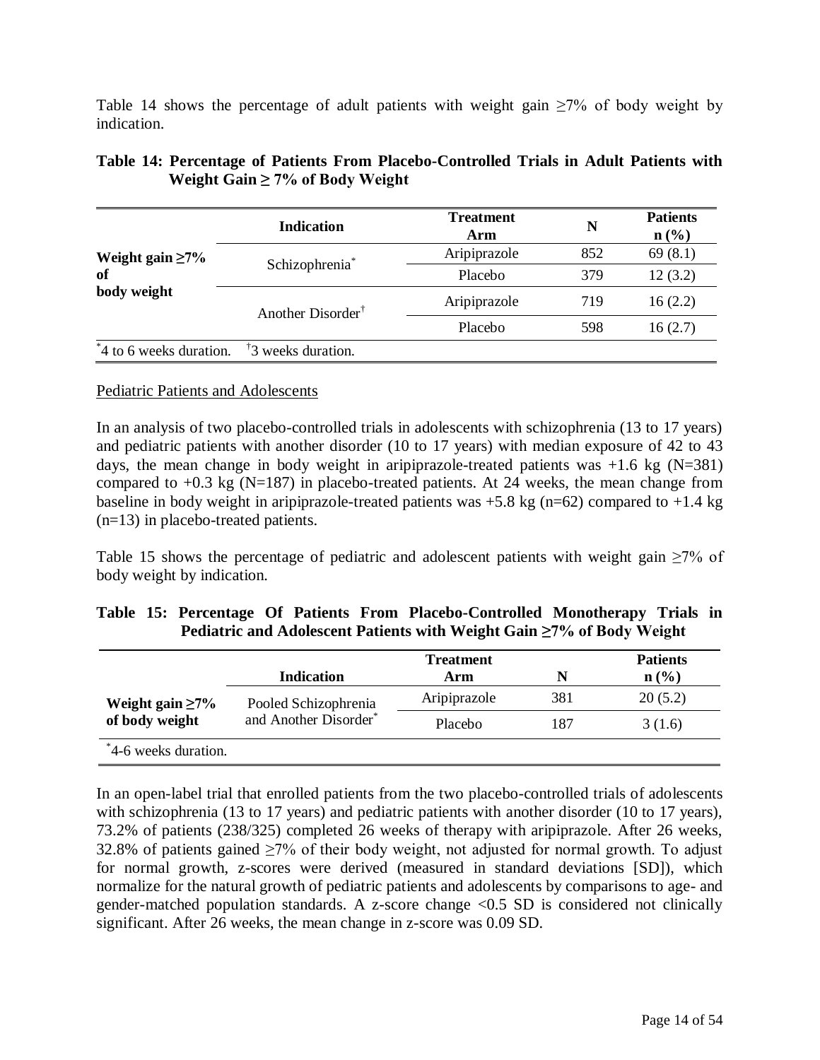Table 14 shows the percentage of adult patients with weight gain ≥7% of body weight by indication.

**Table 14: Percentage of Patients From Placebo-Controlled Trials in Adult Patients with Weight Gain ≥ 7% of Body Weight**

| | Indication | Treatment Arm | N | Patients n (%) |
|---|---|---|---|---|
| **Weight gain ≥7% of body weight** | Schizophrenia* | Aripiprazole | 852 | 69 (8.1) |
| | | Placebo | 379 | 12 (3.2) |
| | Another Disorder† | Aripiprazole | 719 | 16 (2.2) |
| | | Placebo | 598 | 16 (2.7) |

*4 to 6 weeks duration. †3 weeks duration.

<u>Pediatric Patients and Adolescents</u>

In an analysis of two placebo-controlled trials in adolescents with schizophrenia (13 to 17 years) and pediatric patients with another disorder (10 to 17 years) with median exposure of 42 to 43 days, the mean change in body weight in aripiprazole-treated patients was +1.6 kg (N=381) compared to +0.3 kg (N=187) in placebo-treated patients. At 24 weeks, the mean change from baseline in body weight in aripiprazole-treated patients was +5.8 kg (n=62) compared to +1.4 kg (n=13) in placebo-treated patients.

Table 15 shows the percentage of pediatric and adolescent patients with weight gain ≥7% of body weight by indication.

**Table 15: Percentage Of Patients From Placebo-Controlled Monotherapy Trials in Pediatric and Adolescent Patients with Weight Gain ≥7% of Body Weight**

| | Indication | Treatment Arm | N | Patients n (%) |
|---|---|---|---|---|
| **Weight gain ≥7% of body weight** | Pooled Schizophrenia and Another Disorder* | Aripiprazole | 381 | 20 (5.2) |
| | | Placebo | 187 | 3 (1.6) |

*4-6 weeks duration.

In an open-label trial that enrolled patients from the two placebo-controlled trials of adolescents with schizophrenia (13 to 17 years) and pediatric patients with another disorder (10 to 17 years), 73.2% of patients (238/325) completed 26 weeks of therapy with aripiprazole. After 26 weeks, 32.8% of patients gained ≥7% of their body weight, not adjusted for normal growth. To adjust for normal growth, z-scores were derived (measured in standard deviations [SD]), which normalize for the natural growth of pediatric patients and adolescents by comparisons to age- and gender-matched population standards. A z-score change <0.5 SD is considered not clinically significant. After 26 weeks, the mean change in z-score was 0.09 SD.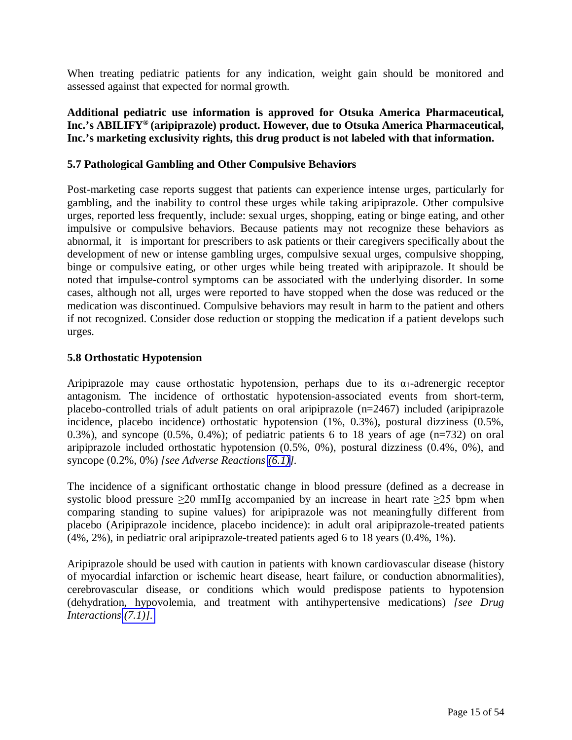When treating pediatric patients for any indication, weight gain should be monitored and assessed against that expected for normal growth.

**Additional pediatric use information is approved for Otsuka America Pharmaceutical, Inc.'s ABILIFY® (aripiprazole) product. However, due to Otsuka America Pharmaceutical, Inc.'s marketing exclusivity rights, this drug product is not labeled with that information.**

### 5.7 Pathological Gambling and Other Compulsive Behaviors

Post-marketing case reports suggest that patients can experience intense urges, particularly for gambling, and the inability to control these urges while taking aripiprazole. Other compulsive urges, reported less frequently, include: sexual urges, shopping, eating or binge eating, and other impulsive or compulsive behaviors. Because patients may not recognize these behaviors as abnormal, it is important for prescribers to ask patients or their caregivers specifically about the development of new or intense gambling urges, compulsive sexual urges, compulsive shopping, binge or compulsive eating, or other urges while being treated with aripiprazole. It should be noted that impulse-control symptoms can be associated with the underlying disorder. In some cases, although not all, urges were reported to have stopped when the dose was reduced or the medication was discontinued. Compulsive behaviors may result in harm to the patient and others if not recognized. Consider dose reduction or stopping the medication if a patient develops such urges.

### 5.8 Orthostatic Hypotension

Aripiprazole may cause orthostatic hypotension, perhaps due to its $\alpha_1$-adrenergic receptor antagonism. The incidence of orthostatic hypotension-associated events from short-term, placebo-controlled trials of adult patients on oral aripiprazole (n=2467) included (aripiprazole incidence, placebo incidence) orthostatic hypotension (1%, 0.3%), postural dizziness (0.5%, 0.3%), and syncope (0.5%, 0.4%); of pediatric patients 6 to 18 years of age (n=732) on oral aripiprazole included orthostatic hypotension (0.5%, 0%), postural dizziness (0.4%, 0%), and syncope (0.2%, 0%) *[see Adverse Reactions (6.1)].*

The incidence of a significant orthostatic change in blood pressure (defined as a decrease in systolic blood pressure ≥20 mmHg accompanied by an increase in heart rate ≥25 bpm when comparing standing to supine values) for aripiprazole was not meaningfully different from placebo (Aripiprazole incidence, placebo incidence): in adult oral aripiprazole-treated patients (4%, 2%), in pediatric oral aripiprazole-treated patients aged 6 to 18 years (0.4%, 1%).

Aripiprazole should be used with caution in patients with known cardiovascular disease (history of myocardial infarction or ischemic heart disease, heart failure, or conduction abnormalities), cerebrovascular disease, or conditions which would predispose patients to hypotension (dehydration, hypovolemia, and treatment with antihypertensive medications) *[see Drug Interactions (7.1)].*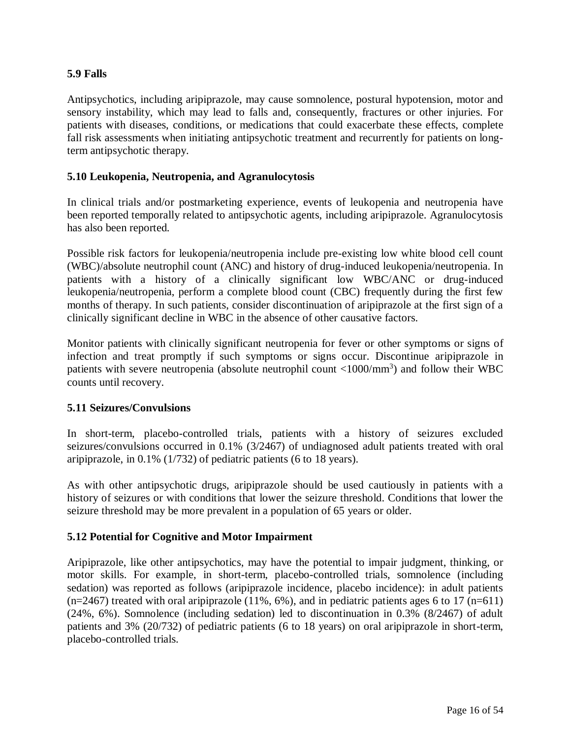### 5.9 Falls

Antipsychotics, including aripiprazole, may cause somnolence, postural hypotension, motor and sensory instability, which may lead to falls and, consequently, fractures or other injuries. For patients with diseases, conditions, or medications that could exacerbate these effects, complete fall risk assessments when initiating antipsychotic treatment and recurrently for patients on long-term antipsychotic therapy.

### 5.10 Leukopenia, Neutropenia, and Agranulocytosis

In clinical trials and/or postmarketing experience, events of leukopenia and neutropenia have been reported temporally related to antipsychotic agents, including aripiprazole. Agranulocytosis has also been reported.

Possible risk factors for leukopenia/neutropenia include pre-existing low white blood cell count (WBC)/absolute neutrophil count (ANC) and history of drug-induced leukopenia/neutropenia. In patients with a history of a clinically significant low WBC/ANC or drug-induced leukopenia/neutropenia, perform a complete blood count (CBC) frequently during the first few months of therapy. In such patients, consider discontinuation of aripiprazole at the first sign of a clinically significant decline in WBC in the absence of other causative factors.

Monitor patients with clinically significant neutropenia for fever or other symptoms or signs of infection and treat promptly if such symptoms or signs occur. Discontinue aripiprazole in patients with severe neutropenia (absolute neutrophil count $<1000/mm^3$) and follow their WBC counts until recovery.

### 5.11 Seizures/Convulsions

In short-term, placebo-controlled trials, patients with a history of seizures excluded seizures/convulsions occurred in 0.1% (3/2467) of undiagnosed adult patients treated with oral aripiprazole, in 0.1% (1/732) of pediatric patients (6 to 18 years).

As with other antipsychotic drugs, aripiprazole should be used cautiously in patients with a history of seizures or with conditions that lower the seizure threshold. Conditions that lower the seizure threshold may be more prevalent in a population of 65 years or older.

### 5.12 Potential for Cognitive and Motor Impairment

Aripiprazole, like other antipsychotics, may have the potential to impair judgment, thinking, or motor skills. For example, in short-term, placebo-controlled trials, somnolence (including sedation) was reported as follows (aripiprazole incidence, placebo incidence): in adult patients (n=2467) treated with oral aripiprazole (11%, 6%), and in pediatric patients ages 6 to 17 (n=611) (24%, 6%). Somnolence (including sedation) led to discontinuation in 0.3% (8/2467) of adult patients and 3% (20/732) of pediatric patients (6 to 18 years) on oral aripiprazole in short-term, placebo-controlled trials.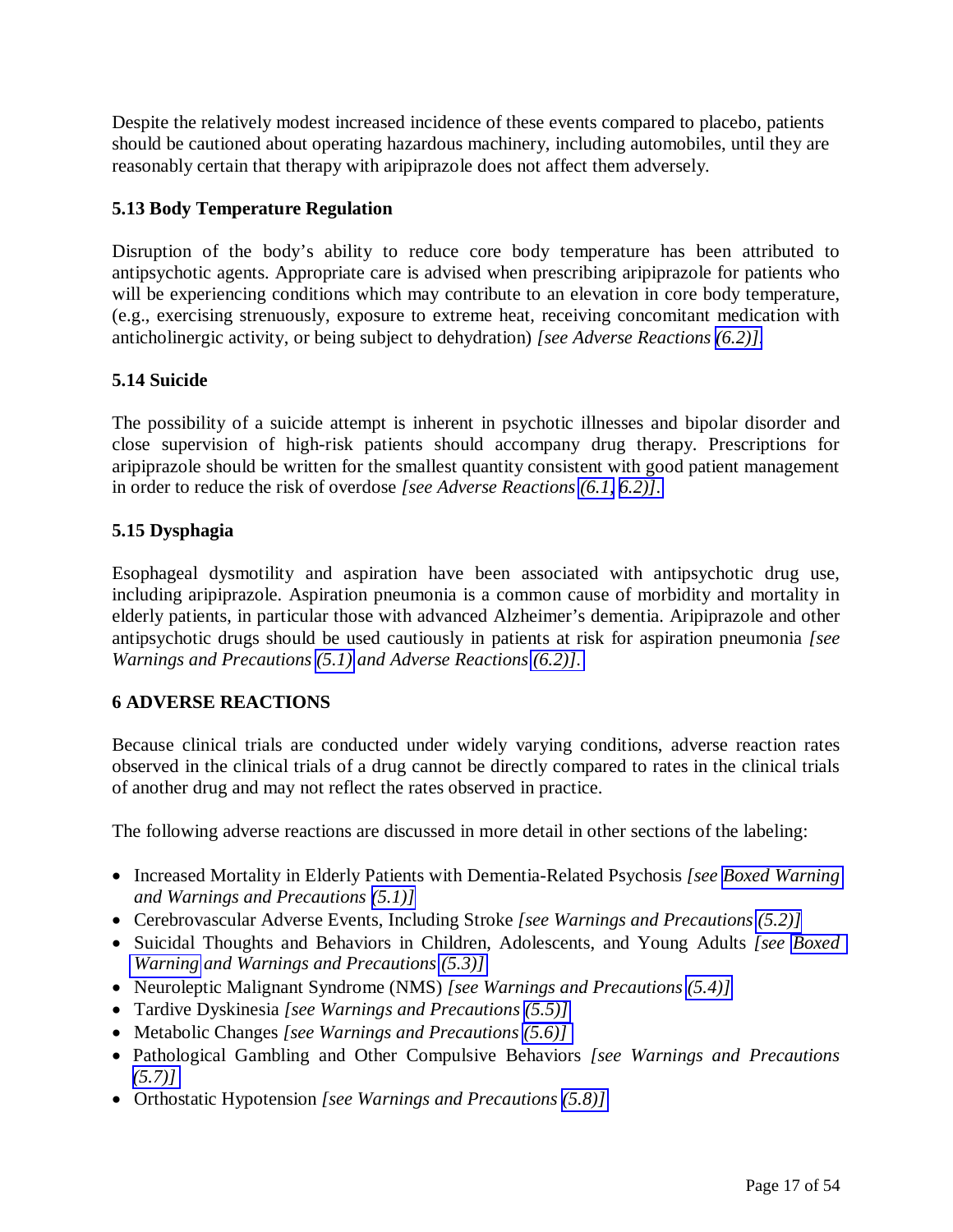Despite the relatively modest increased incidence of these events compared to placebo, patients should be cautioned about operating hazardous machinery, including automobiles, until they are reasonably certain that therapy with aripiprazole does not affect them adversely.

### 5.13 Body Temperature Regulation

Disruption of the body's ability to reduce core body temperature has been attributed to antipsychotic agents. Appropriate care is advised when prescribing aripiprazole for patients who will be experiencing conditions which may contribute to an elevation in core body temperature, (e.g., exercising strenuously, exposure to extreme heat, receiving concomitant medication with anticholinergic activity, or being subject to dehydration) *[see Adverse Reactions (6.2)]*.

### 5.14 Suicide

The possibility of a suicide attempt is inherent in psychotic illnesses and bipolar disorder and close supervision of high-risk patients should accompany drug therapy. Prescriptions for aripiprazole should be written for the smallest quantity consistent with good patient management in order to reduce the risk of overdose *[see Adverse Reactions (6.1, 6.2)]*.

### 5.15 Dysphagia

Esophageal dysmotility and aspiration have been associated with antipsychotic drug use, including aripiprazole. Aspiration pneumonia is a common cause of morbidity and mortality in elderly patients, in particular those with advanced Alzheimer's dementia. Aripiprazole and other antipsychotic drugs should be used cautiously in patients at risk for aspiration pneumonia *[see Warnings and Precautions (5.1) and Adverse Reactions (6.2)]*.

## 6 ADVERSE REACTIONS

Because clinical trials are conducted under widely varying conditions, adverse reaction rates observed in the clinical trials of a drug cannot be directly compared to rates in the clinical trials of another drug and may not reflect the rates observed in practice.

The following adverse reactions are discussed in more detail in other sections of the labeling:

- Increased Mortality in Elderly Patients with Dementia-Related Psychosis *[see Boxed Warning and Warnings and Precautions (5.1)]*
- Cerebrovascular Adverse Events, Including Stroke *[see Warnings and Precautions (5.2)]*
- Suicidal Thoughts and Behaviors in Children, Adolescents, and Young Adults *[see Boxed Warning and Warnings and Precautions (5.3)]*
- Neuroleptic Malignant Syndrome (NMS) *[see Warnings and Precautions (5.4)]*
- Tardive Dyskinesia *[see Warnings and Precautions (5.5)]*
- Metabolic Changes *[see Warnings and Precautions (5.6)]*
- Pathological Gambling and Other Compulsive Behaviors *[see Warnings and Precautions (5.7)]*
- Orthostatic Hypotension *[see Warnings and Precautions (5.8)]*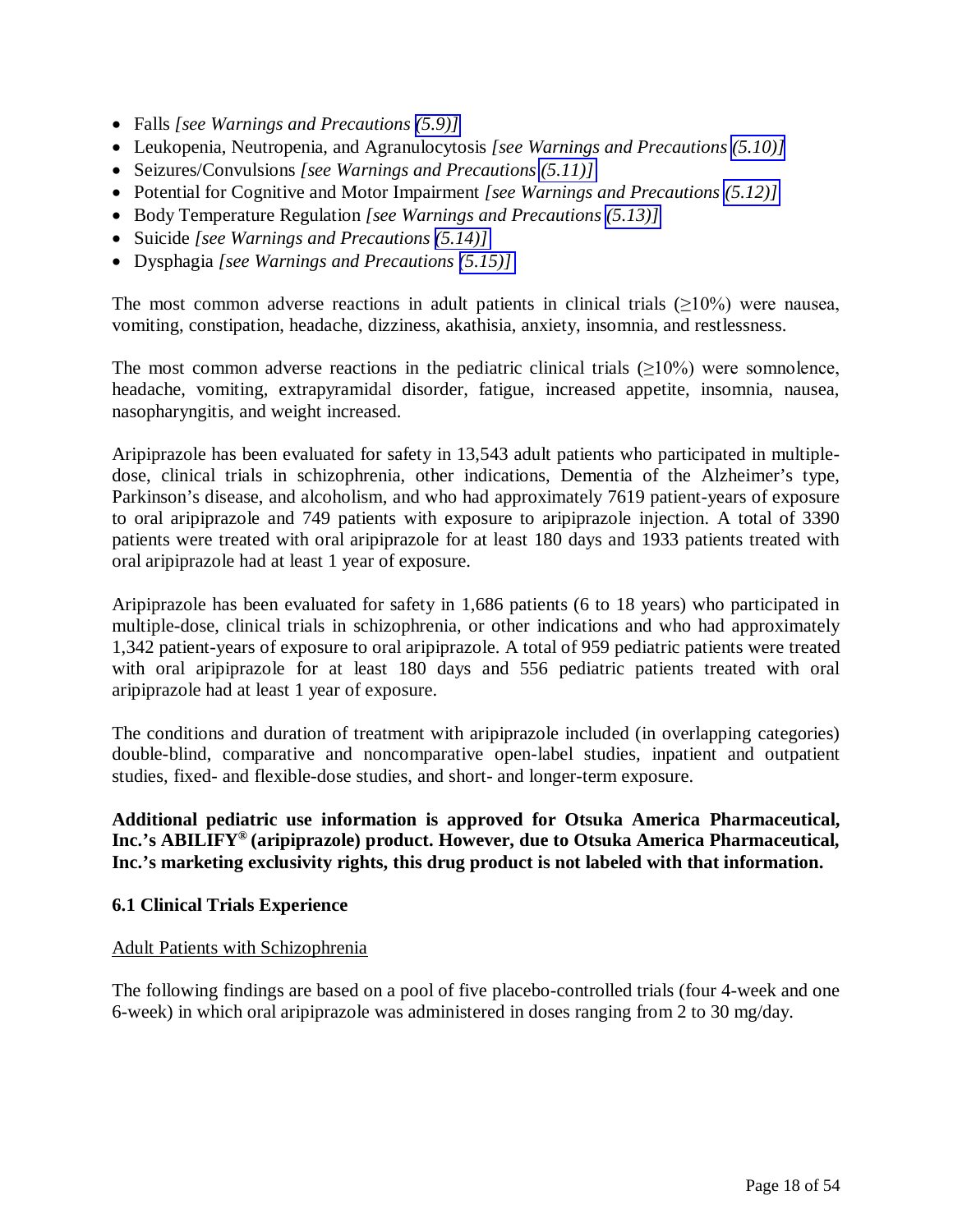- Falls *[see Warnings and Precautions (5.9)]*
- Leukopenia, Neutropenia, and Agranulocytosis *[see Warnings and Precautions (5.10)]*
- Seizures/Convulsions *[see Warnings and Precautions (5.11)]*
- Potential for Cognitive and Motor Impairment *[see Warnings and Precautions (5.12)]*
- Body Temperature Regulation *[see Warnings and Precautions (5.13)]*
- Suicide *[see Warnings and Precautions (5.14)]*
- Dysphagia *[see Warnings and Precautions (5.15)]*

The most common adverse reactions in adult patients in clinical trials (≥10%) were nausea, vomiting, constipation, headache, dizziness, akathisia, anxiety, insomnia, and restlessness.

The most common adverse reactions in the pediatric clinical trials (≥10%) were somnolence, headache, vomiting, extrapyramidal disorder, fatigue, increased appetite, insomnia, nausea, nasopharyngitis, and weight increased.

Aripiprazole has been evaluated for safety in 13,543 adult patients who participated in multiple-dose, clinical trials in schizophrenia, other indications, Dementia of the Alzheimer's type, Parkinson's disease, and alcoholism, and who had approximately 7619 patient-years of exposure to oral aripiprazole and 749 patients with exposure to aripiprazole injection. A total of 3390 patients were treated with oral aripiprazole for at least 180 days and 1933 patients treated with oral aripiprazole had at least 1 year of exposure.

Aripiprazole has been evaluated for safety in 1,686 patients (6 to 18 years) who participated in multiple-dose, clinical trials in schizophrenia, or other indications and who had approximately 1,342 patient-years of exposure to oral aripiprazole. A total of 959 pediatric patients were treated with oral aripiprazole for at least 180 days and 556 pediatric patients treated with oral aripiprazole had at least 1 year of exposure.

The conditions and duration of treatment with aripiprazole included (in overlapping categories) double-blind, comparative and noncomparative open-label studies, inpatient and outpatient studies, fixed- and flexible-dose studies, and short- and longer-term exposure.

**Additional pediatric use information is approved for Otsuka America Pharmaceutical, Inc.'s ABILIFY® (aripiprazole) product. However, due to Otsuka America Pharmaceutical, Inc.'s marketing exclusivity rights, this drug product is not labeled with that information.**

### 6.1 Clinical Trials Experience

Adult Patients with Schizophrenia

The following findings are based on a pool of five placebo-controlled trials (four 4-week and one 6-week) in which oral aripiprazole was administered in doses ranging from 2 to 30 mg/day.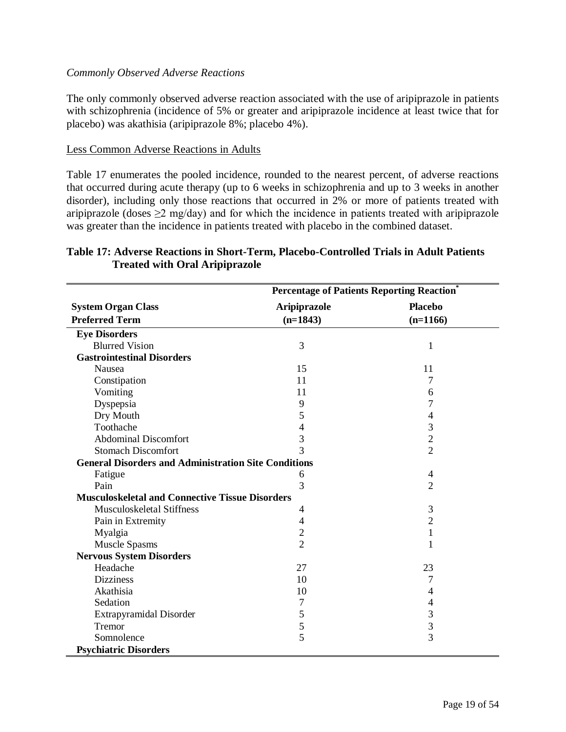*Commonly Observed Adverse Reactions*

The only commonly observed adverse reaction associated with the use of aripiprazole in patients with schizophrenia (incidence of 5% or greater and aripiprazole incidence at least twice that for placebo) was akathisia (aripiprazole 8%; placebo 4%).

Less Common Adverse Reactions in Adults

Table 17 enumerates the pooled incidence, rounded to the nearest percent, of adverse reactions that occurred during acute therapy (up to 6 weeks in schizophrenia and up to 3 weeks in another disorder), including only those reactions that occurred in 2% or more of patients treated with aripiprazole (doses $\geq$2 mg/day) and for which the incidence in patients treated with aripiprazole was greater than the incidence in patients treated with placebo in the combined dataset.

**Table 17: Adverse Reactions in Short-Term, Placebo-Controlled Trials in Adult Patients Treated with Oral Aripiprazole**

| | Percentage of Patients Reporting Reaction* | |
|---|---|---|
| **System Organ Class**<br>**Preferred Term** | **Aripiprazole**<br>**(n=1843)** | **Placebo**<br>**(n=1166)** |
| **Eye Disorders** | | |
| Blurred Vision | 3 | 1 |
| **Gastrointestinal Disorders** | | |
| Nausea | 15 | 11 |
| Constipation | 11 | 7 |
| Vomiting | 11 | 6 |
| Dyspepsia | 9 | 7 |
| Dry Mouth | 5 | 4 |
| Toothache | 4 | 3 |
| Abdominal Discomfort | 3 | 2 |
| Stomach Discomfort | 3 | 2 |
| **General Disorders and Administration Site Conditions** | | |
| Fatigue | 6 | 4 |
| Pain | 3 | 2 |
| **Musculoskeletal and Connective Tissue Disorders** | | |
| Musculoskeletal Stiffness | 4 | 3 |
| Pain in Extremity | 4 | 2 |
| Myalgia | 2 | 1 |
| Muscle Spasms | 2 | 1 |
| **Nervous System Disorders** | | |
| Headache | 27 | 23 |
| Dizziness | 10 | 7 |
| Akathisia | 10 | 4 |
| Sedation | 7 | 4 |
| Extrapyramidal Disorder | 5 | 3 |
| Tremor | 5 | 3 |
| Somnolence | 5 | 3 |
| **Psychiatric Disorders** | | |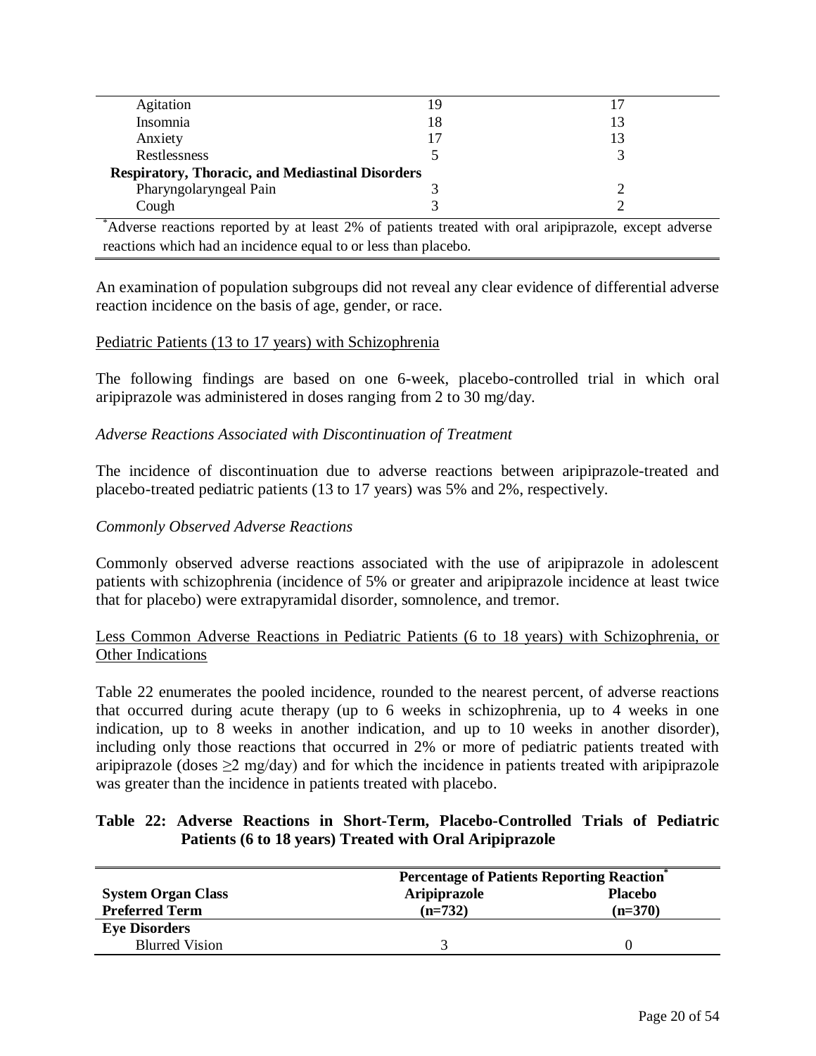| | | |
|---|---|---|
| Agitation | 19 | 17 |
| Insomnia | 18 | 13 |
| Anxiety | 17 | 13 |
| Restlessness | 5 | 3 |
| **Respiratory, Thoracic, and Mediastinal Disorders** | | |
| Pharyngolaryngeal Pain | 3 | 2 |
| Cough | 3 | 2 |

*Adverse reactions reported by at least 2% of patients treated with oral aripiprazole, except adverse reactions which had an incidence equal to or less than placebo.

An examination of population subgroups did not reveal any clear evidence of differential adverse reaction incidence on the basis of age, gender, or race.

Pediatric Patients (13 to 17 years) with Schizophrenia

The following findings are based on one 6-week, placebo-controlled trial in which oral aripiprazole was administered in doses ranging from 2 to 30 mg/day.

*Adverse Reactions Associated with Discontinuation of Treatment*

The incidence of discontinuation due to adverse reactions between aripiprazole-treated and placebo-treated pediatric patients (13 to 17 years) was 5% and 2%, respectively.

*Commonly Observed Adverse Reactions*

Commonly observed adverse reactions associated with the use of aripiprazole in adolescent patients with schizophrenia (incidence of 5% or greater and aripiprazole incidence at least twice that for placebo) were extrapyramidal disorder, somnolence, and tremor.

Less Common Adverse Reactions in Pediatric Patients (6 to 18 years) with Schizophrenia, or Other Indications

Table 22 enumerates the pooled incidence, rounded to the nearest percent, of adverse reactions that occurred during acute therapy (up to 6 weeks in schizophrenia, up to 4 weeks in one indication, up to 8 weeks in another indication, and up to 10 weeks in another disorder), including only those reactions that occurred in 2% or more of pediatric patients treated with aripiprazole (doses ≥2 mg/day) and for which the incidence in patients treated with aripiprazole was greater than the incidence in patients treated with placebo.

**Table 22: Adverse Reactions in Short-Term, Placebo-Controlled Trials of Pediatric Patients (6 to 18 years) Treated with Oral Aripiprazole**

| | **Percentage of Patients Reporting Reaction*** | |
|---|---|---|
| **System Organ Class** | **Aripiprazole** | **Placebo** |
| **Preferred Term** | **(n=732)** | **(n=370)** |
| **Eye Disorders** | | |
| Blurred Vision | 3 | 0 |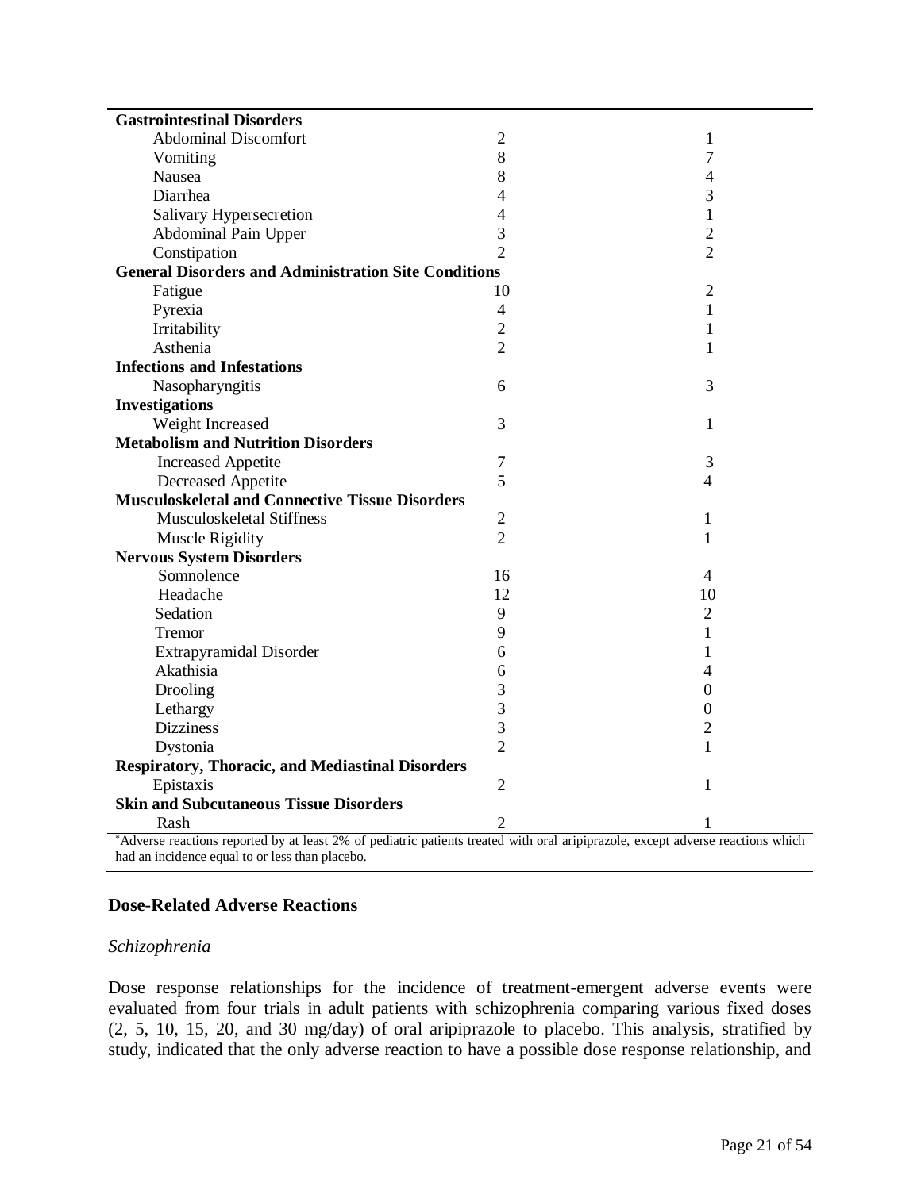| | | |
|---|---|---|
| **Gastrointestinal Disorders** | | |
| Abdominal Discomfort | 2 | 1 |
| Vomiting | 8 | 7 |
| Nausea | 8 | 4 |
| Diarrhea | 4 | 3 |
| Salivary Hypersecretion | 4 | 1 |
| Abdominal Pain Upper | 3 | 2 |
| Constipation | 2 | 2 |
| **General Disorders and Administration Site Conditions** | | |
| Fatigue | 10 | 2 |
| Pyrexia | 4 | 1 |
| Irritability | 2 | 1 |
| Asthenia | 2 | 1 |
| **Infections and Infestations** | | |
| Nasopharyngitis | 6 | 3 |
| **Investigations** | | |
| Weight Increased | 3 | 1 |
| **Metabolism and Nutrition Disorders** | | |
| Increased Appetite | 7 | 3 |
| Decreased Appetite | 5 | 4 |
| **Musculoskeletal and Connective Tissue Disorders** | | |
| Musculoskeletal Stiffness | 2 | 1 |
| Muscle Rigidity | 2 | 1 |
| **Nervous System Disorders** | | |
| Somnolence | 16 | 4 |
| Headache | 12 | 10 |
| Sedation | 9 | 2 |
| Tremor | 9 | 1 |
| Extrapyramidal Disorder | 6 | 1 |
| Akathisia | 6 | 4 |
| Drooling | 3 | 0 |
| Lethargy | 3 | 0 |
| Dizziness | 3 | 2 |
| Dystonia | 2 | 1 |
| **Respiratory, Thoracic, and Mediastinal Disorders** | | |
| Epistaxis | 2 | 1 |
| **Skin and Subcutaneous Tissue Disorders** | | |
| Rash | 2 | 1 |

*Adverse reactions reported by at least 2% of pediatric patients treated with oral aripiprazole, except adverse reactions which had an incidence equal to or less than placebo.

## Dose-Related Adverse Reactions

*Schizophrenia*

Dose response relationships for the incidence of treatment-emergent adverse events were evaluated from four trials in adult patients with schizophrenia comparing various fixed doses (2, 5, 10, 15, 20, and 30 mg/day) of oral aripiprazole to placebo. This analysis, stratified by study, indicated that the only adverse reaction to have a possible dose response relationship, and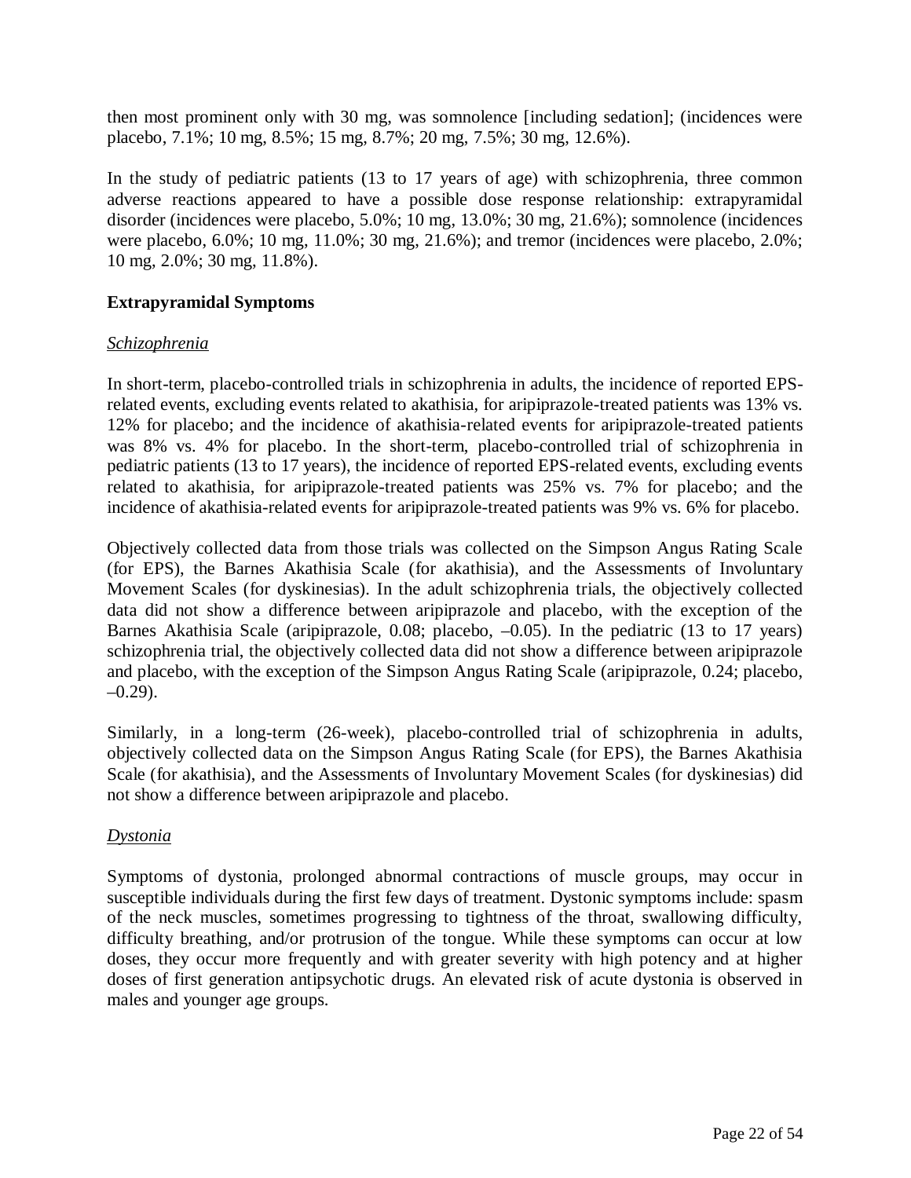then most prominent only with 30 mg, was somnolence [including sedation]; (incidences were placebo, 7.1%; 10 mg, 8.5%; 15 mg, 8.7%; 20 mg, 7.5%; 30 mg, 12.6%).

In the study of pediatric patients (13 to 17 years of age) with schizophrenia, three common adverse reactions appeared to have a possible dose response relationship: extrapyramidal disorder (incidences were placebo, 5.0%; 10 mg, 13.0%; 30 mg, 21.6%); somnolence (incidences were placebo, 6.0%; 10 mg, 11.0%; 30 mg, 21.6%); and tremor (incidences were placebo, 2.0%; 10 mg, 2.0%; 30 mg, 11.8%).

**Extrapyramidal Symptoms**

*Schizophrenia*

In short-term, placebo-controlled trials in schizophrenia in adults, the incidence of reported EPS-related events, excluding events related to akathisia, for aripiprazole-treated patients was 13% vs. 12% for placebo; and the incidence of akathisia-related events for aripiprazole-treated patients was 8% vs. 4% for placebo. In the short-term, placebo-controlled trial of schizophrenia in pediatric patients (13 to 17 years), the incidence of reported EPS-related events, excluding events related to akathisia, for aripiprazole-treated patients was 25% vs. 7% for placebo; and the incidence of akathisia-related events for aripiprazole-treated patients was 9% vs. 6% for placebo.

Objectively collected data from those trials was collected on the Simpson Angus Rating Scale (for EPS), the Barnes Akathisia Scale (for akathisia), and the Assessments of Involuntary Movement Scales (for dyskinesias). In the adult schizophrenia trials, the objectively collected data did not show a difference between aripiprazole and placebo, with the exception of the Barnes Akathisia Scale (aripiprazole, 0.08; placebo, –0.05). In the pediatric (13 to 17 years) schizophrenia trial, the objectively collected data did not show a difference between aripiprazole and placebo, with the exception of the Simpson Angus Rating Scale (aripiprazole, 0.24; placebo, –0.29).

Similarly, in a long-term (26-week), placebo-controlled trial of schizophrenia in adults, objectively collected data on the Simpson Angus Rating Scale (for EPS), the Barnes Akathisia Scale (for akathisia), and the Assessments of Involuntary Movement Scales (for dyskinesias) did not show a difference between aripiprazole and placebo.

*Dystonia*

Symptoms of dystonia, prolonged abnormal contractions of muscle groups, may occur in susceptible individuals during the first few days of treatment. Dystonic symptoms include: spasm of the neck muscles, sometimes progressing to tightness of the throat, swallowing difficulty, difficulty breathing, and/or protrusion of the tongue. While these symptoms can occur at low doses, they occur more frequently and with greater severity with high potency and at higher doses of first generation antipsychotic drugs. An elevated risk of acute dystonia is observed in males and younger age groups.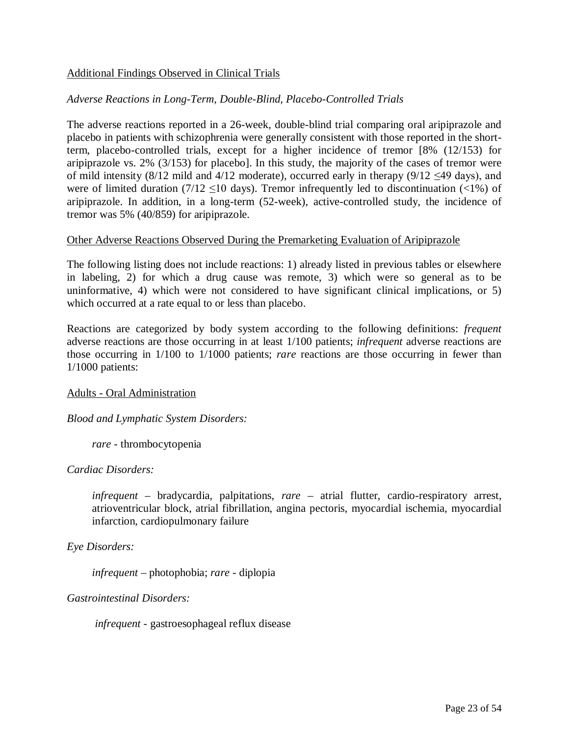Additional Findings Observed in Clinical Trials

*Adverse Reactions in Long-Term, Double-Blind, Placebo-Controlled Trials*

The adverse reactions reported in a 26-week, double-blind trial comparing oral aripiprazole and placebo in patients with schizophrenia were generally consistent with those reported in the short-term, placebo-controlled trials, except for a higher incidence of tremor [8% (12/153) for aripiprazole vs. 2% (3/153) for placebo]. In this study, the majority of the cases of tremor were of mild intensity (8/12 mild and 4/12 moderate), occurred early in therapy (9/12 ≤49 days), and were of limited duration (7/12 ≤10 days). Tremor infrequently led to discontinuation (<1%) of aripiprazole. In addition, in a long-term (52-week), active-controlled study, the incidence of tremor was 5% (40/859) for aripiprazole.

Other Adverse Reactions Observed During the Premarketing Evaluation of Aripiprazole

The following listing does not include reactions: 1) already listed in previous tables or elsewhere in labeling, 2) for which a drug cause was remote, 3) which were so general as to be uninformative, 4) which were not considered to have significant clinical implications, or 5) which occurred at a rate equal to or less than placebo.

Reactions are categorized by body system according to the following definitions: *frequent* adverse reactions are those occurring in at least 1/100 patients; *infrequent* adverse reactions are those occurring in 1/100 to 1/1000 patients; *rare* reactions are those occurring in fewer than 1/1000 patients:

Adults - Oral Administration

*Blood and Lymphatic System Disorders:*

*rare* - thrombocytopenia

*Cardiac Disorders:*

*infrequent* – bradycardia, palpitations, *rare* – atrial flutter, cardio-respiratory arrest, atrioventricular block, atrial fibrillation, angina pectoris, myocardial ischemia, myocardial infarction, cardiopulmonary failure

*Eye Disorders:*

*infrequent* – photophobia; *rare* - diplopia

*Gastrointestinal Disorders:*

*infrequent* - gastroesophageal reflux disease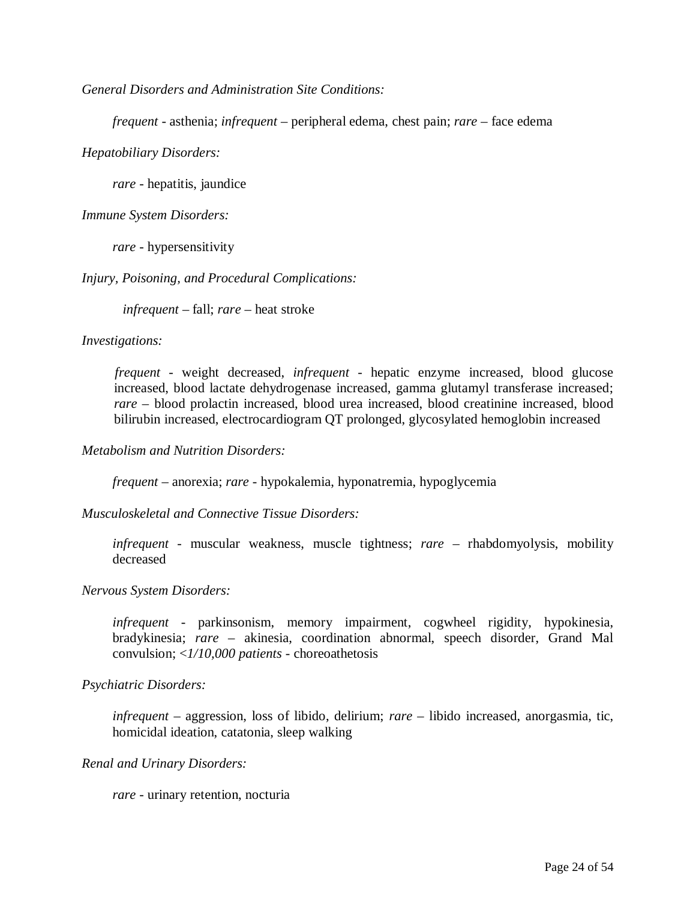*General Disorders and Administration Site Conditions:*

*frequent* - asthenia; *infrequent* – peripheral edema, chest pain; *rare* – face edema

*Hepatobiliary Disorders:*

*rare* - hepatitis, jaundice

*Immune System Disorders:*

*rare* - hypersensitivity

*Injury, Poisoning, and Procedural Complications:*

*infrequent* – fall; *rare* – heat stroke

*Investigations:*

*frequent* - weight decreased, *infrequent* - hepatic enzyme increased, blood glucose increased, blood lactate dehydrogenase increased, gamma glutamyl transferase increased; *rare* – blood prolactin increased, blood urea increased, blood creatinine increased, blood bilirubin increased, electrocardiogram QT prolonged, glycosylated hemoglobin increased

*Metabolism and Nutrition Disorders:*

*frequent* – anorexia; *rare* - hypokalemia, hyponatremia, hypoglycemia

*Musculoskeletal and Connective Tissue Disorders:*

*infrequent* - muscular weakness, muscle tightness; *rare* – rhabdomyolysis, mobility decreased

*Nervous System Disorders:*

*infrequent* - parkinsonism, memory impairment, cogwheel rigidity, hypokinesia, bradykinesia; *rare* – akinesia, coordination abnormal, speech disorder, Grand Mal convulsion; *<1/10,000 patients* - choreoathetosis

*Psychiatric Disorders:*

*infrequent* – aggression, loss of libido, delirium; *rare* – libido increased, anorgasmia, tic, homicidal ideation, catatonia, sleep walking

*Renal and Urinary Disorders:*

*rare* - urinary retention, nocturia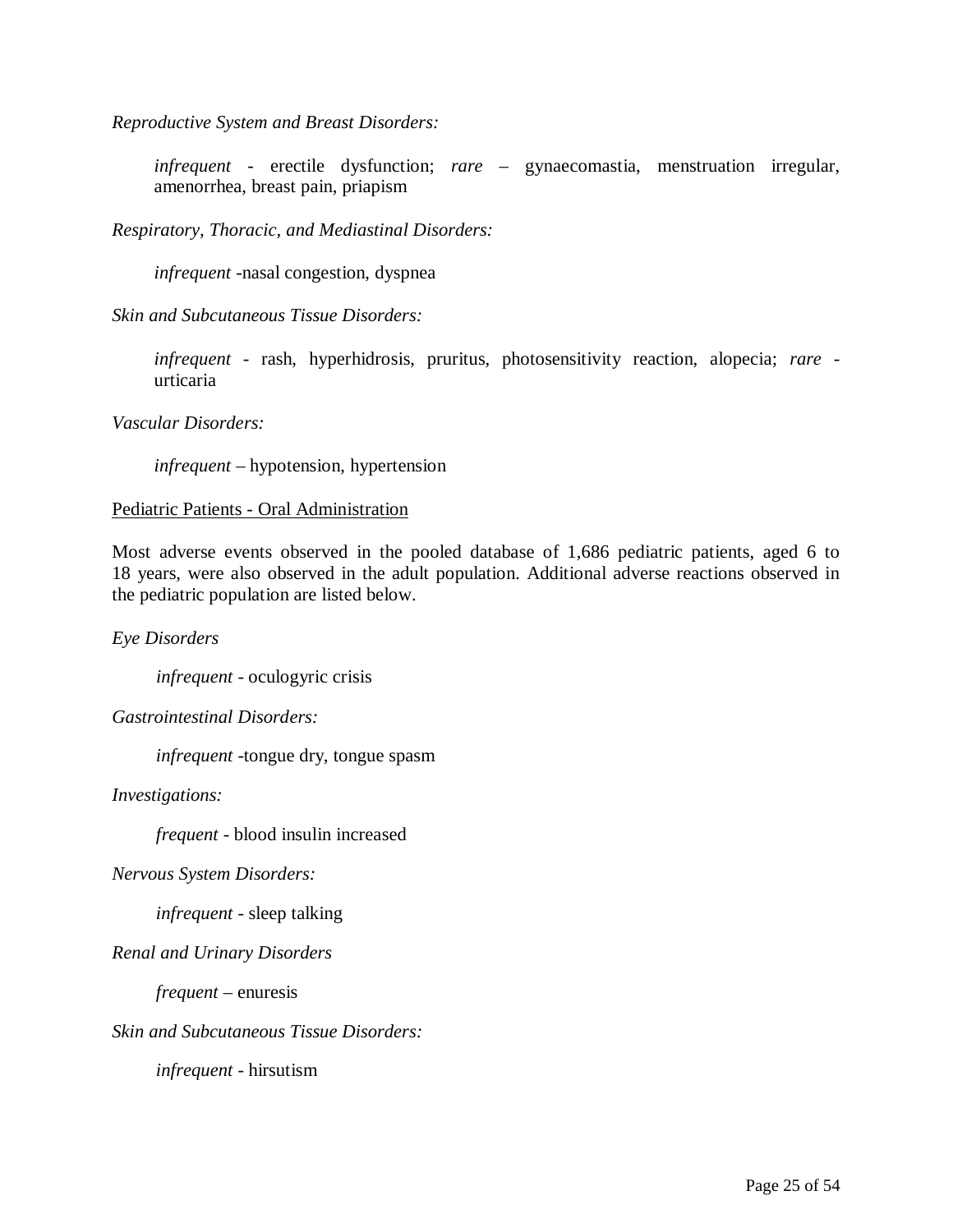*Reproductive System and Breast Disorders:*

*infrequent* - erectile dysfunction; *rare* – gynaecomastia, menstruation irregular, amenorrhea, breast pain, priapism

*Respiratory, Thoracic, and Mediastinal Disorders:*

*infrequent* -nasal congestion, dyspnea

*Skin and Subcutaneous Tissue Disorders:*

*infrequent* - rash, hyperhidrosis, pruritus, photosensitivity reaction, alopecia; *rare* - urticaria

*Vascular Disorders:*

*infrequent* – hypotension, hypertension

<u>Pediatric Patients - Oral Administration</u>

Most adverse events observed in the pooled database of 1,686 pediatric patients, aged 6 to 18 years, were also observed in the adult population. Additional adverse reactions observed in the pediatric population are listed below.

*Eye Disorders*

*infrequent* - oculogyric crisis

*Gastrointestinal Disorders:*

*infrequent* -tongue dry, tongue spasm

*Investigations:*

*frequent* - blood insulin increased

*Nervous System Disorders:*

*infrequent* - sleep talking

*Renal and Urinary Disorders*

*frequent* – enuresis

*Skin and Subcutaneous Tissue Disorders:*

*infrequent* - hirsutism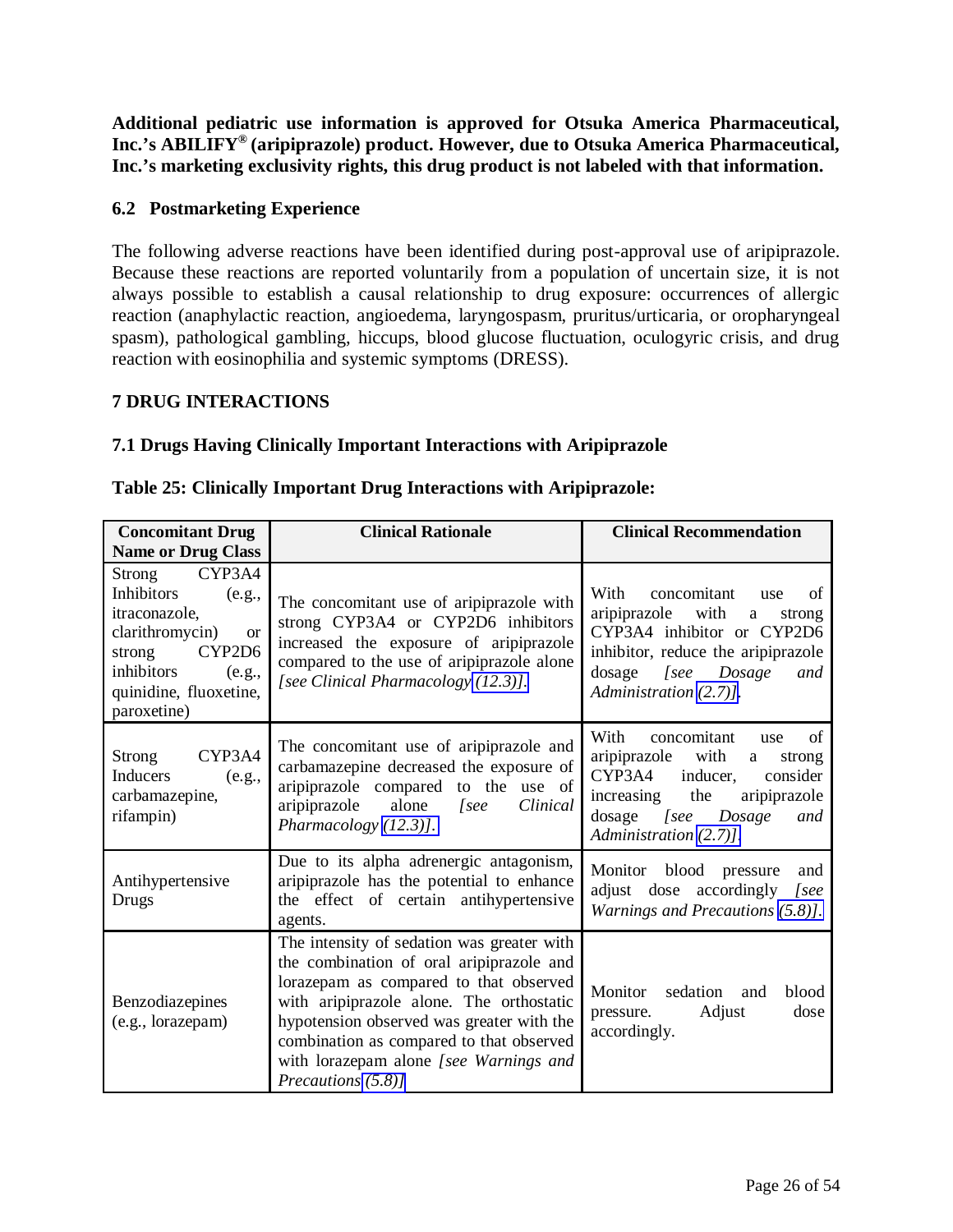**Additional pediatric use information is approved for Otsuka America Pharmaceutical, Inc.'s ABILIFY® (aripiprazole) product. However, due to Otsuka America Pharmaceutical, Inc.'s marketing exclusivity rights, this drug product is not labeled with that information.**

### 6.2 Postmarketing Experience

The following adverse reactions have been identified during post-approval use of aripiprazole. Because these reactions are reported voluntarily from a population of uncertain size, it is not always possible to establish a causal relationship to drug exposure: occurrences of allergic reaction (anaphylactic reaction, angioedema, laryngospasm, pruritus/urticaria, or oropharyngeal spasm), pathological gambling, hiccups, blood glucose fluctuation, oculogyric crisis, and drug reaction with eosinophilia and systemic symptoms (DRESS).

## 7 DRUG INTERACTIONS

### 7.1 Drugs Having Clinically Important Interactions with Aripiprazole

**Table 25: Clinically Important Drug Interactions with Aripiprazole:**

| Concomitant Drug Name or Drug Class | Clinical Rationale | Clinical Recommendation |
|---|---|---|
| Strong CYP3A4 Inhibitors (e.g., itraconazole, clarithromycin) or strong CYP2D6 inhibitors (e.g., quinidine, fluoxetine, paroxetine) | The concomitant use of aripiprazole with strong CYP3A4 or CYP2D6 inhibitors increased the exposure of aripiprazole compared to the use of aripiprazole alone *[see Clinical Pharmacology (12.3)]*. | With concomitant use of aripiprazole with a strong CYP3A4 inhibitor or CYP2D6 inhibitor, reduce the aripiprazole dosage *[see Dosage and Administration (2.7)]*. |
| Strong CYP3A4 Inducers (e.g., carbamazepine, rifampin) | The concomitant use of aripiprazole and carbamazepine decreased the exposure of aripiprazole compared to the use of aripiprazole alone *[see Clinical Pharmacology (12.3)]*. | With concomitant use of aripiprazole with a strong CYP3A4 inducer, consider increasing the aripiprazole dosage *[see Dosage and Administration (2.7)]*. |
| Antihypertensive Drugs | Due to its alpha adrenergic antagonism, aripiprazole has the potential to enhance the effect of certain antihypertensive agents. | Monitor blood pressure and adjust dose accordingly *[see Warnings and Precautions (5.8)]*. |
| Benzodiazepines (e.g., lorazepam) | The intensity of sedation was greater with the combination of oral aripiprazole and lorazepam as compared to that observed with aripiprazole alone. The orthostatic hypotension observed was greater with the combination as compared to that observed with lorazepam alone *[see Warnings and Precautions (5.8)]* | Monitor sedation and blood pressure. Adjust dose accordingly. |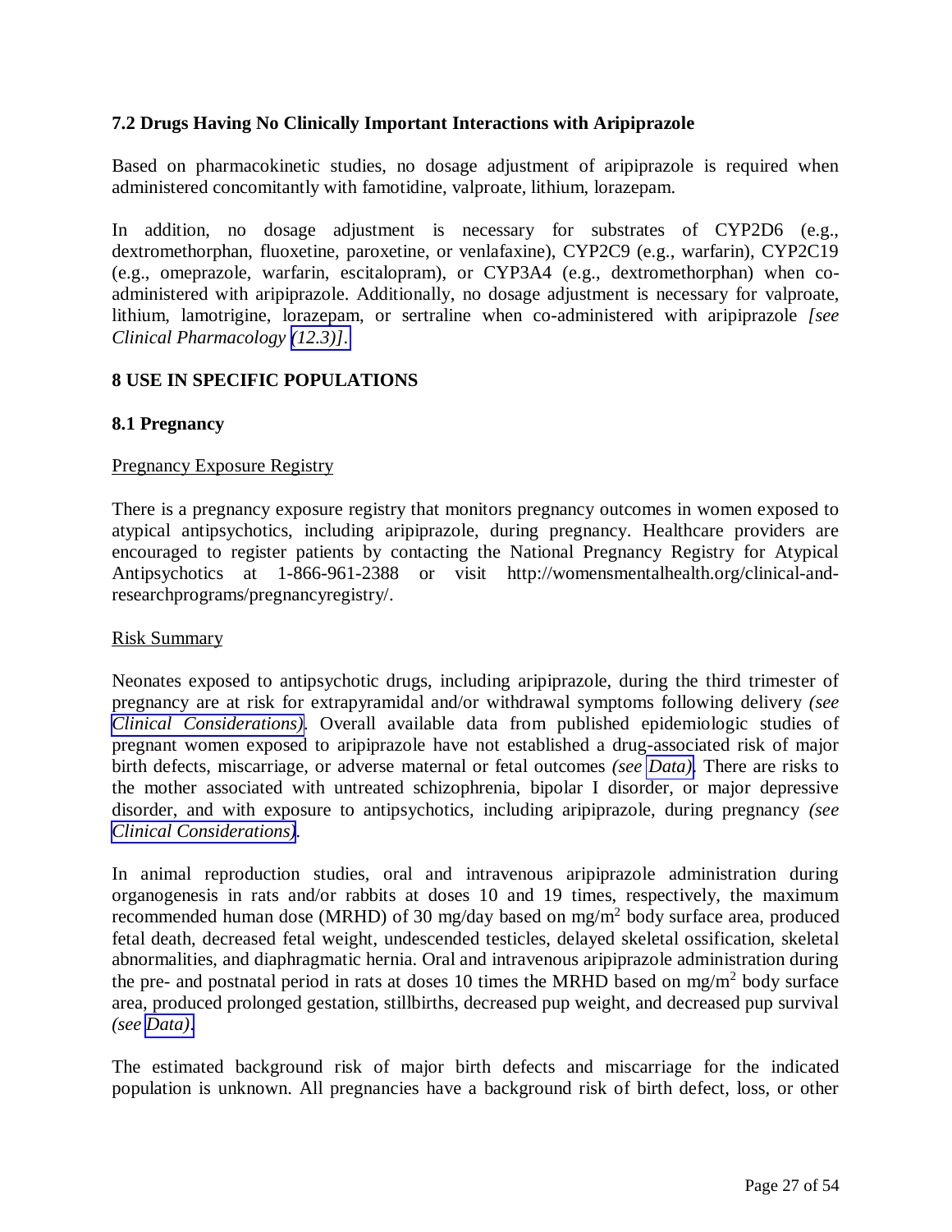### 7.2 Drugs Having No Clinically Important Interactions with Aripiprazole

Based on pharmacokinetic studies, no dosage adjustment of aripiprazole is required when administered concomitantly with famotidine, valproate, lithium, lorazepam.

In addition, no dosage adjustment is necessary for substrates of CYP2D6 (e.g., dextromethorphan, fluoxetine, paroxetine, or venlafaxine), CYP2C9 (e.g., warfarin), CYP2C19 (e.g., omeprazole, warfarin, escitalopram), or CYP3A4 (e.g., dextromethorphan) when co-administered with aripiprazole. Additionally, no dosage adjustment is necessary for valproate, lithium, lamotrigine, lorazepam, or sertraline when co-administered with aripiprazole *[see Clinical Pharmacology (12.3)]*.

## 8 USE IN SPECIFIC POPULATIONS

### 8.1 Pregnancy

Pregnancy Exposure Registry

There is a pregnancy exposure registry that monitors pregnancy outcomes in women exposed to atypical antipsychotics, including aripiprazole, during pregnancy. Healthcare providers are encouraged to register patients by contacting the National Pregnancy Registry for Atypical Antipsychotics at 1-866-961-2388 or visit http://womensmentalhealth.org/clinical-and-researchprograms/pregnancyregistry/.

Risk Summary

Neonates exposed to antipsychotic drugs, including aripiprazole, during the third trimester of pregnancy are at risk for extrapyramidal and/or withdrawal symptoms following delivery *(see Clinical Considerations)*. Overall available data from published epidemiologic studies of pregnant women exposed to aripiprazole have not established a drug-associated risk of major birth defects, miscarriage, or adverse maternal or fetal outcomes *(see Data)*. There are risks to the mother associated with untreated schizophrenia, bipolar I disorder, or major depressive disorder, and with exposure to antipsychotics, including aripiprazole, during pregnancy *(see Clinical Considerations)*.

In animal reproduction studies, oral and intravenous aripiprazole administration during organogenesis in rats and/or rabbits at doses 10 and 19 times, respectively, the maximum recommended human dose (MRHD) of 30 mg/day based on mg/$m^2$ body surface area, produced fetal death, decreased fetal weight, undescended testicles, delayed skeletal ossification, skeletal abnormalities, and diaphragmatic hernia. Oral and intravenous aripiprazole administration during the pre- and postnatal period in rats at doses 10 times the MRHD based on mg/$m^2$ body surface area, produced prolonged gestation, stillbirths, decreased pup weight, and decreased pup survival *(see Data)*.

The estimated background risk of major birth defects and miscarriage for the indicated population is unknown. All pregnancies have a background risk of birth defect, loss, or other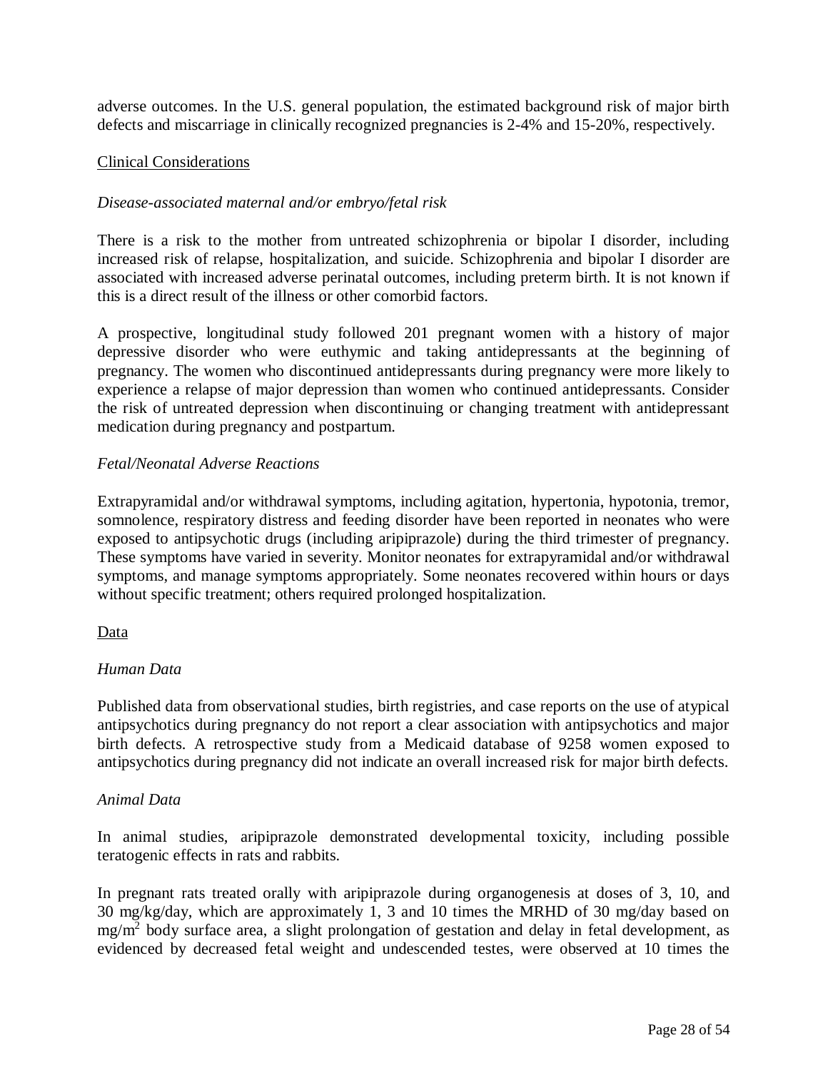adverse outcomes. In the U.S. general population, the estimated background risk of major birth defects and miscarriage in clinically recognized pregnancies is 2-4% and 15-20%, respectively.

Clinical Considerations

*Disease-associated maternal and/or embryo/fetal risk*

There is a risk to the mother from untreated schizophrenia or bipolar I disorder, including increased risk of relapse, hospitalization, and suicide. Schizophrenia and bipolar I disorder are associated with increased adverse perinatal outcomes, including preterm birth. It is not known if this is a direct result of the illness or other comorbid factors.

A prospective, longitudinal study followed 201 pregnant women with a history of major depressive disorder who were euthymic and taking antidepressants at the beginning of pregnancy. The women who discontinued antidepressants during pregnancy were more likely to experience a relapse of major depression than women who continued antidepressants. Consider the risk of untreated depression when discontinuing or changing treatment with antidepressant medication during pregnancy and postpartum.

*Fetal/Neonatal Adverse Reactions*

Extrapyramidal and/or withdrawal symptoms, including agitation, hypertonia, hypotonia, tremor, somnolence, respiratory distress and feeding disorder have been reported in neonates who were exposed to antipsychotic drugs (including aripiprazole) during the third trimester of pregnancy. These symptoms have varied in severity. Monitor neonates for extrapyramidal and/or withdrawal symptoms, and manage symptoms appropriately. Some neonates recovered within hours or days without specific treatment; others required prolonged hospitalization.

Data

*Human Data*

Published data from observational studies, birth registries, and case reports on the use of atypical antipsychotics during pregnancy do not report a clear association with antipsychotics and major birth defects. A retrospective study from a Medicaid database of 9258 women exposed to antipsychotics during pregnancy did not indicate an overall increased risk for major birth defects.

*Animal Data*

In animal studies, aripiprazole demonstrated developmental toxicity, including possible teratogenic effects in rats and rabbits.

In pregnant rats treated orally with aripiprazole during organogenesis at doses of 3, 10, and 30 mg/kg/day, which are approximately 1, 3 and 10 times the MRHD of 30 mg/day based on $mg/m^2$ body surface area, a slight prolongation of gestation and delay in fetal development, as evidenced by decreased fetal weight and undescended testes, were observed at 10 times the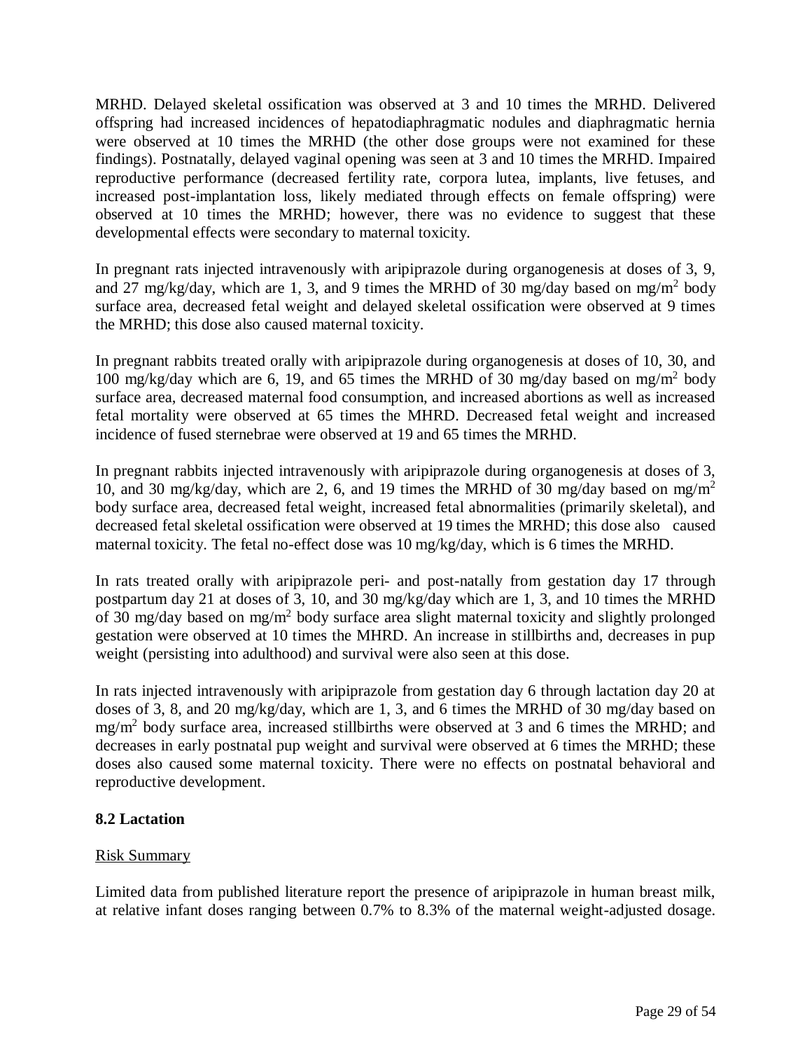MRHD. Delayed skeletal ossification was observed at 3 and 10 times the MRHD. Delivered offspring had increased incidences of hepatodiaphragmatic nodules and diaphragmatic hernia were observed at 10 times the MRHD (the other dose groups were not examined for these findings). Postnatally, delayed vaginal opening was seen at 3 and 10 times the MRHD. Impaired reproductive performance (decreased fertility rate, corpora lutea, implants, live fetuses, and increased post-implantation loss, likely mediated through effects on female offspring) were observed at 10 times the MRHD; however, there was no evidence to suggest that these developmental effects were secondary to maternal toxicity.

In pregnant rats injected intravenously with aripiprazole during organogenesis at doses of 3, 9, and 27 mg/kg/day, which are 1, 3, and 9 times the MRHD of 30 mg/day based on $mg/m^2$ body surface area, decreased fetal weight and delayed skeletal ossification were observed at 9 times the MRHD; this dose also caused maternal toxicity.

In pregnant rabbits treated orally with aripiprazole during organogenesis at doses of 10, 30, and 100 mg/kg/day which are 6, 19, and 65 times the MRHD of 30 mg/day based on $mg/m^2$ body surface area, decreased maternal food consumption, and increased abortions as well as increased fetal mortality were observed at 65 times the MHRD. Decreased fetal weight and increased incidence of fused sternebrae were observed at 19 and 65 times the MRHD.

In pregnant rabbits injected intravenously with aripiprazole during organogenesis at doses of 3, 10, and 30 mg/kg/day, which are 2, 6, and 19 times the MRHD of 30 mg/day based on $mg/m^2$ body surface area, decreased fetal weight, increased fetal abnormalities (primarily skeletal), and decreased fetal skeletal ossification were observed at 19 times the MRHD; this dose also caused maternal toxicity. The fetal no-effect dose was 10 mg/kg/day, which is 6 times the MRHD.

In rats treated orally with aripiprazole peri- and post-natally from gestation day 17 through postpartum day 21 at doses of 3, 10, and 30 mg/kg/day which are 1, 3, and 10 times the MRHD of 30 mg/day based on $mg/m^2$ body surface area slight maternal toxicity and slightly prolonged gestation were observed at 10 times the MHRD. An increase in stillbirths and, decreases in pup weight (persisting into adulthood) and survival were also seen at this dose.

In rats injected intravenously with aripiprazole from gestation day 6 through lactation day 20 at doses of 3, 8, and 20 mg/kg/day, which are 1, 3, and 6 times the MRHD of 30 mg/day based on $mg/m^2$ body surface area, increased stillbirths were observed at 3 and 6 times the MRHD; and decreases in early postnatal pup weight and survival were observed at 6 times the MRHD; these doses also caused some maternal toxicity. There were no effects on postnatal behavioral and reproductive development.

### 8.2 Lactation

Risk Summary

Limited data from published literature report the presence of aripiprazole in human breast milk, at relative infant doses ranging between 0.7% to 8.3% of the maternal weight-adjusted dosage.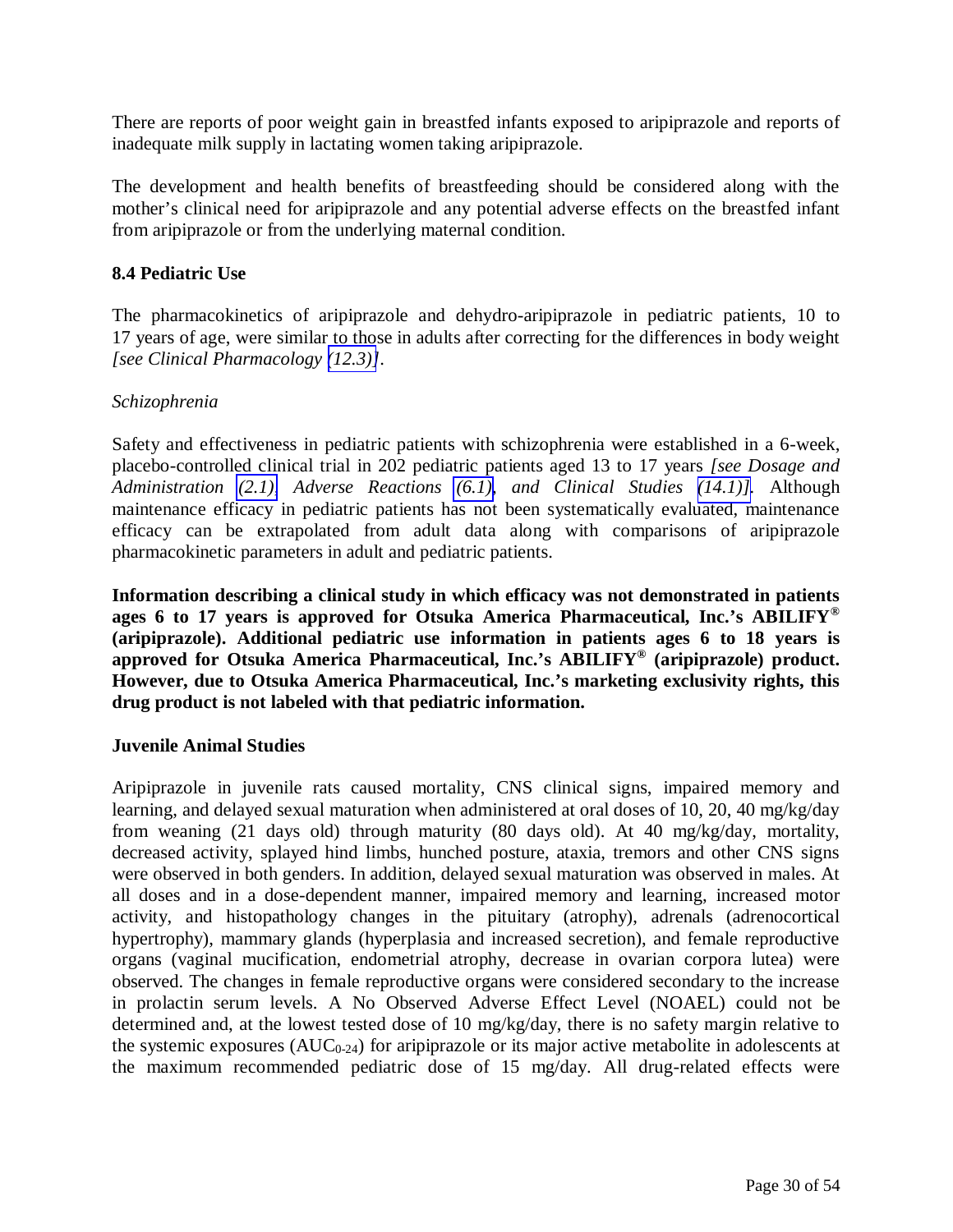There are reports of poor weight gain in breastfed infants exposed to aripiprazole and reports of inadequate milk supply in lactating women taking aripiprazole.

The development and health benefits of breastfeeding should be considered along with the mother's clinical need for aripiprazole and any potential adverse effects on the breastfed infant from aripiprazole or from the underlying maternal condition.

### 8.4 Pediatric Use

The pharmacokinetics of aripiprazole and dehydro-aripiprazole in pediatric patients, 10 to 17 years of age, were similar to those in adults after correcting for the differences in body weight *[see Clinical Pharmacology (12.3)]*.

*Schizophrenia*

Safety and effectiveness in pediatric patients with schizophrenia were established in a 6-week, placebo-controlled clinical trial in 202 pediatric patients aged 13 to 17 years *[see Dosage and Administration (2.1), Adverse Reactions (6.1), and Clinical Studies (14.1)]*. Although maintenance efficacy in pediatric patients has not been systematically evaluated, maintenance efficacy can be extrapolated from adult data along with comparisons of aripiprazole pharmacokinetic parameters in adult and pediatric patients.

**Information describing a clinical study in which efficacy was not demonstrated in patients ages 6 to 17 years is approved for Otsuka America Pharmaceutical, Inc.'s ABILIFY® (aripiprazole). Additional pediatric use information in patients ages 6 to 18 years is approved for Otsuka America Pharmaceutical, Inc.'s ABILIFY® (aripiprazole) product. However, due to Otsuka America Pharmaceutical, Inc.'s marketing exclusivity rights, this drug product is not labeled with that pediatric information.**

**Juvenile Animal Studies**

Aripiprazole in juvenile rats caused mortality, CNS clinical signs, impaired memory and learning, and delayed sexual maturation when administered at oral doses of 10, 20, 40 mg/kg/day from weaning (21 days old) through maturity (80 days old). At 40 mg/kg/day, mortality, decreased activity, splayed hind limbs, hunched posture, ataxia, tremors and other CNS signs were observed in both genders. In addition, delayed sexual maturation was observed in males. At all doses and in a dose-dependent manner, impaired memory and learning, increased motor activity, and histopathology changes in the pituitary (atrophy), adrenals (adrenocortical hypertrophy), mammary glands (hyperplasia and increased secretion), and female reproductive organs (vaginal mucification, endometrial atrophy, decrease in ovarian corpora lutea) were observed. The changes in female reproductive organs were considered secondary to the increase in prolactin serum levels. A No Observed Adverse Effect Level (NOAEL) could not be determined and, at the lowest tested dose of 10 mg/kg/day, there is no safety margin relative to the systemic exposures ($AUC_{0-24}$) for aripiprazole or its major active metabolite in adolescents at the maximum recommended pediatric dose of 15 mg/day. All drug-related effects were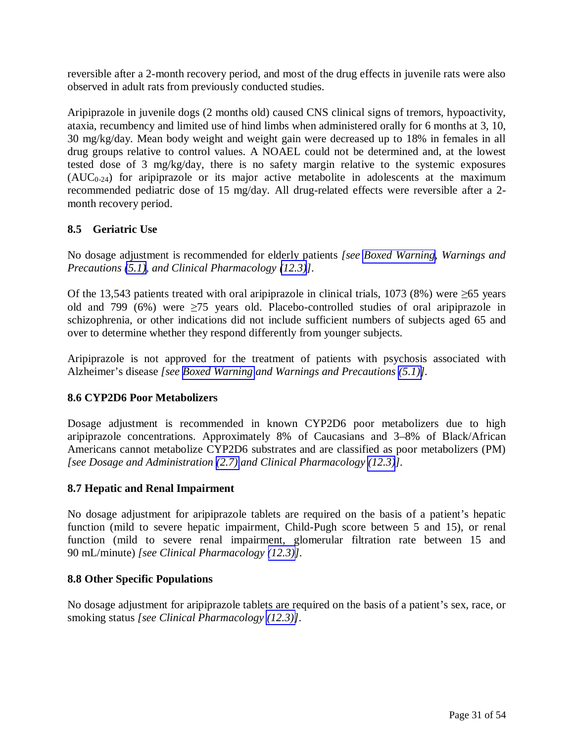reversible after a 2-month recovery period, and most of the drug effects in juvenile rats were also observed in adult rats from previously conducted studies.

Aripiprazole in juvenile dogs (2 months old) caused CNS clinical signs of tremors, hypoactivity, ataxia, recumbency and limited use of hind limbs when administered orally for 6 months at 3, 10, 30 mg/kg/day. Mean body weight and weight gain were decreased up to 18% in females in all drug groups relative to control values. A NOAEL could not be determined and, at the lowest tested dose of 3 mg/kg/day, there is no safety margin relative to the systemic exposures ($AUC_{0-24}$) for aripiprazole or its major active metabolite in adolescents at the maximum recommended pediatric dose of 15 mg/day. All drug-related effects were reversible after a 2-month recovery period.

### 8.5 Geriatric Use

No dosage adjustment is recommended for elderly patients *[see Boxed Warning, Warnings and Precautions (5.1), and Clinical Pharmacology (12.3)]*.

Of the 13,543 patients treated with oral aripiprazole in clinical trials, 1073 (8%) were ≥65 years old and 799 (6%) were ≥75 years old. Placebo-controlled studies of oral aripiprazole in schizophrenia, or other indications did not include sufficient numbers of subjects aged 65 and over to determine whether they respond differently from younger subjects.

Aripiprazole is not approved for the treatment of patients with psychosis associated with Alzheimer's disease *[see Boxed Warning and Warnings and Precautions (5.1)]*.

### 8.6 CYP2D6 Poor Metabolizers

Dosage adjustment is recommended in known CYP2D6 poor metabolizers due to high aripiprazole concentrations. Approximately 8% of Caucasians and 3–8% of Black/African Americans cannot metabolize CYP2D6 substrates and are classified as poor metabolizers (PM) *[see Dosage and Administration (2.7) and Clinical Pharmacology (12.3)]*.

### 8.7 Hepatic and Renal Impairment

No dosage adjustment for aripiprazole tablets are required on the basis of a patient's hepatic function (mild to severe hepatic impairment, Child-Pugh score between 5 and 15), or renal function (mild to severe renal impairment, glomerular filtration rate between 15 and 90 mL/minute) *[see Clinical Pharmacology (12.3)]*.

### 8.8 Other Specific Populations

No dosage adjustment for aripiprazole tablets are required on the basis of a patient's sex, race, or smoking status *[see Clinical Pharmacology (12.3)]*.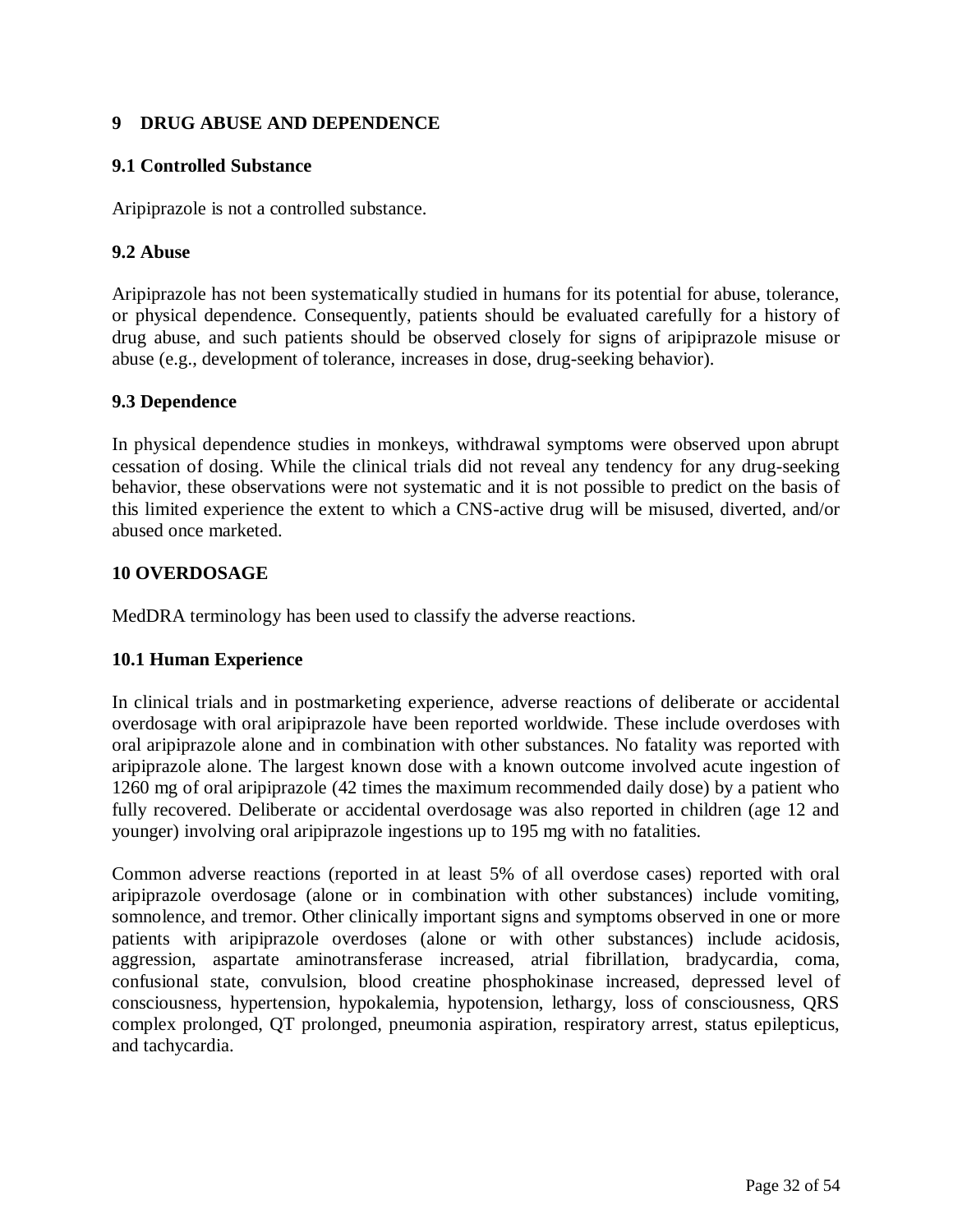# 9 DRUG ABUSE AND DEPENDENCE

## 9.1 Controlled Substance

Aripiprazole is not a controlled substance.

## 9.2 Abuse

Aripiprazole has not been systematically studied in humans for its potential for abuse, tolerance, or physical dependence. Consequently, patients should be evaluated carefully for a history of drug abuse, and such patients should be observed closely for signs of aripiprazole misuse or abuse (e.g., development of tolerance, increases in dose, drug-seeking behavior).

## 9.3 Dependence

In physical dependence studies in monkeys, withdrawal symptoms were observed upon abrupt cessation of dosing. While the clinical trials did not reveal any tendency for any drug-seeking behavior, these observations were not systematic and it is not possible to predict on the basis of this limited experience the extent to which a CNS-active drug will be misused, diverted, and/or abused once marketed.

# 10 OVERDOSAGE

MedDRA terminology has been used to classify the adverse reactions.

## 10.1 Human Experience

In clinical trials and in postmarketing experience, adverse reactions of deliberate or accidental overdosage with oral aripiprazole have been reported worldwide. These include overdoses with oral aripiprazole alone and in combination with other substances. No fatality was reported with aripiprazole alone. The largest known dose with a known outcome involved acute ingestion of 1260 mg of oral aripiprazole (42 times the maximum recommended daily dose) by a patient who fully recovered. Deliberate or accidental overdosage was also reported in children (age 12 and younger) involving oral aripiprazole ingestions up to 195 mg with no fatalities.

Common adverse reactions (reported in at least 5% of all overdose cases) reported with oral aripiprazole overdosage (alone or in combination with other substances) include vomiting, somnolence, and tremor. Other clinically important signs and symptoms observed in one or more patients with aripiprazole overdoses (alone or with other substances) include acidosis, aggression, aspartate aminotransferase increased, atrial fibrillation, bradycardia, coma, confusional state, convulsion, blood creatine phosphokinase increased, depressed level of consciousness, hypertension, hypokalemia, hypotension, lethargy, loss of consciousness, QRS complex prolonged, QT prolonged, pneumonia aspiration, respiratory arrest, status epilepticus, and tachycardia.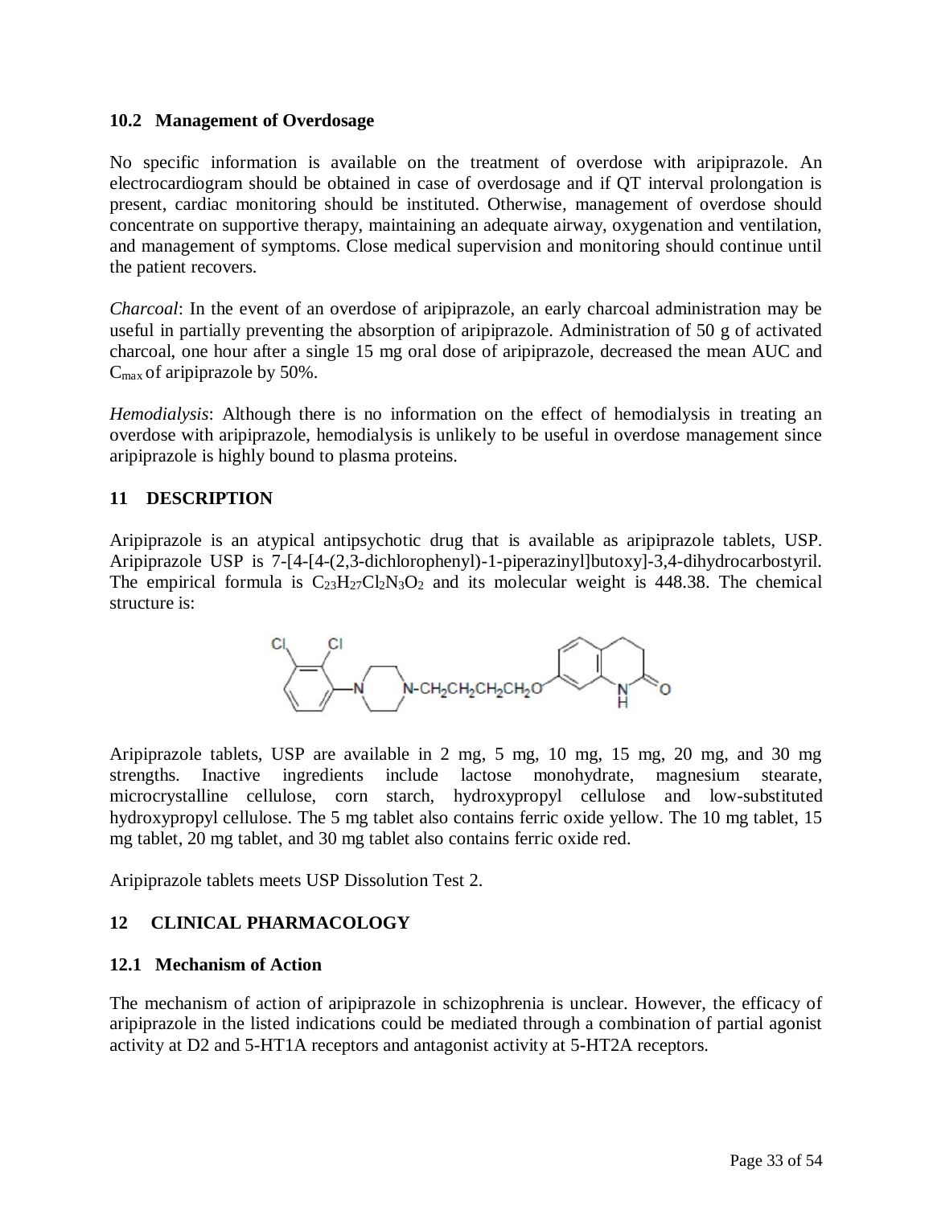### 10.2 Management of Overdosage

No specific information is available on the treatment of overdose with aripiprazole. An electrocardiogram should be obtained in case of overdosage and if QT interval prolongation is present, cardiac monitoring should be instituted. Otherwise, management of overdose should concentrate on supportive therapy, maintaining an adequate airway, oxygenation and ventilation, and management of symptoms. Close medical supervision and monitoring should continue until the patient recovers.

*Charcoal*: In the event of an overdose of aripiprazole, an early charcoal administration may be useful in partially preventing the absorption of aripiprazole. Administration of 50 g of activated charcoal, one hour after a single 15 mg oral dose of aripiprazole, decreased the mean AUC and $C_{max}$ of aripiprazole by 50%.

*Hemodialysis*: Although there is no information on the effect of hemodialysis in treating an overdose with aripiprazole, hemodialysis is unlikely to be useful in overdose management since aripiprazole is highly bound to plasma proteins.

## 11 DESCRIPTION

Aripiprazole is an atypical antipsychotic drug that is available as aripiprazole tablets, USP. Aripiprazole USP is 7-[4-[4-(2,3-dichlorophenyl)-1-piperazinyl]butoxy]-3,4-dihydrocarbostyril. The empirical formula is $C_{23}H_{27}Cl_2N_3O_2$ and its molecular weight is 448.38. The chemical structure is:

Aripiprazole tablets, USP are available in 2 mg, 5 mg, 10 mg, 15 mg, 20 mg, and 30 mg strengths. Inactive ingredients include lactose monohydrate, magnesium stearate, microcrystalline cellulose, corn starch, hydroxypropyl cellulose and low-substituted hydroxypropyl cellulose. The 5 mg tablet also contains ferric oxide yellow. The 10 mg tablet, 15 mg tablet, 20 mg tablet, and 30 mg tablet also contains ferric oxide red.

Aripiprazole tablets meets USP Dissolution Test 2.

## 12 CLINICAL PHARMACOLOGY

### 12.1 Mechanism of Action

The mechanism of action of aripiprazole in schizophrenia is unclear. However, the efficacy of aripiprazole in the listed indications could be mediated through a combination of partial agonist activity at D2 and 5-HT1A receptors and antagonist activity at 5-HT2A receptors.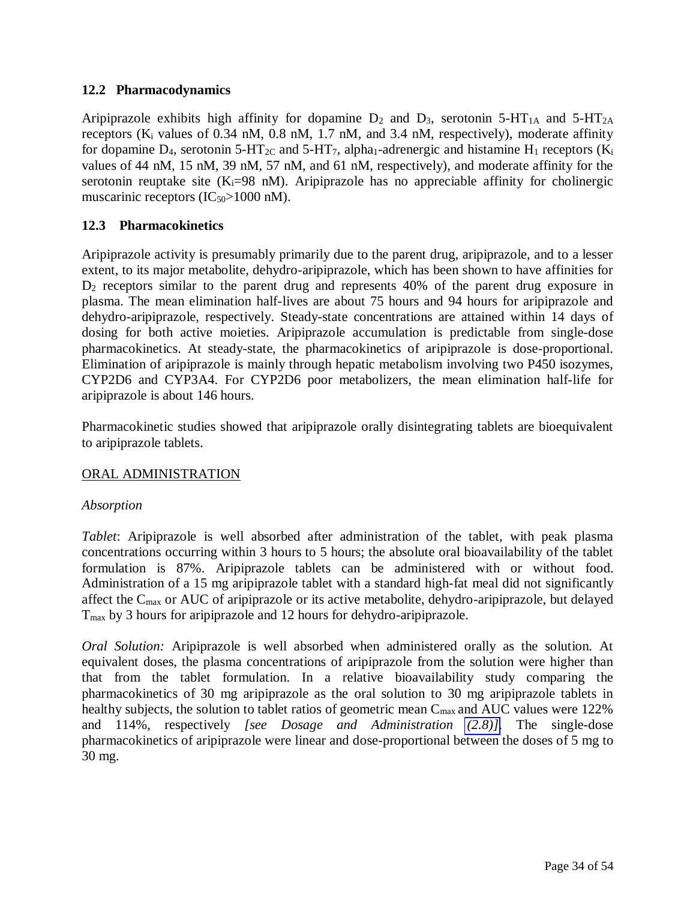## 12.2 Pharmacodynamics

Aripiprazole exhibits high affinity for dopamine $D_2$ and $D_3$, serotonin 5-$HT_{1A}$ and 5-$HT_{2A}$ receptors ($K_i$ values of 0.34 nM, 0.8 nM, 1.7 nM, and 3.4 nM, respectively), moderate affinity for dopamine $D_4$, serotonin 5-$HT_{2C}$ and 5-$HT_7$, alpha$_1$-adrenergic and histamine $H_1$ receptors ($K_i$ values of 44 nM, 15 nM, 39 nM, 57 nM, and 61 nM, respectively), and moderate affinity for the serotonin reuptake site ($K_i$=98 nM). Aripiprazole has no appreciable affinity for cholinergic muscarinic receptors ($IC_{50}$>1000 nM).

## 12.3 Pharmacokinetics

Aripiprazole activity is presumably primarily due to the parent drug, aripiprazole, and to a lesser extent, to its major metabolite, dehydro-aripiprazole, which has been shown to have affinities for $D_2$ receptors similar to the parent drug and represents 40% of the parent drug exposure in plasma. The mean elimination half-lives are about 75 hours and 94 hours for aripiprazole and dehydro-aripiprazole, respectively. Steady-state concentrations are attained within 14 days of dosing for both active moieties. Aripiprazole accumulation is predictable from single-dose pharmacokinetics. At steady-state, the pharmacokinetics of aripiprazole is dose-proportional. Elimination of aripiprazole is mainly through hepatic metabolism involving two P450 isozymes, CYP2D6 and CYP3A4. For CYP2D6 poor metabolizers, the mean elimination half-life for aripiprazole is about 146 hours.

Pharmacokinetic studies showed that aripiprazole orally disintegrating tablets are bioequivalent to aripiprazole tablets.

<u>ORAL ADMINISTRATION</u>

*Absorption*

*Tablet*: Aripiprazole is well absorbed after administration of the tablet, with peak plasma concentrations occurring within 3 hours to 5 hours; the absolute oral bioavailability of the tablet formulation is 87%. Aripiprazole tablets can be administered with or without food. Administration of a 15 mg aripiprazole tablet with a standard high-fat meal did not significantly affect the $C_{max}$ or AUC of aripiprazole or its active metabolite, dehydro-aripiprazole, but delayed $T_{max}$ by 3 hours for aripiprazole and 12 hours for dehydro-aripiprazole.

*Oral Solution:* Aripiprazole is well absorbed when administered orally as the solution. At equivalent doses, the plasma concentrations of aripiprazole from the solution were higher than that from the tablet formulation. In a relative bioavailability study comparing the pharmacokinetics of 30 mg aripiprazole as the oral solution to 30 mg aripiprazole tablets in healthy subjects, the solution to tablet ratios of geometric mean $C_{max}$ and AUC values were 122% and 114%, respectively *[see Dosage and Administration (2.8)]*. The single-dose pharmacokinetics of aripiprazole were linear and dose-proportional between the doses of 5 mg to 30 mg.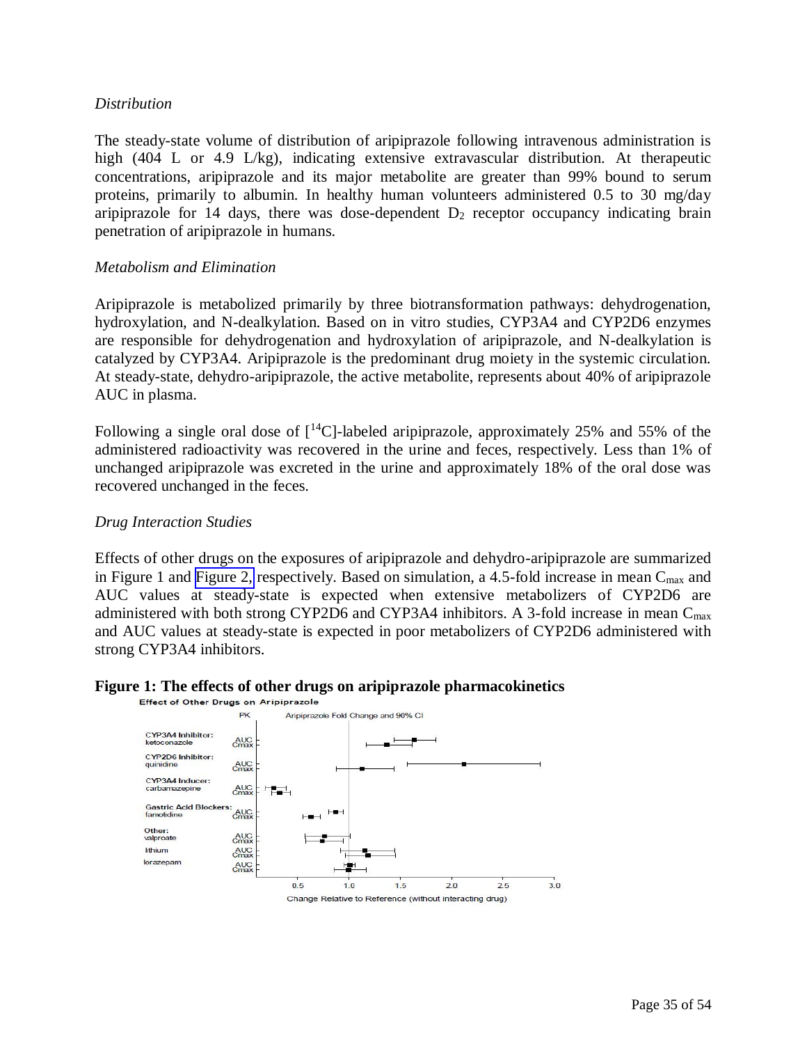*Distribution*

The steady-state volume of distribution of aripiprazole following intravenous administration is high (404 L or 4.9 L/kg), indicating extensive extravascular distribution. At therapeutic concentrations, aripiprazole and its major metabolite are greater than 99% bound to serum proteins, primarily to albumin. In healthy human volunteers administered 0.5 to 30 mg/day aripiprazole for 14 days, there was dose-dependent $D_2$ receptor occupancy indicating brain penetration of aripiprazole in humans.

*Metabolism and Elimination*

Aripiprazole is metabolized primarily by three biotransformation pathways: dehydrogenation, hydroxylation, and N-dealkylation. Based on in vitro studies, CYP3A4 and CYP2D6 enzymes are responsible for dehydrogenation and hydroxylation of aripiprazole, and N-dealkylation is catalyzed by CYP3A4. Aripiprazole is the predominant drug moiety in the systemic circulation. At steady-state, dehydro-aripiprazole, the active metabolite, represents about 40% of aripiprazole AUC in plasma.

Following a single oral dose of [$^{14}$C]-labeled aripiprazole, approximately 25% and 55% of the administered radioactivity was recovered in the urine and feces, respectively. Less than 1% of unchanged aripiprazole was excreted in the urine and approximately 18% of the oral dose was recovered unchanged in the feces.

*Drug Interaction Studies*

Effects of other drugs on the exposures of aripiprazole and dehydro-aripiprazole are summarized in Figure 1 and Figure 2, respectively. Based on simulation, a 4.5-fold increase in mean $C_{max}$ and AUC values at steady-state is expected when extensive metabolizers of CYP2D6 are administered with both strong CYP2D6 and CYP3A4 inhibitors. A 3-fold increase in mean $C_{max}$ and AUC values at steady-state is expected in poor metabolizers of CYP2D6 administered with strong CYP3A4 inhibitors.

**Figure 1: The effects of other drugs on aripiprazole pharmacokinetics**

Effect of Other Drugs on Aripiprazole

| Drug | PK |
|---|---|
| CYP3A4 Inhibitor: ketoconazole | AUC, Cmax |
| CYP2D6 Inhibitor: quinidine | AUC, Cmax |
| CYP3A4 Inducer: carbamazepine | AUC, Cmax |
| Gastric Acid Blockers: famotidine | AUC, Cmax |
| Other: valproate | AUC, Cmax |
| lithium | AUC, Cmax |
| lorazepam | AUC, Cmax |

Aripiprazole Fold Change and 90% CI

Change Relative to Reference (without interacting drug)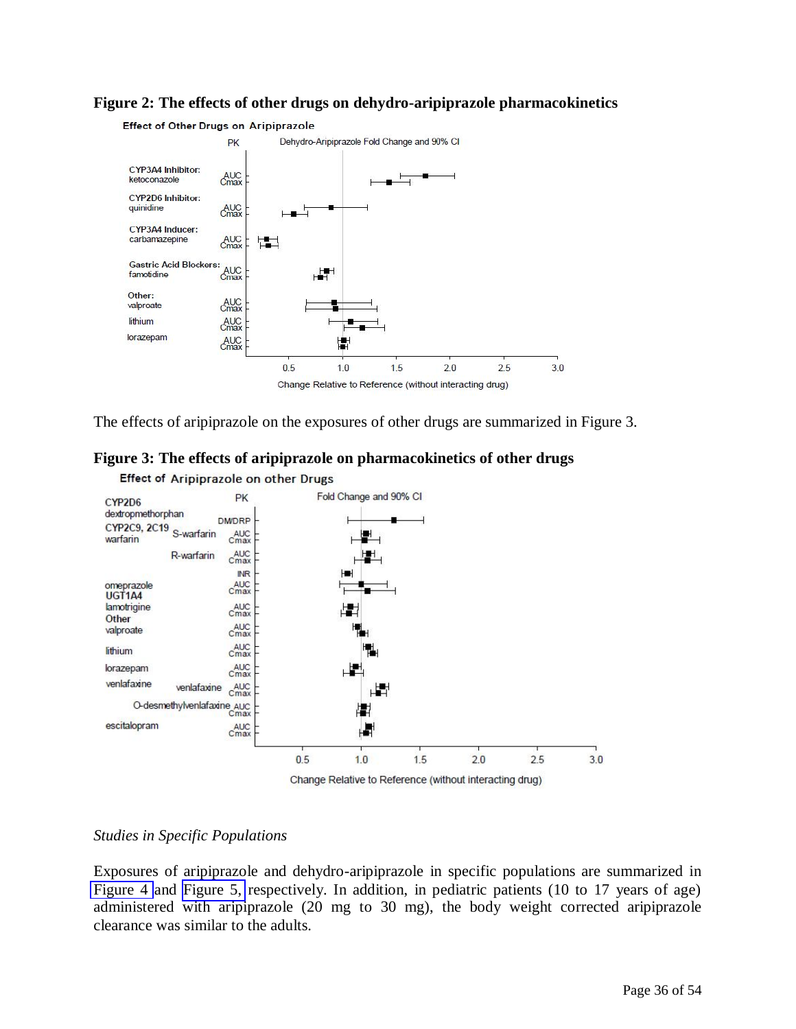**Figure 2: The effects of other drugs on dehydro-aripiprazole pharmacokinetics**

The effects of aripiprazole on the exposures of other drugs are summarized in Figure 3.

**Figure 3: The effects of aripiprazole on pharmacokinetics of other drugs**

*Studies in Specific Populations*

Exposures of aripiprazole and dehydro-aripiprazole in specific populations are summarized in Figure 4 and Figure 5, respectively. In addition, in pediatric patients (10 to 17 years of age) administered with aripiprazole (20 mg to 30 mg), the body weight corrected aripiprazole clearance was similar to the adults.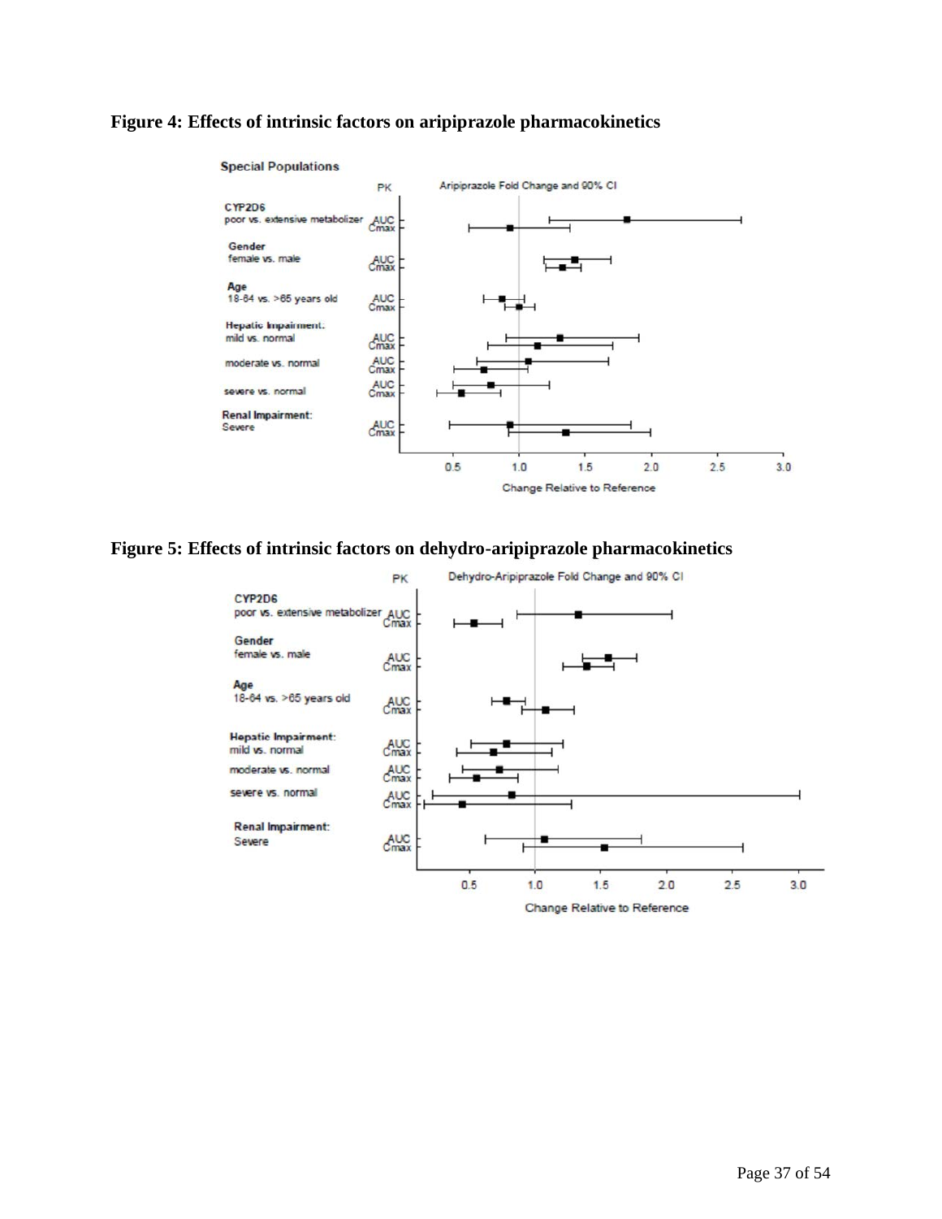**Figure 4: Effects of intrinsic factors on aripiprazole pharmacokinetics**

**Figure 5: Effects of intrinsic factors on dehydro-aripiprazole pharmacokinetics**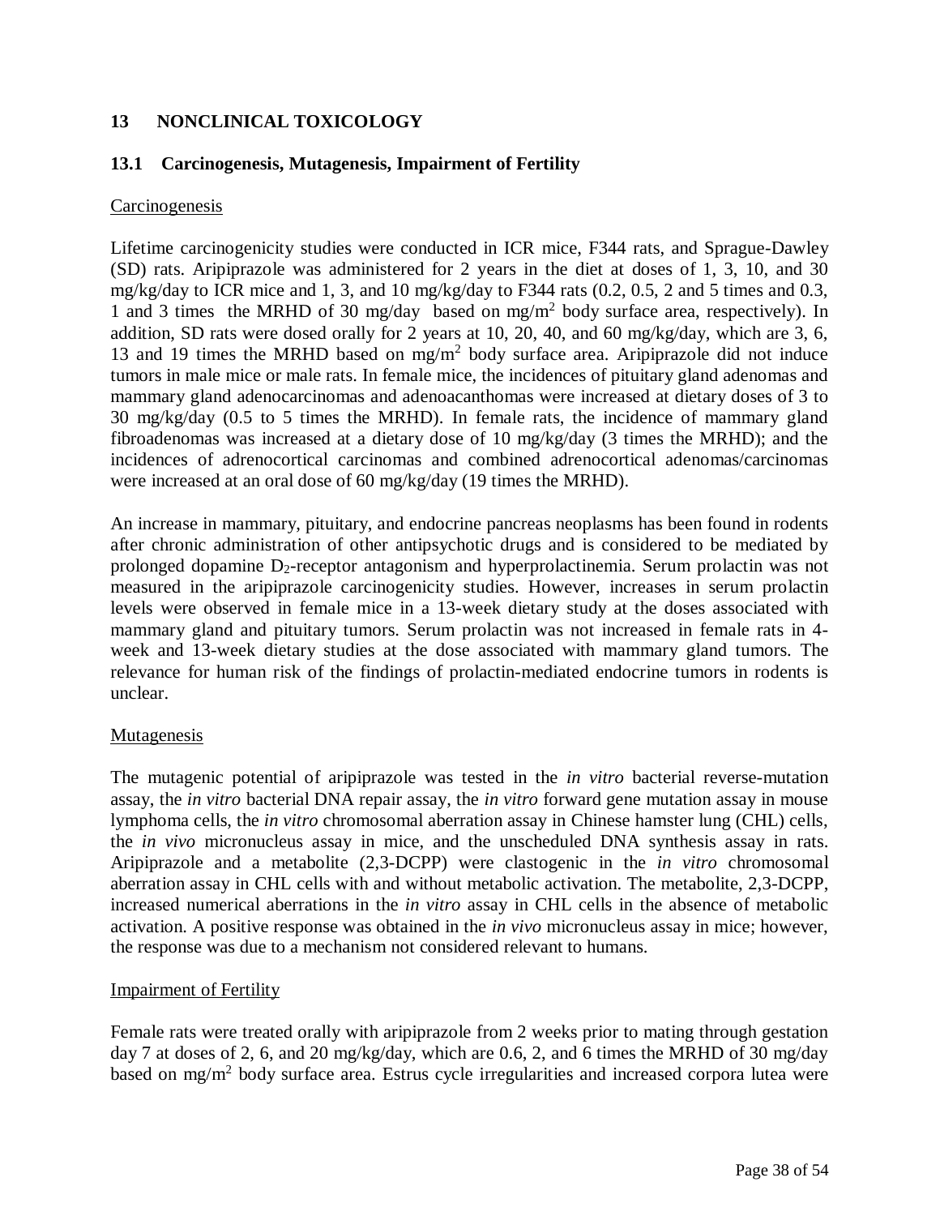## 13 NONCLINICAL TOXICOLOGY

### 13.1 Carcinogenesis, Mutagenesis, Impairment of Fertility

Carcinogenesis

Lifetime carcinogenicity studies were conducted in ICR mice, F344 rats, and Sprague-Dawley (SD) rats. Aripiprazole was administered for 2 years in the diet at doses of 1, 3, 10, and 30 mg/kg/day to ICR mice and 1, 3, and 10 mg/kg/day to F344 rats (0.2, 0.5, 2 and 5 times and 0.3, 1 and 3 times the MRHD of 30 mg/day based on $mg/m^2$ body surface area, respectively). In addition, SD rats were dosed orally for 2 years at 10, 20, 40, and 60 mg/kg/day, which are 3, 6, 13 and 19 times the MRHD based on $mg/m^2$ body surface area. Aripiprazole did not induce tumors in male mice or male rats. In female mice, the incidences of pituitary gland adenomas and mammary gland adenocarcinomas and adenoacanthomas were increased at dietary doses of 3 to 30 mg/kg/day (0.5 to 5 times the MRHD). In female rats, the incidence of mammary gland fibroadenomas was increased at a dietary dose of 10 mg/kg/day (3 times the MRHD); and the incidences of adrenocortical carcinomas and combined adrenocortical adenomas/carcinomas were increased at an oral dose of 60 mg/kg/day (19 times the MRHD).

An increase in mammary, pituitary, and endocrine pancreas neoplasms has been found in rodents after chronic administration of other antipsychotic drugs and is considered to be mediated by prolonged dopamine $D_2$-receptor antagonism and hyperprolactinemia. Serum prolactin was not measured in the aripiprazole carcinogenicity studies. However, increases in serum prolactin levels were observed in female mice in a 13-week dietary study at the doses associated with mammary gland and pituitary tumors. Serum prolactin was not increased in female rats in 4-week and 13-week dietary studies at the dose associated with mammary gland tumors. The relevance for human risk of the findings of prolactin-mediated endocrine tumors in rodents is unclear.

Mutagenesis

The mutagenic potential of aripiprazole was tested in the *in vitro* bacterial reverse-mutation assay, the *in vitro* bacterial DNA repair assay, the *in vitro* forward gene mutation assay in mouse lymphoma cells, the *in vitro* chromosomal aberration assay in Chinese hamster lung (CHL) cells, the *in vivo* micronucleus assay in mice, and the unscheduled DNA synthesis assay in rats. Aripiprazole and a metabolite (2,3-DCPP) were clastogenic in the *in vitro* chromosomal aberration assay in CHL cells with and without metabolic activation. The metabolite, 2,3-DCPP, increased numerical aberrations in the *in vitro* assay in CHL cells in the absence of metabolic activation. A positive response was obtained in the *in vivo* micronucleus assay in mice; however, the response was due to a mechanism not considered relevant to humans.

Impairment of Fertility

Female rats were treated orally with aripiprazole from 2 weeks prior to mating through gestation day 7 at doses of 2, 6, and 20 mg/kg/day, which are 0.6, 2, and 6 times the MRHD of 30 mg/day based on $mg/m^2$ body surface area. Estrus cycle irregularities and increased corpora lutea were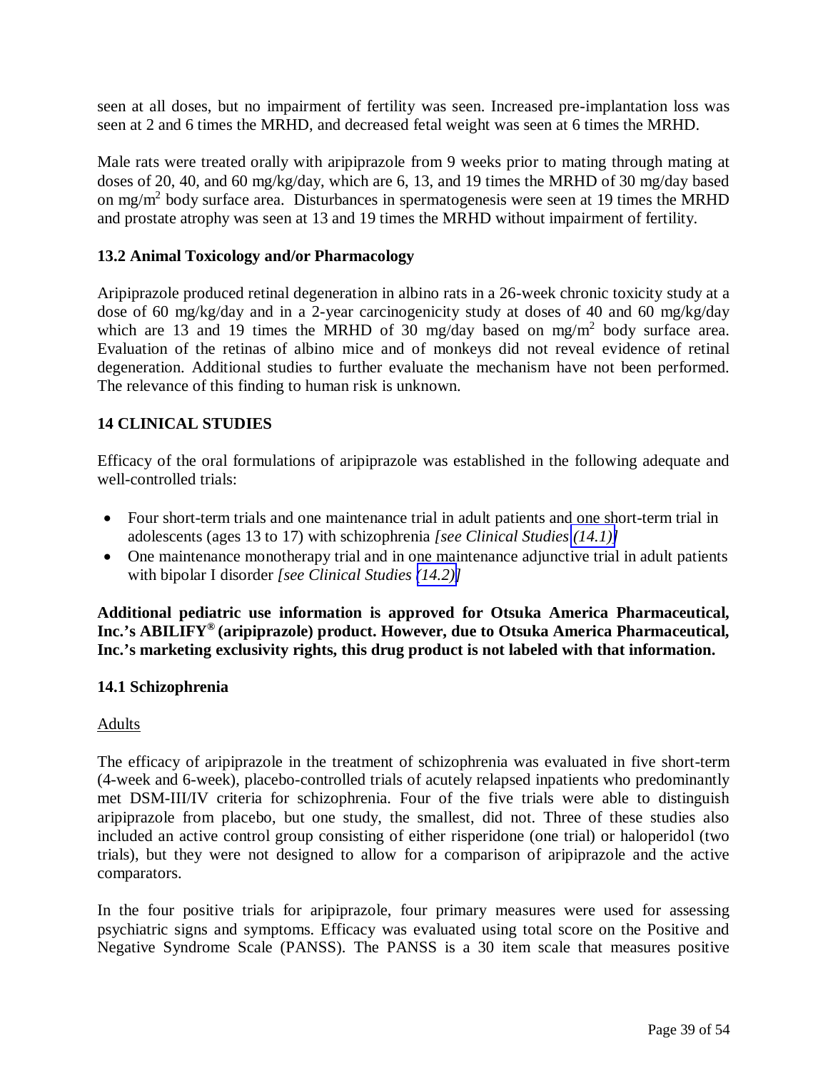seen at all doses, but no impairment of fertility was seen. Increased pre-implantation loss was seen at 2 and 6 times the MRHD, and decreased fetal weight was seen at 6 times the MRHD.

Male rats were treated orally with aripiprazole from 9 weeks prior to mating through mating at doses of 20, 40, and 60 mg/kg/day, which are 6, 13, and 19 times the MRHD of 30 mg/day based on mg/m$^2$ body surface area. Disturbances in spermatogenesis were seen at 19 times the MRHD and prostate atrophy was seen at 13 and 19 times the MRHD without impairment of fertility.

### 13.2 Animal Toxicology and/or Pharmacology

Aripiprazole produced retinal degeneration in albino rats in a 26-week chronic toxicity study at a dose of 60 mg/kg/day and in a 2-year carcinogenicity study at doses of 40 and 60 mg/kg/day which are 13 and 19 times the MRHD of 30 mg/day based on mg/m$^2$ body surface area. Evaluation of the retinas of albino mice and of monkeys did not reveal evidence of retinal degeneration. Additional studies to further evaluate the mechanism have not been performed. The relevance of this finding to human risk is unknown.

## 14 CLINICAL STUDIES

Efficacy of the oral formulations of aripiprazole was established in the following adequate and well-controlled trials:

- Four short-term trials and one maintenance trial in adult patients and one short-term trial in adolescents (ages 13 to 17) with schizophrenia *[see Clinical Studies (14.1)]*
- One maintenance monotherapy trial and in one maintenance adjunctive trial in adult patients with bipolar I disorder *[see Clinical Studies (14.2)]*

**Additional pediatric use information is approved for Otsuka America Pharmaceutical, Inc.'s ABILIFY® (aripiprazole) product. However, due to Otsuka America Pharmaceutical, Inc.'s marketing exclusivity rights, this drug product is not labeled with that information.**

### 14.1 Schizophrenia

Adults

The efficacy of aripiprazole in the treatment of schizophrenia was evaluated in five short-term (4-week and 6-week), placebo-controlled trials of acutely relapsed inpatients who predominantly met DSM-III/IV criteria for schizophrenia. Four of the five trials were able to distinguish aripiprazole from placebo, but one study, the smallest, did not. Three of these studies also included an active control group consisting of either risperidone (one trial) or haloperidol (two trials), but they were not designed to allow for a comparison of aripiprazole and the active comparators.

In the four positive trials for aripiprazole, four primary measures were used for assessing psychiatric signs and symptoms. Efficacy was evaluated using total score on the Positive and Negative Syndrome Scale (PANSS). The PANSS is a 30 item scale that measures positive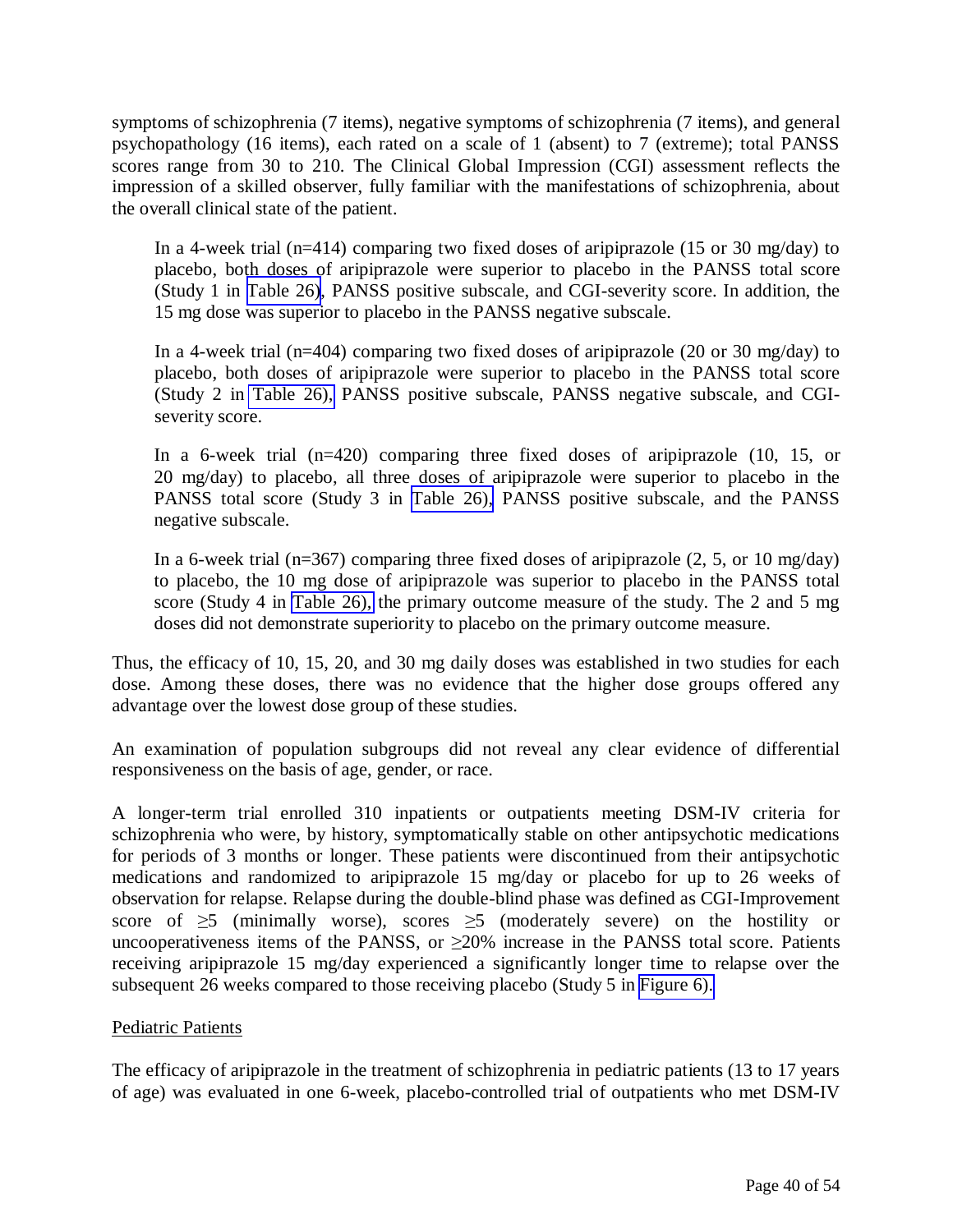symptoms of schizophrenia (7 items), negative symptoms of schizophrenia (7 items), and general psychopathology (16 items), each rated on a scale of 1 (absent) to 7 (extreme); total PANSS scores range from 30 to 210. The Clinical Global Impression (CGI) assessment reflects the impression of a skilled observer, fully familiar with the manifestations of schizophrenia, about the overall clinical state of the patient.

> In a 4-week trial (n=414) comparing two fixed doses of aripiprazole (15 or 30 mg/day) to placebo, both doses of aripiprazole were superior to placebo in the PANSS total score (Study 1 in Table 26), PANSS positive subscale, and CGI-severity score. In addition, the 15 mg dose was superior to placebo in the PANSS negative subscale.
>
> In a 4-week trial (n=404) comparing two fixed doses of aripiprazole (20 or 30 mg/day) to placebo, both doses of aripiprazole were superior to placebo in the PANSS total score (Study 2 in Table 26), PANSS positive subscale, PANSS negative subscale, and CGI-severity score.
>
> In a 6-week trial (n=420) comparing three fixed doses of aripiprazole (10, 15, or 20 mg/day) to placebo, all three doses of aripiprazole were superior to placebo in the PANSS total score (Study 3 in Table 26), PANSS positive subscale, and the PANSS negative subscale.
>
> In a 6-week trial (n=367) comparing three fixed doses of aripiprazole (2, 5, or 10 mg/day) to placebo, the 10 mg dose of aripiprazole was superior to placebo in the PANSS total score (Study 4 in Table 26), the primary outcome measure of the study. The 2 and 5 mg doses did not demonstrate superiority to placebo on the primary outcome measure.

Thus, the efficacy of 10, 15, 20, and 30 mg daily doses was established in two studies for each dose. Among these doses, there was no evidence that the higher dose groups offered any advantage over the lowest dose group of these studies.

An examination of population subgroups did not reveal any clear evidence of differential responsiveness on the basis of age, gender, or race.

A longer-term trial enrolled 310 inpatients or outpatients meeting DSM-IV criteria for schizophrenia who were, by history, symptomatically stable on other antipsychotic medications for periods of 3 months or longer. These patients were discontinued from their antipsychotic medications and randomized to aripiprazole 15 mg/day or placebo for up to 26 weeks of observation for relapse. Relapse during the double-blind phase was defined as CGI-Improvement score of ≥5 (minimally worse), scores ≥5 (moderately severe) on the hostility or uncooperativeness items of the PANSS, or ≥20% increase in the PANSS total score. Patients receiving aripiprazole 15 mg/day experienced a significantly longer time to relapse over the subsequent 26 weeks compared to those receiving placebo (Study 5 in Figure 6).

Pediatric Patients

The efficacy of aripiprazole in the treatment of schizophrenia in pediatric patients (13 to 17 years of age) was evaluated in one 6-week, placebo-controlled trial of outpatients who met DSM-IV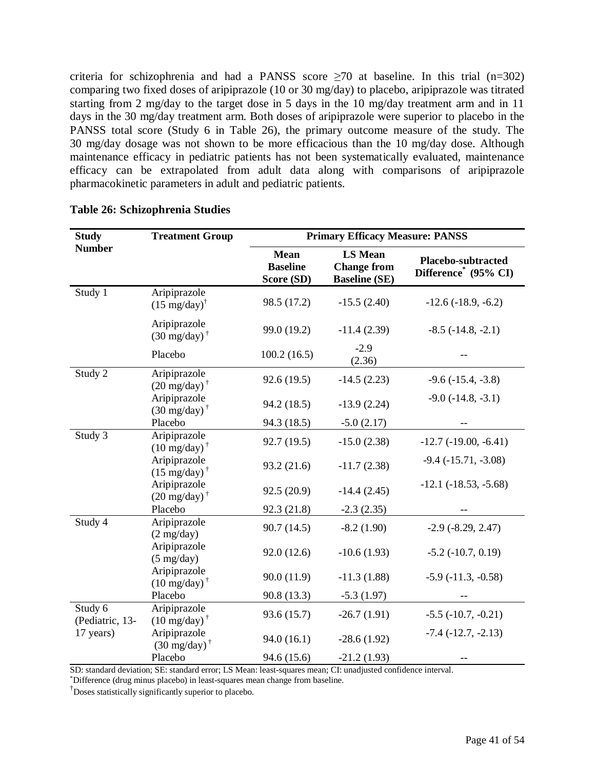criteria for schizophrenia and had a PANSS score ≥70 at baseline. In this trial (n=302) comparing two fixed doses of aripiprazole (10 or 30 mg/day) to placebo, aripiprazole was titrated starting from 2 mg/day to the target dose in 5 days in the 10 mg/day treatment arm and in 11 days in the 30 mg/day treatment arm. Both doses of aripiprazole were superior to placebo in the PANSS total score (Study 6 in Table 26), the primary outcome measure of the study. The 30 mg/day dosage was not shown to be more efficacious than the 10 mg/day dose. Although maintenance efficacy in pediatric patients has not been systematically evaluated, maintenance efficacy can be extrapolated from adult data along with comparisons of aripiprazole pharmacokinetic parameters in adult and pediatric patients.

**Table 26: Schizophrenia Studies**

| Study Number | Treatment Group | Primary Efficacy Measure: PANSS | | |
|---|---|---|---|---|
| | | **Mean Baseline Score (SD)** | **LS Mean Change from Baseline (SE)** | **Placebo-subtracted Difference* (95% CI)** |
| Study 1 | Aripiprazole (15 mg/day)† | 98.5 (17.2) | -15.5 (2.40) | -12.6 (-18.9, -6.2) |
| | Aripiprazole (30 mg/day)† | 99.0 (19.2) | -11.4 (2.39) | -8.5 (-14.8, -2.1) |
| | Placebo | 100.2 (16.5) | -2.9 (2.36) | -- |
| Study 2 | Aripiprazole (20 mg/day)† | 92.6 (19.5) | -14.5 (2.23) | -9.6 (-15.4, -3.8) |
| | Aripiprazole (30 mg/day)† | 94.2 (18.5) | -13.9 (2.24) | -9.0 (-14.8, -3.1) |
| | Placebo | 94.3 (18.5) | -5.0 (2.17) | -- |
| Study 3 | Aripiprazole (10 mg/day)† | 92.7 (19.5) | -15.0 (2.38) | -12.7 (-19.00, -6.41) |
| | Aripiprazole (15 mg/day)† | 93.2 (21.6) | -11.7 (2.38) | -9.4 (-15.71, -3.08) |
| | Aripiprazole (20 mg/day)† | 92.5 (20.9) | -14.4 (2.45) | -12.1 (-18.53, -5.68) |
| | Placebo | 92.3 (21.8) | -2.3 (2.35) | -- |
| Study 4 | Aripiprazole (2 mg/day) | 90.7 (14.5) | -8.2 (1.90) | -2.9 (-8.29, 2.47) |
| | Aripiprazole (5 mg/day) | 92.0 (12.6) | -10.6 (1.93) | -5.2 (-10.7, 0.19) |
| | Aripiprazole (10 mg/day)† | 90.0 (11.9) | -11.3 (1.88) | -5.9 (-11.3, -0.58) |
| | Placebo | 90.8 (13.3) | -5.3 (1.97) | -- |
| Study 6 (Pediatric, 13-17 years) | Aripiprazole (10 mg/day)† | 93.6 (15.7) | -26.7 (1.91) | -5.5 (-10.7, -0.21) |
| | Aripiprazole (30 mg/day)† | 94.0 (16.1) | -28.6 (1.92) | -7.4 (-12.7, -2.13) |
| | Placebo | 94.6 (15.6) | -21.2 (1.93) | -- |

SD: standard deviation; SE: standard error; LS Mean: least-squares mean; CI: unadjusted confidence interval.
*Difference (drug minus placebo) in least-squares mean change from baseline.
†Doses statistically significantly superior to placebo.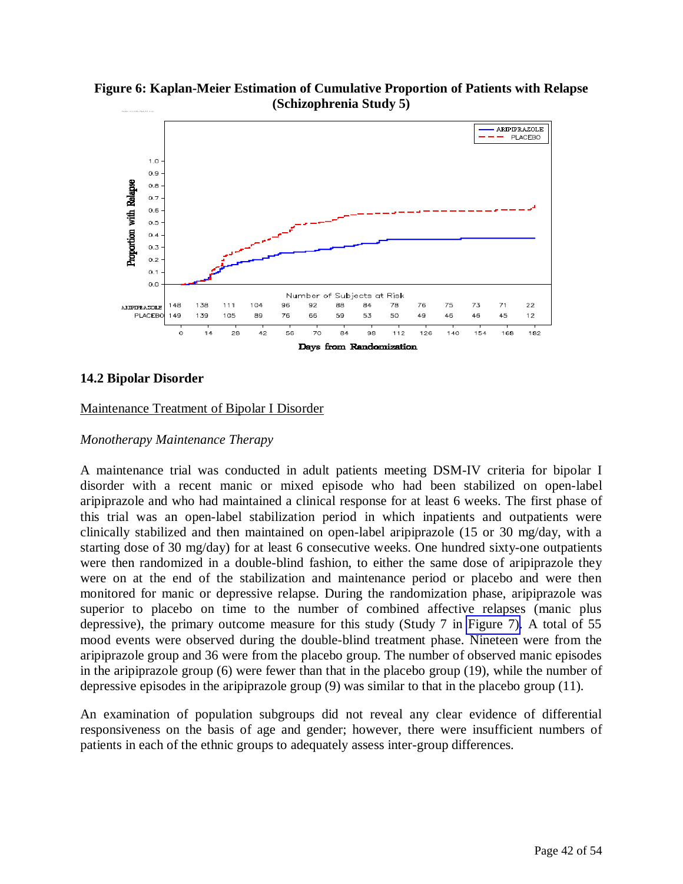**Figure 6: Kaplan-Meier Estimation of Cumulative Proportion of Patients with Relapse (Schizophrenia Study 5)**

Number of Subjects at Risk

| Days from Randomization | 0 | 14 | 28 | 42 | 56 | 70 | 84 | 98 | 112 | 126 | 140 | 154 | 168 | 182 |
|---|---|---|---|---|---|---|---|---|---|---|---|---|---|---|
| ARIPIPRAZOLE | 148 | 138 | 111 | 104 | 96 | 92 | 88 | 84 | 78 | 76 | 75 | 73 | 71 | 22 |
| PLACEBO | 149 | 139 | 105 | 89 | 76 | 66 | 59 | 53 | 50 | 49 | 46 | 46 | 45 | 12 |

## 14.2 Bipolar Disorder

Maintenance Treatment of Bipolar I Disorder

*Monotherapy Maintenance Therapy*

A maintenance trial was conducted in adult patients meeting DSM-IV criteria for bipolar I disorder with a recent manic or mixed episode who had been stabilized on open-label aripiprazole and who had maintained a clinical response for at least 6 weeks. The first phase of this trial was an open-label stabilization period in which inpatients and outpatients were clinically stabilized and then maintained on open-label aripiprazole (15 or 30 mg/day, with a starting dose of 30 mg/day) for at least 6 consecutive weeks. One hundred sixty-one outpatients were then randomized in a double-blind fashion, to either the same dose of aripiprazole they were on at the end of the stabilization and maintenance period or placebo and were then monitored for manic or depressive relapse. During the randomization phase, aripiprazole was superior to placebo on time to the number of combined affective relapses (manic plus depressive), the primary outcome measure for this study (Study 7 in Figure 7). A total of 55 mood events were observed during the double-blind treatment phase. Nineteen were from the aripiprazole group and 36 were from the placebo group. The number of observed manic episodes in the aripiprazole group (6) were fewer than that in the placebo group (19), while the number of depressive episodes in the aripiprazole group (9) was similar to that in the placebo group (11).

An examination of population subgroups did not reveal any clear evidence of differential responsiveness on the basis of age and gender; however, there were insufficient numbers of patients in each of the ethnic groups to adequately assess inter-group differences.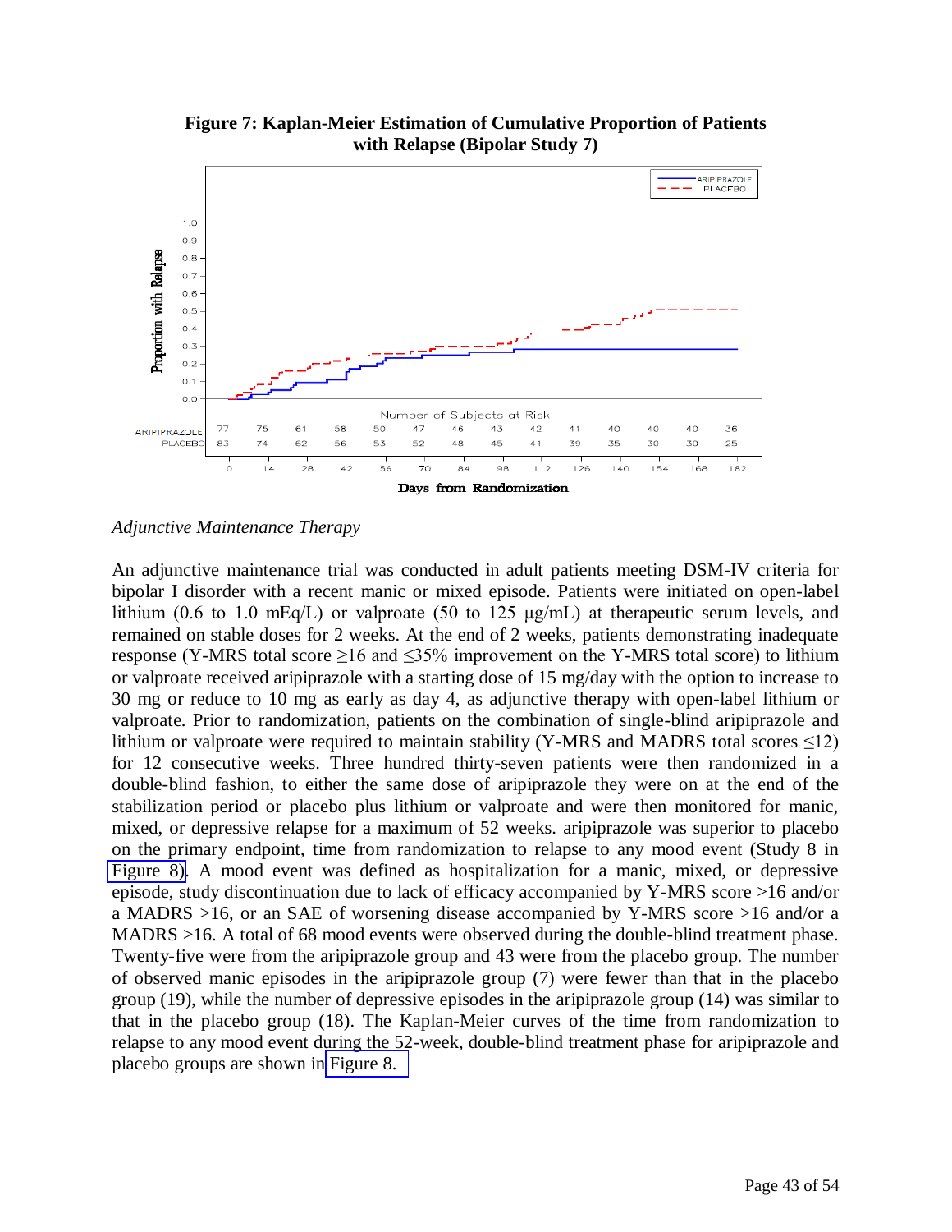**Figure 7: Kaplan-Meier Estimation of Cumulative Proportion of Patients with Relapse (Bipolar Study 7)**

| Number of Subjects at Risk | 0 | 14 | 28 | 42 | 56 | 70 | 84 | 98 | 112 | 126 | 140 | 154 | 168 | 182 |
|---|---|---|---|---|---|---|---|---|---|---|---|---|---|---|
| ARIPIPRAZOLE | 77 | 75 | 61 | 58 | 50 | 47 | 46 | 43 | 42 | 41 | 40 | 40 | 40 | 36 |
| PLACEBO | 83 | 74 | 62 | 56 | 53 | 52 | 48 | 45 | 41 | 39 | 35 | 30 | 30 | 25 |

Days from Randomization

*Adjunctive Maintenance Therapy*

An adjunctive maintenance trial was conducted in adult patients meeting DSM-IV criteria for bipolar I disorder with a recent manic or mixed episode. Patients were initiated on open-label lithium (0.6 to 1.0 mEq/L) or valproate (50 to 125 µg/mL) at therapeutic serum levels, and remained on stable doses for 2 weeks. At the end of 2 weeks, patients demonstrating inadequate response (Y-MRS total score ≥16 and ≤35% improvement on the Y-MRS total score) to lithium or valproate received aripiprazole with a starting dose of 15 mg/day with the option to increase to 30 mg or reduce to 10 mg as early as day 4, as adjunctive therapy with open-label lithium or valproate. Prior to randomization, patients on the combination of single-blind aripiprazole and lithium or valproate were required to maintain stability (Y-MRS and MADRS total scores ≤12) for 12 consecutive weeks. Three hundred thirty-seven patients were then randomized in a double-blind fashion, to either the same dose of aripiprazole they were on at the end of the stabilization period or placebo plus lithium or valproate and were then monitored for manic, mixed, or depressive relapse for a maximum of 52 weeks. aripiprazole was superior to placebo on the primary endpoint, time from randomization to relapse to any mood event (Study 8 in Figure 8). A mood event was defined as hospitalization for a manic, mixed, or depressive episode, study discontinuation due to lack of efficacy accompanied by Y-MRS score >16 and/or a MADRS >16, or an SAE of worsening disease accompanied by Y-MRS score >16 and/or a MADRS >16. A total of 68 mood events were observed during the double-blind treatment phase. Twenty-five were from the aripiprazole group and 43 were from the placebo group. The number of observed manic episodes in the aripiprazole group (7) were fewer than that in the placebo group (19), while the number of depressive episodes in the aripiprazole group (14) was similar to that in the placebo group (18). The Kaplan-Meier curves of the time from randomization to relapse to any mood event during the 52-week, double-blind treatment phase for aripiprazole and placebo groups are shown in Figure 8.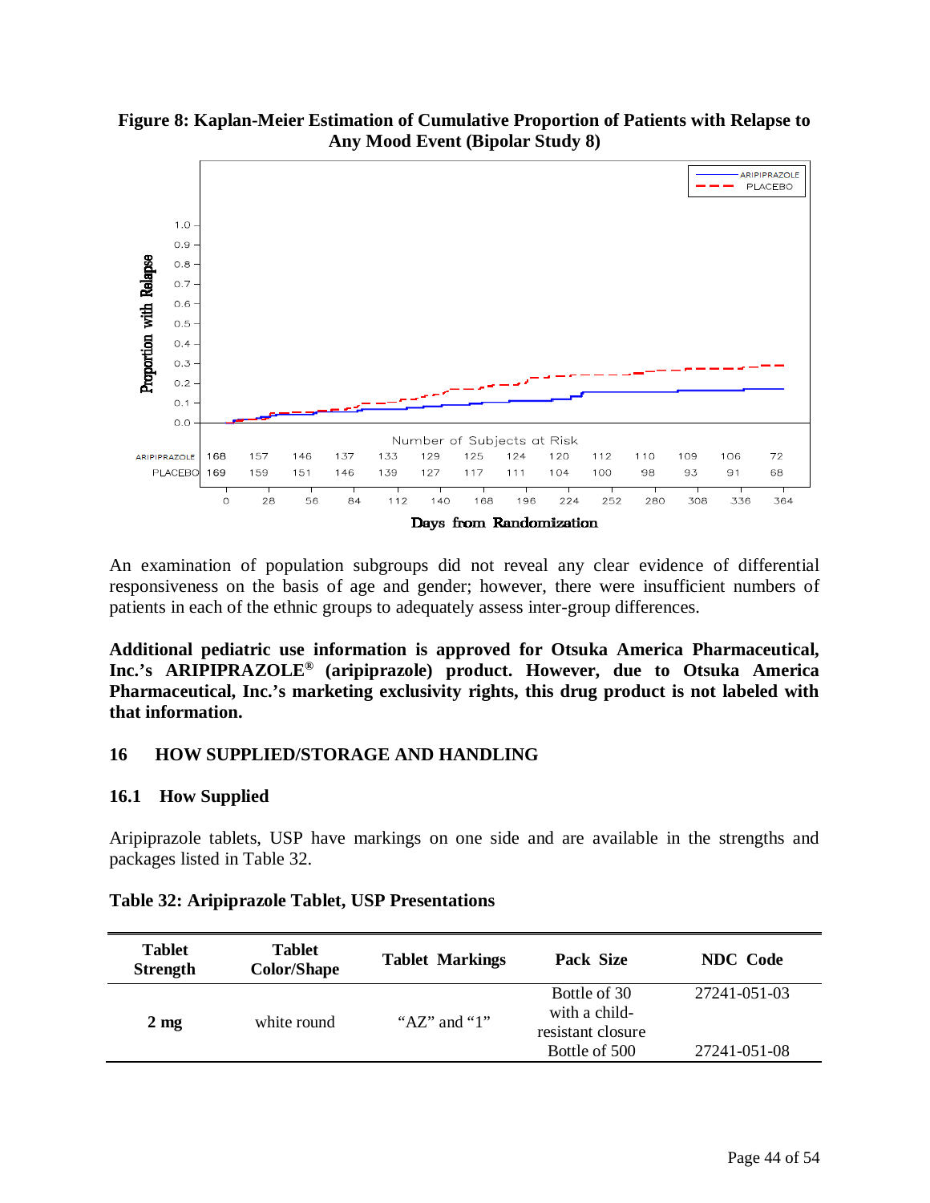**Figure 8: Kaplan-Meier Estimation of Cumulative Proportion of Patients with Relapse to Any Mood Event (Bipolar Study 8)**

Number of Subjects at Risk

| Days from Randomization | 0 | 28 | 56 | 84 | 112 | 140 | 168 | 196 | 224 | 252 | 280 | 308 | 336 | 364 |
|---|---|---|---|---|---|---|---|---|---|---|---|---|---|---|
| ARIPIPRAZOLE | 168 | 157 | 146 | 137 | 133 | 129 | 125 | 124 | 120 | 112 | 110 | 109 | 106 | 72 |
| PLACEBO | 169 | 159 | 151 | 146 | 139 | 127 | 117 | 111 | 104 | 100 | 98 | 93 | 91 | 68 |

An examination of population subgroups did not reveal any clear evidence of differential responsiveness on the basis of age and gender; however, there were insufficient numbers of patients in each of the ethnic groups to adequately assess inter-group differences.

**Additional pediatric use information is approved for Otsuka America Pharmaceutical, Inc.'s ARIPIPRAZOLE® (aripiprazole) product. However, due to Otsuka America Pharmaceutical, Inc.'s marketing exclusivity rights, this drug product is not labeled with that information.**

## 16 HOW SUPPLIED/STORAGE AND HANDLING

### 16.1 How Supplied

Aripiprazole tablets, USP have markings on one side and are available in the strengths and packages listed in Table 32.

**Table 32: Aripiprazole Tablet, USP Presentations**

| Tablet Strength | Tablet Color/Shape | Tablet Markings | Pack Size | NDC Code |
|---|---|---|---|---|
| **2 mg** | white round | "AZ" and "1" | Bottle of 30 with a child-resistant closure | 27241-051-03 |
| | | | Bottle of 500 | 27241-051-08 |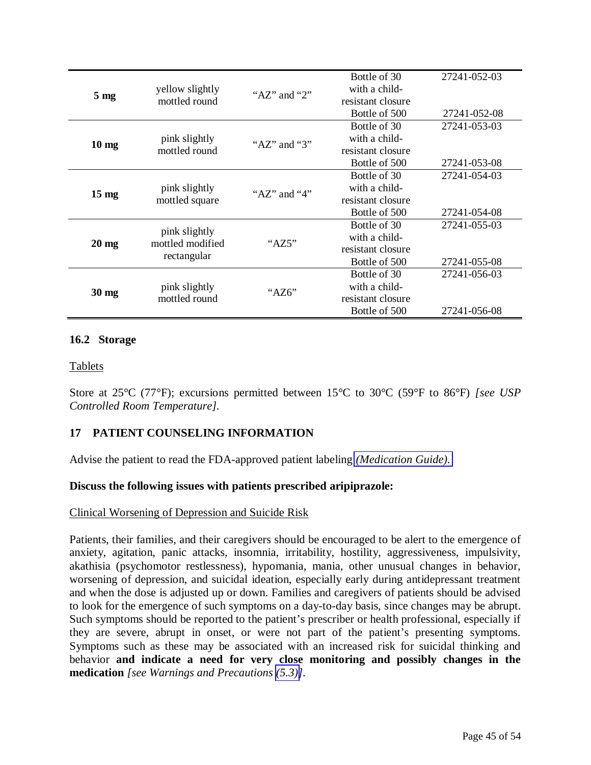| | | | | |
|---|---|---|---|---|
| **5 mg** | yellow slightly mottled round | "AZ" and "2" | Bottle of 30 with a child-resistant closure | 27241-052-03 |
| | | | Bottle of 500 | 27241-052-08 |
| **10 mg** | pink slightly mottled round | "AZ" and "3" | Bottle of 30 with a child-resistant closure | 27241-053-03 |
| | | | Bottle of 500 | 27241-053-08 |
| **15 mg** | pink slightly mottled square | "AZ" and "4" | Bottle of 30 with a child-resistant closure | 27241-054-03 |
| | | | Bottle of 500 | 27241-054-08 |
| **20 mg** | pink slightly mottled modified rectangular | "AZ5" | Bottle of 30 with a child-resistant closure | 27241-055-03 |
| | | | Bottle of 500 | 27241-055-08 |
| **30 mg** | pink slightly mottled round | "AZ6" | Bottle of 30 with a child-resistant closure | 27241-056-03 |
| | | | Bottle of 500 | 27241-056-08 |

### 16.2 Storage

Tablets

Store at 25°C (77°F); excursions permitted between 15°C to 30°C (59°F to 86°F) *[see USP Controlled Room Temperature]*.

## 17 PATIENT COUNSELING INFORMATION

Advise the patient to read the FDA-approved patient labeling *(Medication Guide)*.

**Discuss the following issues with patients prescribed aripiprazole:**

Clinical Worsening of Depression and Suicide Risk

Patients, their families, and their caregivers should be encouraged to be alert to the emergence of anxiety, agitation, panic attacks, insomnia, irritability, hostility, aggressiveness, impulsivity, akathisia (psychomotor restlessness), hypomania, mania, other unusual changes in behavior, worsening of depression, and suicidal ideation, especially early during antidepressant treatment and when the dose is adjusted up or down. Families and caregivers of patients should be advised to look for the emergence of such symptoms on a day-to-day basis, since changes may be abrupt. Such symptoms should be reported to the patient's prescriber or health professional, especially if they are severe, abrupt in onset, or were not part of the patient's presenting symptoms. Symptoms such as these may be associated with an increased risk for suicidal thinking and behavior **and indicate a need for very close monitoring and possibly changes in the medication** *[see Warnings and Precautions (5.3)]*.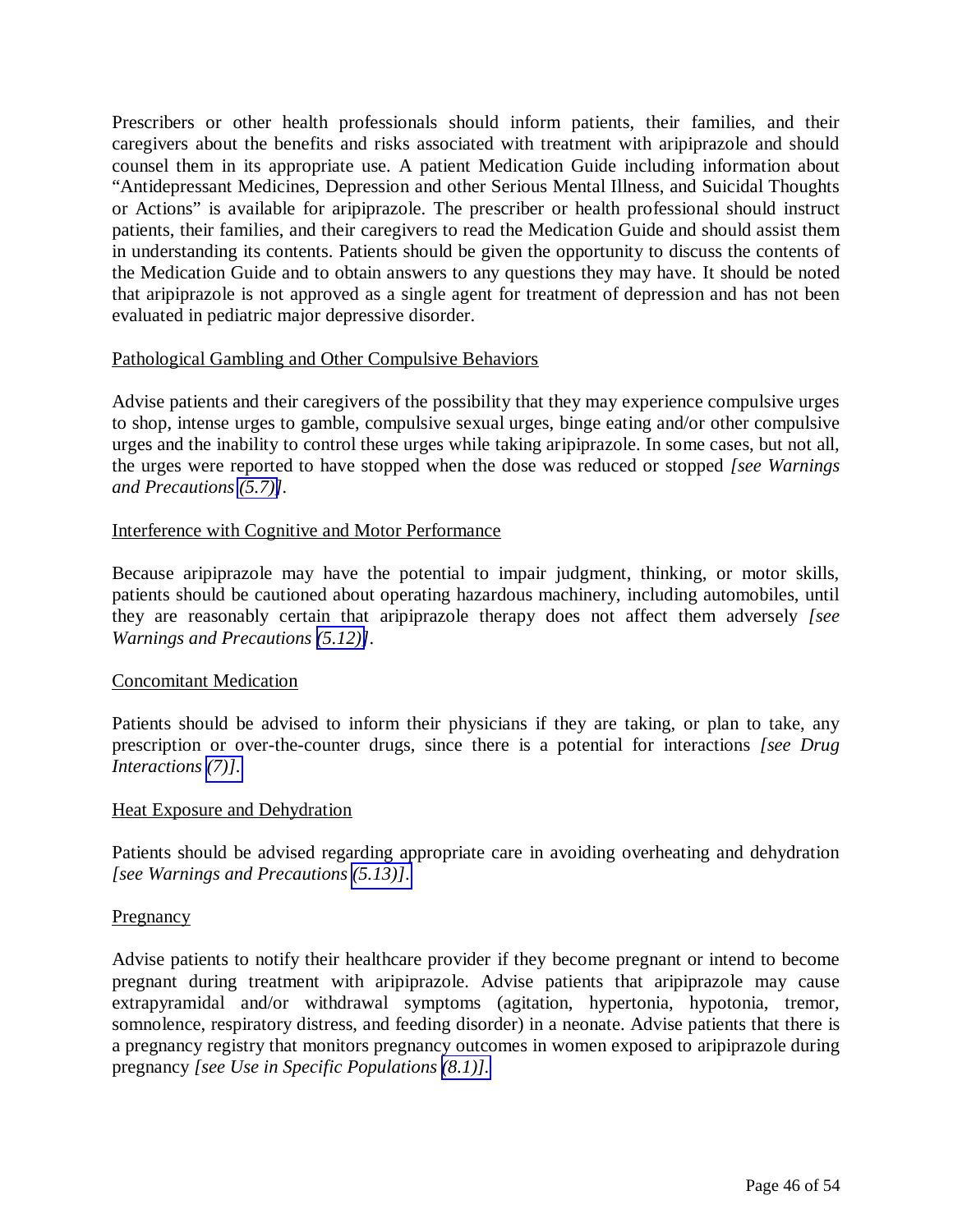Prescribers or other health professionals should inform patients, their families, and their caregivers about the benefits and risks associated with treatment with aripiprazole and should counsel them in its appropriate use. A patient Medication Guide including information about "Antidepressant Medicines, Depression and other Serious Mental Illness, and Suicidal Thoughts or Actions" is available for aripiprazole. The prescriber or health professional should instruct patients, their families, and their caregivers to read the Medication Guide and should assist them in understanding its contents. Patients should be given the opportunity to discuss the contents of the Medication Guide and to obtain answers to any questions they may have. It should be noted that aripiprazole is not approved as a single agent for treatment of depression and has not been evaluated in pediatric major depressive disorder.

Pathological Gambling and Other Compulsive Behaviors

Advise patients and their caregivers of the possibility that they may experience compulsive urges to shop, intense urges to gamble, compulsive sexual urges, binge eating and/or other compulsive urges and the inability to control these urges while taking aripiprazole. In some cases, but not all, the urges were reported to have stopped when the dose was reduced or stopped *[see Warnings and Precautions (5.7)]*.

Interference with Cognitive and Motor Performance

Because aripiprazole may have the potential to impair judgment, thinking, or motor skills, patients should be cautioned about operating hazardous machinery, including automobiles, until they are reasonably certain that aripiprazole therapy does not affect them adversely *[see Warnings and Precautions (5.12)]*.

Concomitant Medication

Patients should be advised to inform their physicians if they are taking, or plan to take, any prescription or over-the-counter drugs, since there is a potential for interactions *[see Drug Interactions (7)]*.

Heat Exposure and Dehydration

Patients should be advised regarding appropriate care in avoiding overheating and dehydration *[see Warnings and Precautions (5.13)]*.

Pregnancy

Advise patients to notify their healthcare provider if they become pregnant or intend to become pregnant during treatment with aripiprazole. Advise patients that aripiprazole may cause extrapyramidal and/or withdrawal symptoms (agitation, hypertonia, hypotonia, tremor, somnolence, respiratory distress, and feeding disorder) in a neonate. Advise patients that there is a pregnancy registry that monitors pregnancy outcomes in women exposed to aripiprazole during pregnancy *[see Use in Specific Populations (8.1)]*.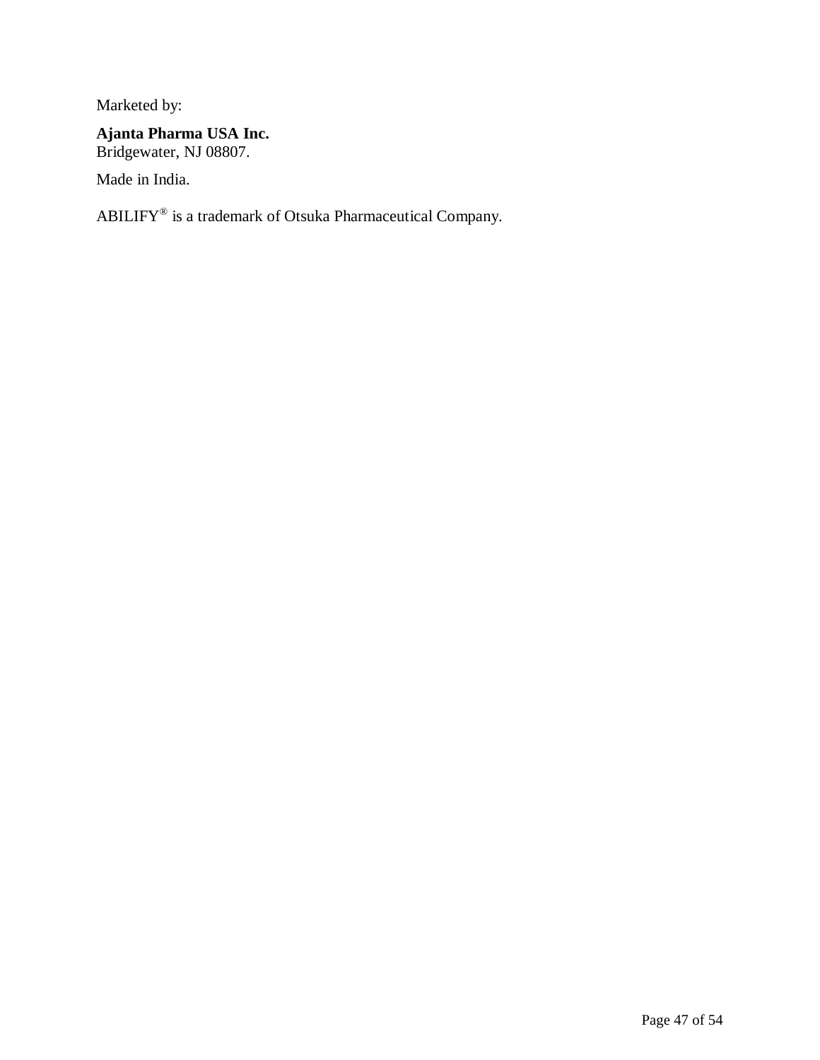Marketed by:

**Ajanta Pharma USA Inc.**
Bridgewater, NJ 08807.

Made in India.

ABILIFY® is a trademark of Otsuka Pharmaceutical Company.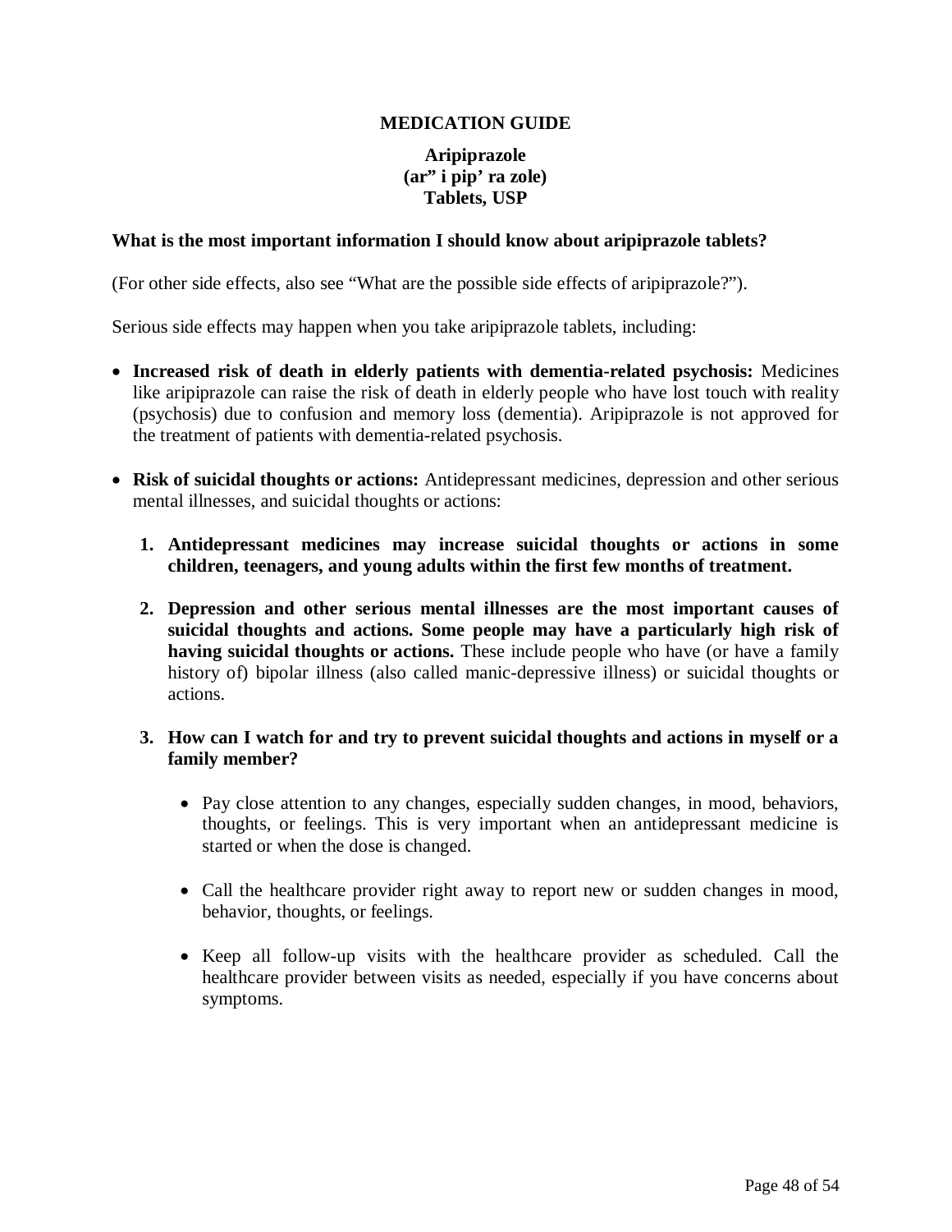# MEDICATION GUIDE

## Aripiprazole (ar" i pip' ra zole) Tablets, USP

### What is the most important information I should know about aripiprazole tablets?

(For other side effects, also see "What are the possible side effects of aripiprazole?").

Serious side effects may happen when you take aripiprazole tablets, including:

- **Increased risk of death in elderly patients with dementia-related psychosis:** Medicines like aripiprazole can raise the risk of death in elderly people who have lost touch with reality (psychosis) due to confusion and memory loss (dementia). Aripiprazole is not approved for the treatment of patients with dementia-related psychosis.

- **Risk of suicidal thoughts or actions:** Antidepressant medicines, depression and other serious mental illnesses, and suicidal thoughts or actions:

  1. **Antidepressant medicines may increase suicidal thoughts or actions in some children, teenagers, and young adults within the first few months of treatment.**

  2. **Depression and other serious mental illnesses are the most important causes of suicidal thoughts and actions. Some people may have a particularly high risk of having suicidal thoughts or actions.** These include people who have (or have a family history of) bipolar illness (also called manic-depressive illness) or suicidal thoughts or actions.

  3. **How can I watch for and try to prevent suicidal thoughts and actions in myself or a family member?**

     - Pay close attention to any changes, especially sudden changes, in mood, behaviors, thoughts, or feelings. This is very important when an antidepressant medicine is started or when the dose is changed.

     - Call the healthcare provider right away to report new or sudden changes in mood, behavior, thoughts, or feelings.

     - Keep all follow-up visits with the healthcare provider as scheduled. Call the healthcare provider between visits as needed, especially if you have concerns about symptoms.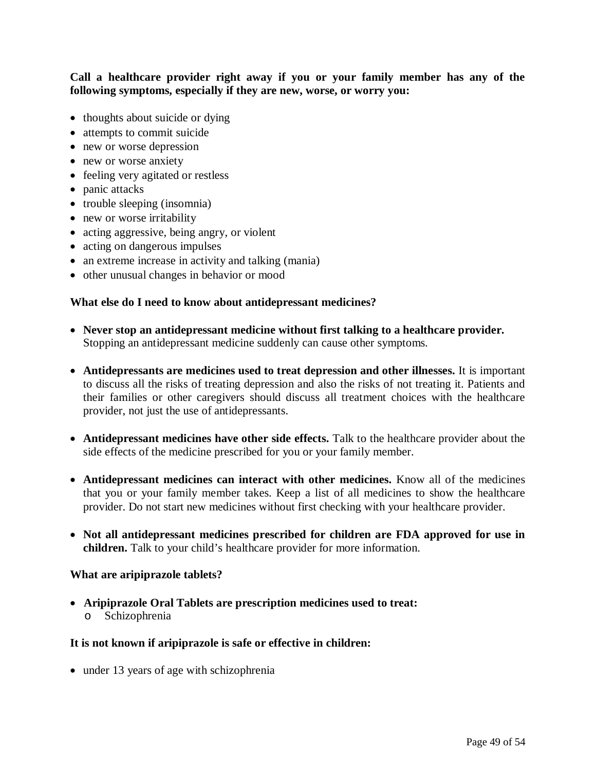**Call a healthcare provider right away if you or your family member has any of the following symptoms, especially if they are new, worse, or worry you:**

- thoughts about suicide or dying
- attempts to commit suicide
- new or worse depression
- new or worse anxiety
- feeling very agitated or restless
- panic attacks
- trouble sleeping (insomnia)
- new or worse irritability
- acting aggressive, being angry, or violent
- acting on dangerous impulses
- an extreme increase in activity and talking (mania)
- other unusual changes in behavior or mood

**What else do I need to know about antidepressant medicines?**

- **Never stop an antidepressant medicine without first talking to a healthcare provider.** Stopping an antidepressant medicine suddenly can cause other symptoms.
- **Antidepressants are medicines used to treat depression and other illnesses.** It is important to discuss all the risks of treating depression and also the risks of not treating it. Patients and their families or other caregivers should discuss all treatment choices with the healthcare provider, not just the use of antidepressants.
- **Antidepressant medicines have other side effects.** Talk to the healthcare provider about the side effects of the medicine prescribed for you or your family member.
- **Antidepressant medicines can interact with other medicines.** Know all of the medicines that you or your family member takes. Keep a list of all medicines to show the healthcare provider. Do not start new medicines without first checking with your healthcare provider.
- **Not all antidepressant medicines prescribed for children are FDA approved for use in children.** Talk to your child's healthcare provider for more information.

**What are aripiprazole tablets?**

- **Aripiprazole Oral Tablets are prescription medicines used to treat:**
  - Schizophrenia

**It is not known if aripiprazole is safe or effective in children:**

- under 13 years of age with schizophrenia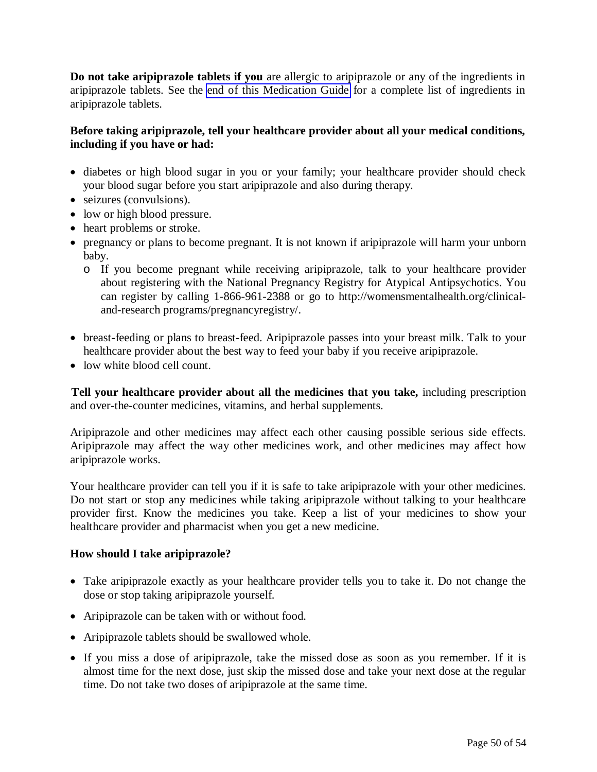**Do not take aripiprazole tablets if you** are allergic to aripiprazole or any of the ingredients in aripiprazole tablets. See the end of this Medication Guide for a complete list of ingredients in aripiprazole tablets.

**Before taking aripiprazole, tell your healthcare provider about all your medical conditions, including if you have or had:**

- diabetes or high blood sugar in you or your family; your healthcare provider should check your blood sugar before you start aripiprazole and also during therapy.
- seizures (convulsions).
- low or high blood pressure.
- heart problems or stroke.
- pregnancy or plans to become pregnant. It is not known if aripiprazole will harm your unborn baby.
  - If you become pregnant while receiving aripiprazole, talk to your healthcare provider about registering with the National Pregnancy Registry for Atypical Antipsychotics. You can register by calling 1-866-961-2388 or go to http://womensmentalhealth.org/clinical-and-research programs/pregnancyregistry/.
- breast-feeding or plans to breast-feed. Aripiprazole passes into your breast milk. Talk to your healthcare provider about the best way to feed your baby if you receive aripiprazole.
- low white blood cell count.

**Tell your healthcare provider about all the medicines that you take,** including prescription and over-the-counter medicines, vitamins, and herbal supplements.

Aripiprazole and other medicines may affect each other causing possible serious side effects. Aripiprazole may affect the way other medicines work, and other medicines may affect how aripiprazole works.

Your healthcare provider can tell you if it is safe to take aripiprazole with your other medicines. Do not start or stop any medicines while taking aripiprazole without talking to your healthcare provider first. Know the medicines you take. Keep a list of your medicines to show your healthcare provider and pharmacist when you get a new medicine.

**How should I take aripiprazole?**

- Take aripiprazole exactly as your healthcare provider tells you to take it. Do not change the dose or stop taking aripiprazole yourself.
- Aripiprazole can be taken with or without food.
- Aripiprazole tablets should be swallowed whole.
- If you miss a dose of aripiprazole, take the missed dose as soon as you remember. If it is almost time for the next dose, just skip the missed dose and take your next dose at the regular time. Do not take two doses of aripiprazole at the same time.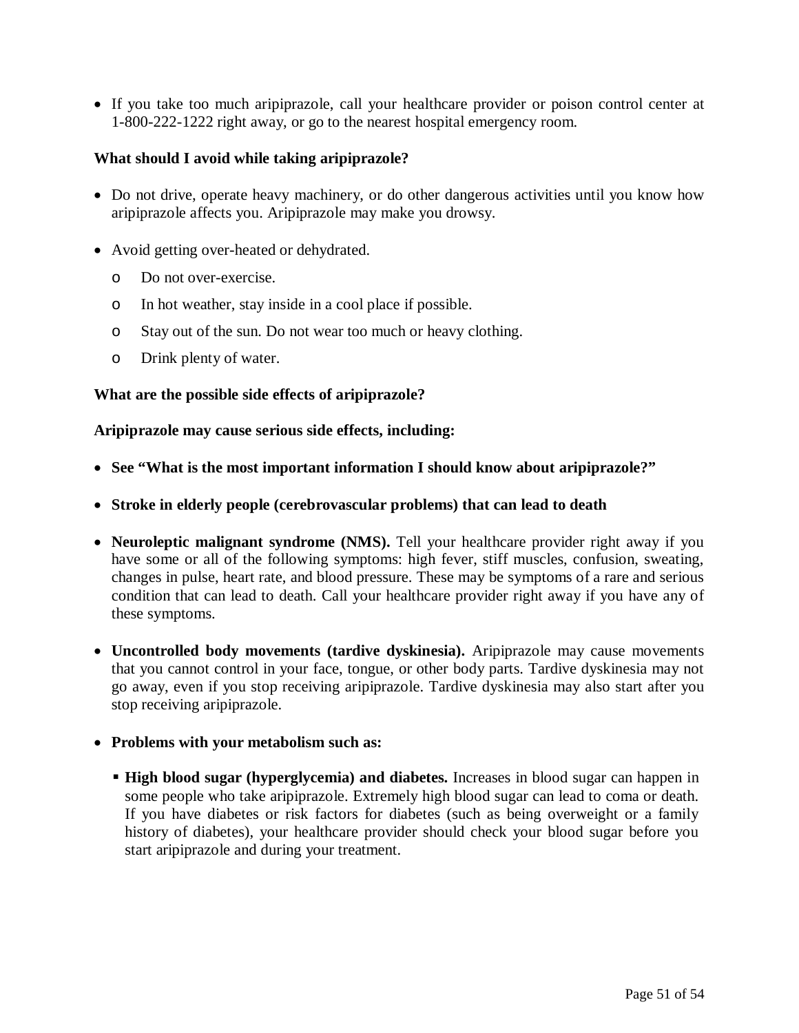- If you take too much aripiprazole, call your healthcare provider or poison control center at 1-800-222-1222 right away, or go to the nearest hospital emergency room.

**What should I avoid while taking aripiprazole?**

- Do not drive, operate heavy machinery, or do other dangerous activities until you know how aripiprazole affects you. Aripiprazole may make you drowsy.
- Avoid getting over-heated or dehydrated.
  - Do not over-exercise.
  - In hot weather, stay inside in a cool place if possible.
  - Stay out of the sun. Do not wear too much or heavy clothing.
  - Drink plenty of water.

**What are the possible side effects of aripiprazole?**

**Aripiprazole may cause serious side effects, including:**

- **See "What is the most important information I should know about aripiprazole?"**
- **Stroke in elderly people (cerebrovascular problems) that can lead to death**
- **Neuroleptic malignant syndrome (NMS).** Tell your healthcare provider right away if you have some or all of the following symptoms: high fever, stiff muscles, confusion, sweating, changes in pulse, heart rate, and blood pressure. These may be symptoms of a rare and serious condition that can lead to death. Call your healthcare provider right away if you have any of these symptoms.
- **Uncontrolled body movements (tardive dyskinesia).** Aripiprazole may cause movements that you cannot control in your face, tongue, or other body parts. Tardive dyskinesia may not go away, even if you stop receiving aripiprazole. Tardive dyskinesia may also start after you stop receiving aripiprazole.
- **Problems with your metabolism such as:**
  - **High blood sugar (hyperglycemia) and diabetes.** Increases in blood sugar can happen in some people who take aripiprazole. Extremely high blood sugar can lead to coma or death. If you have diabetes or risk factors for diabetes (such as being overweight or a family history of diabetes), your healthcare provider should check your blood sugar before you start aripiprazole and during your treatment.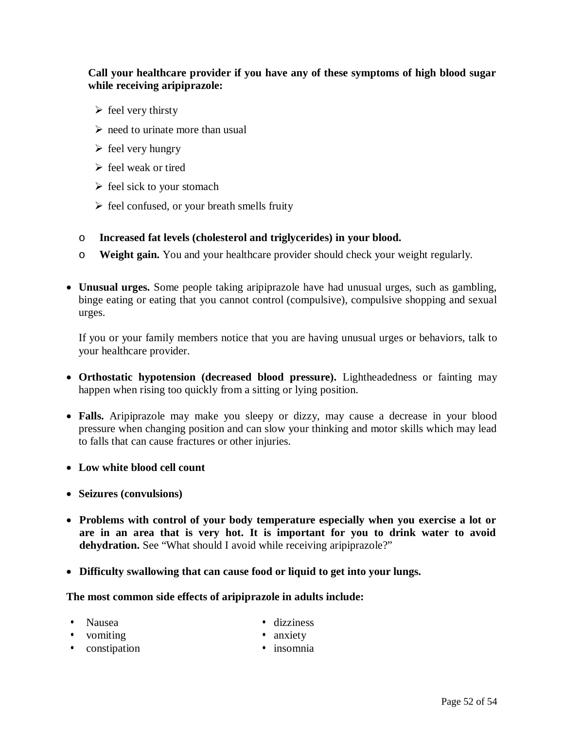**Call your healthcare provider if you have any of these symptoms of high blood sugar while receiving aripiprazole:**

- feel very thirsty
- need to urinate more than usual
- feel very hungry
- feel weak or tired
- feel sick to your stomach
- feel confused, or your breath smells fruity

- **Increased fat levels (cholesterol and triglycerides) in your blood.**
- **Weight gain.** You and your healthcare provider should check your weight regularly.

- **Unusual urges.** Some people taking aripiprazole have had unusual urges, such as gambling, binge eating or eating that you cannot control (compulsive), compulsive shopping and sexual urges.

  If you or your family members notice that you are having unusual urges or behaviors, talk to your healthcare provider.

- **Orthostatic hypotension (decreased blood pressure).** Lightheadedness or fainting may happen when rising too quickly from a sitting or lying position.

- **Falls.** Aripiprazole may make you sleepy or dizzy, may cause a decrease in your blood pressure when changing position and can slow your thinking and motor skills which may lead to falls that can cause fractures or other injuries.

- **Low white blood cell count**

- **Seizures (convulsions)**

- **Problems with control of your body temperature especially when you exercise a lot or are in an area that is very hot. It is important for you to drink water to avoid dehydration.** See "What should I avoid while receiving aripiprazole?"

- **Difficulty swallowing that can cause food or liquid to get into your lungs.**

**The most common side effects of aripiprazole in adults include:**

- Nausea
- vomiting
- constipation
- dizziness
- anxiety
- insomnia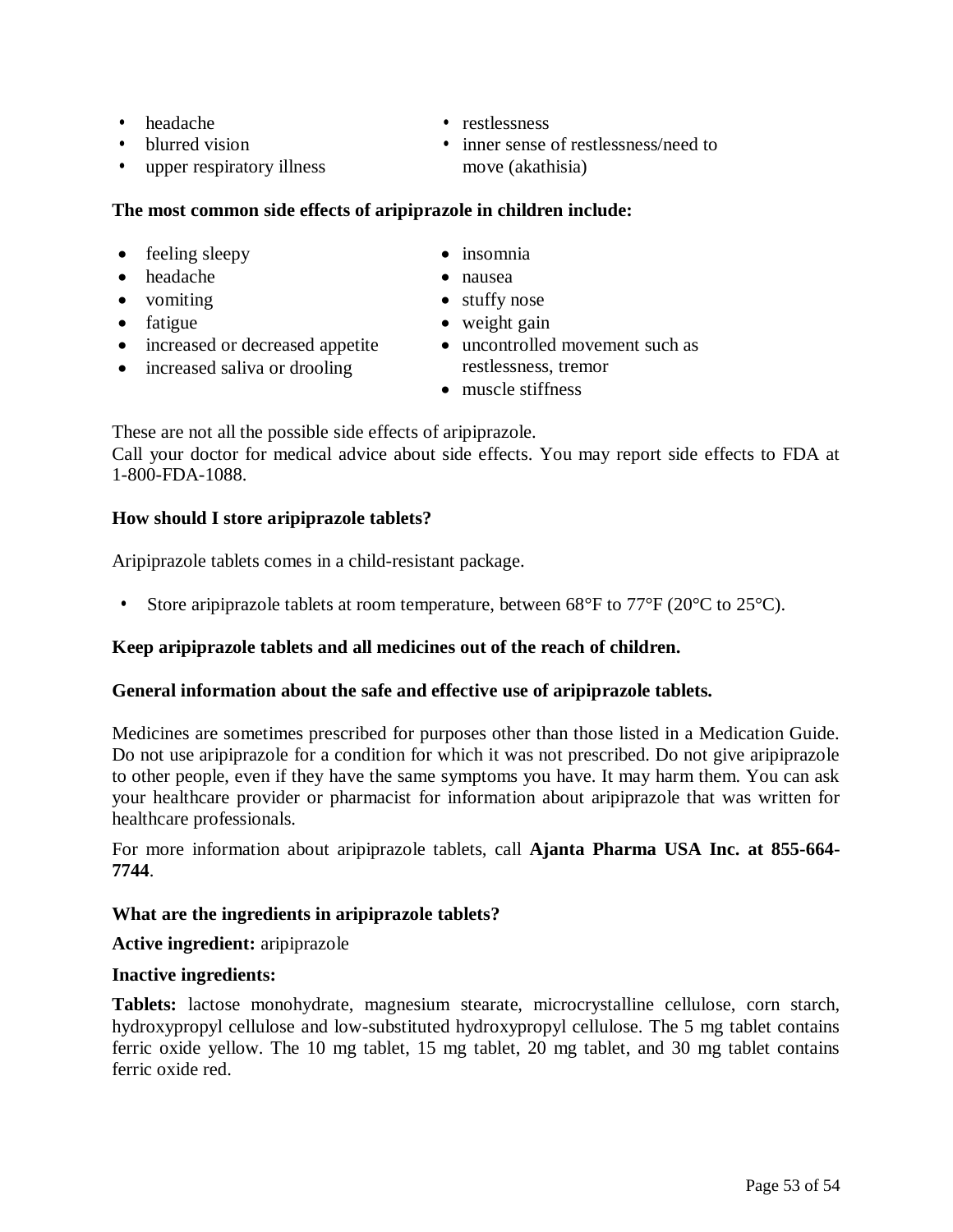- headache
- blurred vision
- upper respiratory illness
- restlessness
- inner sense of restlessness/need to move (akathisia)

**The most common side effects of aripiprazole in children include:**

- feeling sleepy
- headache
- vomiting
- fatigue
- increased or decreased appetite
- increased saliva or drooling
- insomnia
- nausea
- stuffy nose
- weight gain
- uncontrolled movement such as restlessness, tremor
- muscle stiffness

These are not all the possible side effects of aripiprazole.
Call your doctor for medical advice about side effects. You may report side effects to FDA at 1-800-FDA-1088.

**How should I store aripiprazole tablets?**

Aripiprazole tablets comes in a child-resistant package.

- Store aripiprazole tablets at room temperature, between 68°F to 77°F (20°C to 25°C).

**Keep aripiprazole tablets and all medicines out of the reach of children.**

**General information about the safe and effective use of aripiprazole tablets.**

Medicines are sometimes prescribed for purposes other than those listed in a Medication Guide. Do not use aripiprazole for a condition for which it was not prescribed. Do not give aripiprazole to other people, even if they have the same symptoms you have. It may harm them. You can ask your healthcare provider or pharmacist for information about aripiprazole that was written for healthcare professionals.

For more information about aripiprazole tablets, call **Ajanta Pharma USA Inc. at 855-664-7744**.

**What are the ingredients in aripiprazole tablets?**

**Active ingredient:** aripiprazole

**Inactive ingredients:**

**Tablets:** lactose monohydrate, magnesium stearate, microcrystalline cellulose, corn starch, hydroxypropyl cellulose and low-substituted hydroxypropyl cellulose. The 5 mg tablet contains ferric oxide yellow. The 10 mg tablet, 15 mg tablet, 20 mg tablet, and 30 mg tablet contains ferric oxide red.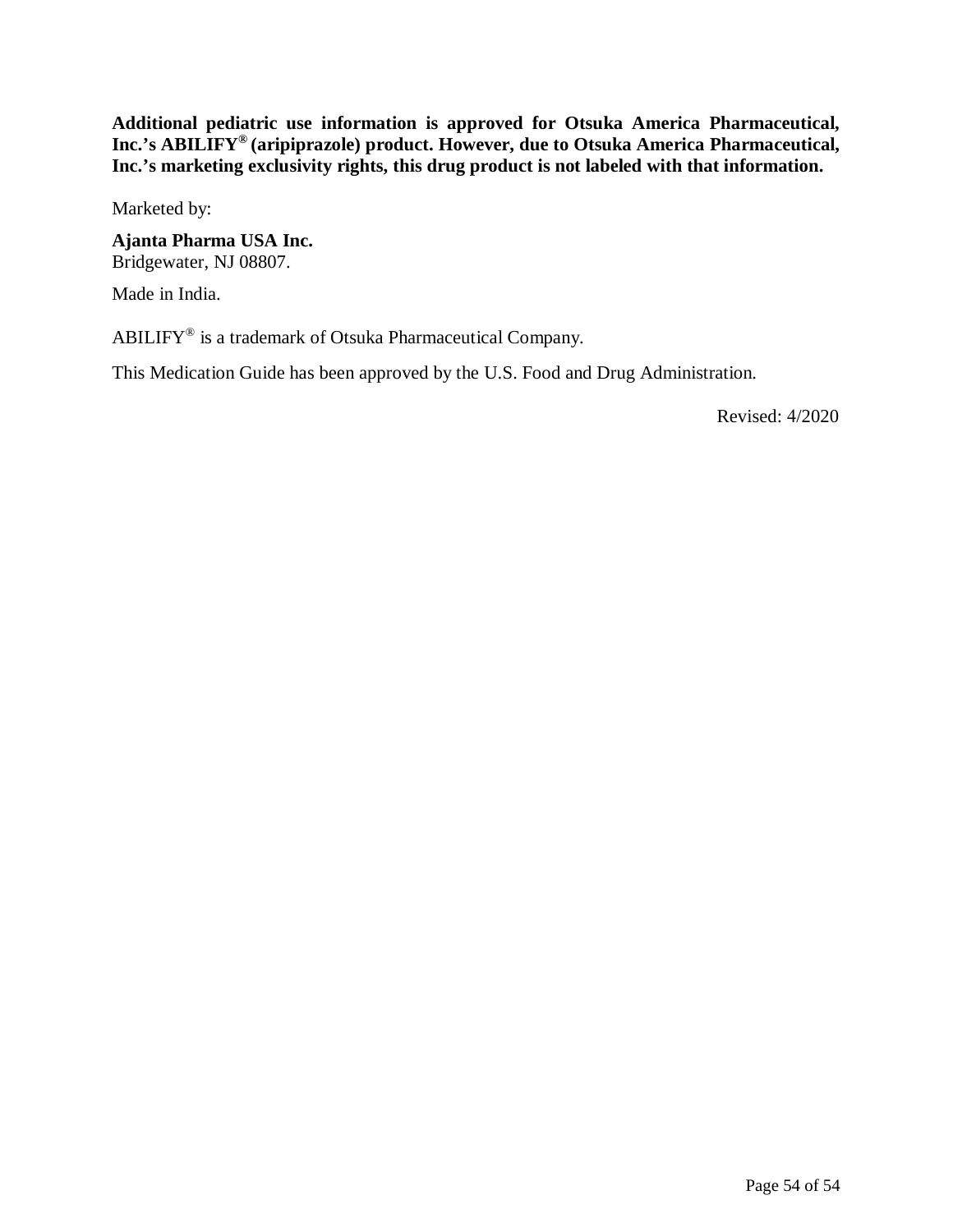**Additional pediatric use information is approved for Otsuka America Pharmaceutical, Inc.'s ABILIFY® (aripiprazole) product. However, due to Otsuka America Pharmaceutical, Inc.'s marketing exclusivity rights, this drug product is not labeled with that information.**

Marketed by:

**Ajanta Pharma USA Inc.**
Bridgewater, NJ 08807.

Made in India.

ABILIFY® is a trademark of Otsuka Pharmaceutical Company.

This Medication Guide has been approved by the U.S. Food and Drug Administration.

Revised: 4/2020